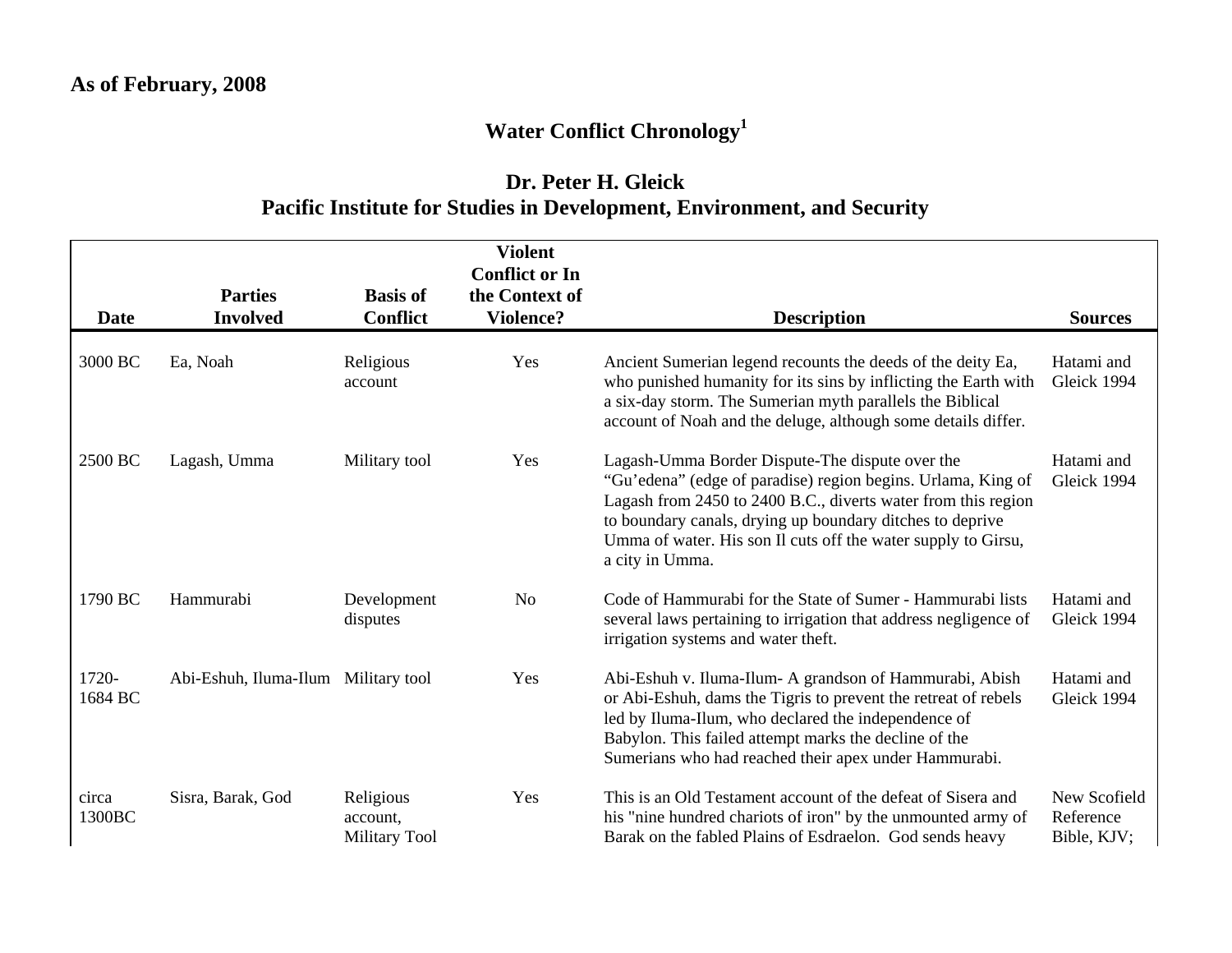**As of February, 2008**

# Water Conflict Chronology[1]

## Dr. Peter H. Gleick
## Pacific Institute for Studies in Development, Environment, and Security

| Date | Parties Involved | Basis of Conflict | Violent Conflict or In the Context of Violence? | Description | Sources |
|---|---|---|---|---|---|
| 3000 BC | Ea, Noah | Religious account | Yes | Ancient Sumerian legend recounts the deeds of the deity Ea, who punished humanity for its sins by inflicting the Earth with a six-day storm. The Sumerian myth parallels the Biblical account of Noah and the deluge, although some details differ. | Hatami and Gleick 1994 |
| 2500 BC | Lagash, Umma | Military tool | Yes | Lagash-Umma Border Dispute-The dispute over the "Gu'edena" (edge of paradise) region begins. Urlama, King of Lagash from 2450 to 2400 B.C., diverts water from this region to boundary canals, drying up boundary ditches to deprive Umma of water. His son Il cuts off the water supply to Girsu, a city in Umma. | Hatami and Gleick 1994 |
| 1790 BC | Hammurabi | Development disputes | No | Code of Hammurabi for the State of Sumer - Hammurabi lists several laws pertaining to irrigation that address negligence of irrigation systems and water theft. | Hatami and Gleick 1994 |
| 1720-1684 BC | Abi-Eshuh, Iluma-Ilum | Military tool | Yes | Abi-Eshuh v. Iluma-Ilum- A grandson of Hammurabi, Abish or Abi-Eshuh, dams the Tigris to prevent the retreat of rebels led by Iluma-Ilum, who declared the independence of Babylon. This failed attempt marks the decline of the Sumerians who had reached their apex under Hammurabi. | Hatami and Gleick 1994 |
| circa 1300BC | Sisra, Barak, God | Religious account, Military Tool | Yes | This is an Old Testament account of the defeat of Sisera and his "nine hundred chariots of iron" by the unmounted army of Barak on the fabled Plains of Esdraelon. God sends heavy | New Scofield Reference Bible, KJV; |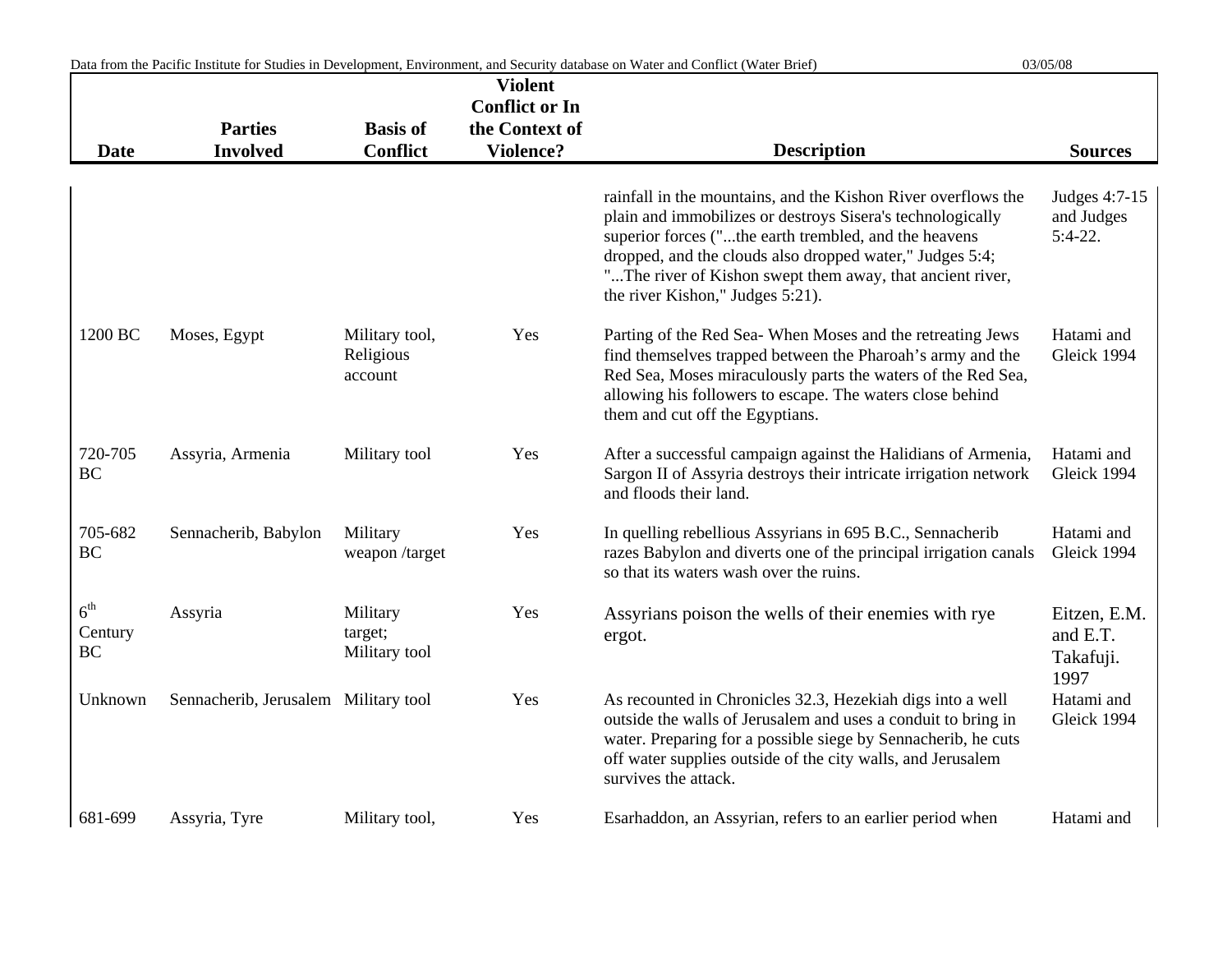| Date | Parties Involved | Basis of Conflict | Violent Conflict or In the Context of Violence? | Description | Sources |
|---|---|---|---|---|---|
| | | | | rainfall in the mountains, and the Kishon River overflows the plain and immobilizes or destroys Sisera's technologically superior forces ("...the earth trembled, and the heavens dropped, and the clouds also dropped water," Judges 5:4; "...The river of Kishon swept them away, that ancient river, the river Kishon," Judges 5:21). | Judges 4:7-15 and Judges 5:4-22. |
| 1200 BC | Moses, Egypt | Military tool, Religious account | Yes | Parting of the Red Sea- When Moses and the retreating Jews find themselves trapped between the Pharoah's army and the Red Sea, Moses miraculously parts the waters of the Red Sea, allowing his followers to escape. The waters close behind them and cut off the Egyptians. | Hatami and Gleick 1994 |
| 720-705 BC | Assyria, Armenia | Military tool | Yes | After a successful campaign against the Halidians of Armenia, Sargon II of Assyria destroys their intricate irrigation network and floods their land. | Hatami and Gleick 1994 |
| 705-682 BC | Sennacherib, Babylon | Military weapon /target | Yes | In quelling rebellious Assyrians in 695 B.C., Sennacherib razes Babylon and diverts one of the principal irrigation canals so that its waters wash over the ruins. | Hatami and Gleick 1994 |
| 6th Century BC | Assyria | Military target; Military tool | Yes | Assyrians poison the wells of their enemies with rye ergot. | Eitzen, E.M. and E.T. Takafuji. 1997 |
| Unknown | Sennacherib, Jerusalem | Military tool | Yes | As recounted in Chronicles 32.3, Hezekiah digs into a well outside the walls of Jerusalem and uses a conduit to bring in water. Preparing for a possible siege by Sennacherib, he cuts off water supplies outside of the city walls, and Jerusalem survives the attack. | Hatami and Gleick 1994 |
| 681-699 | Assyria, Tyre | Military tool, | Yes | Esarhaddon, an Assyrian, refers to an earlier period when | Hatami and |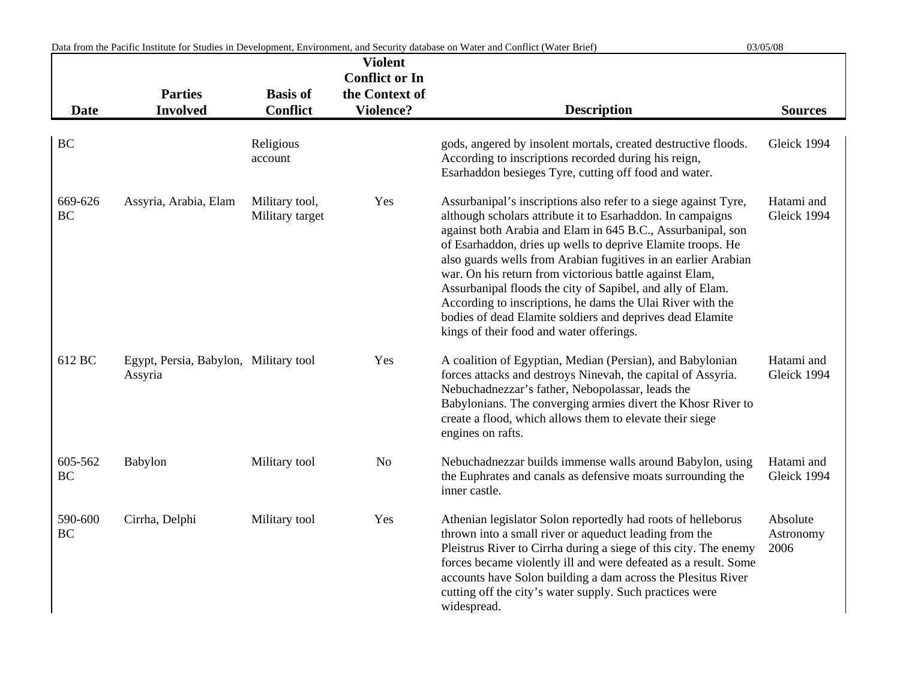| Date | Parties Involved | Basis of Conflict | Violent Conflict or In the Context of Violence? | Description | Sources |
|---|---|---|---|---|---|
| BC | | Religious account | | gods, angered by insolent mortals, created destructive floods. According to inscriptions recorded during his reign, Esarhaddon besieges Tyre, cutting off food and water. | Gleick 1994 |
| 669-626 BC | Assyria, Arabia, Elam | Military tool, Military target | Yes | Assurbanipal's inscriptions also refer to a siege against Tyre, although scholars attribute it to Esarhaddon. In campaigns against both Arabia and Elam in 645 B.C., Assurbanipal, son of Esarhaddon, dries up wells to deprive Elamite troops. He also guards wells from Arabian fugitives in an earlier Arabian war. On his return from victorious battle against Elam, Assurbanipal floods the city of Sapibel, and ally of Elam. According to inscriptions, he dams the Ulai River with the bodies of dead Elamite soldiers and deprives dead Elamite kings of their food and water offerings. | Hatami and Gleick 1994 |
| 612 BC | Egypt, Persia, Babylon, Assyria | Military tool | Yes | A coalition of Egyptian, Median (Persian), and Babylonian forces attacks and destroys Ninevah, the capital of Assyria. Nebuchadnezzar's father, Nebopolassar, leads the Babylonians. The converging armies divert the Khosr River to create a flood, which allows them to elevate their siege engines on rafts. | Hatami and Gleick 1994 |
| 605-562 BC | Babylon | Military tool | No | Nebuchadnezzar builds immense walls around Babylon, using the Euphrates and canals as defensive moats surrounding the inner castle. | Hatami and Gleick 1994 |
| 590-600 BC | Cirrha, Delphi | Military tool | Yes | Athenian legislator Solon reportedly had roots of helleborus thrown into a small river or aqueduct leading from the Pleistrus River to Cirrha during a siege of this city. The enemy forces became violently ill and were defeated as a result. Some accounts have Solon building a dam across the Plesitus River cutting off the city's water supply. Such practices were widespread. | Absolute Astronomy 2006 |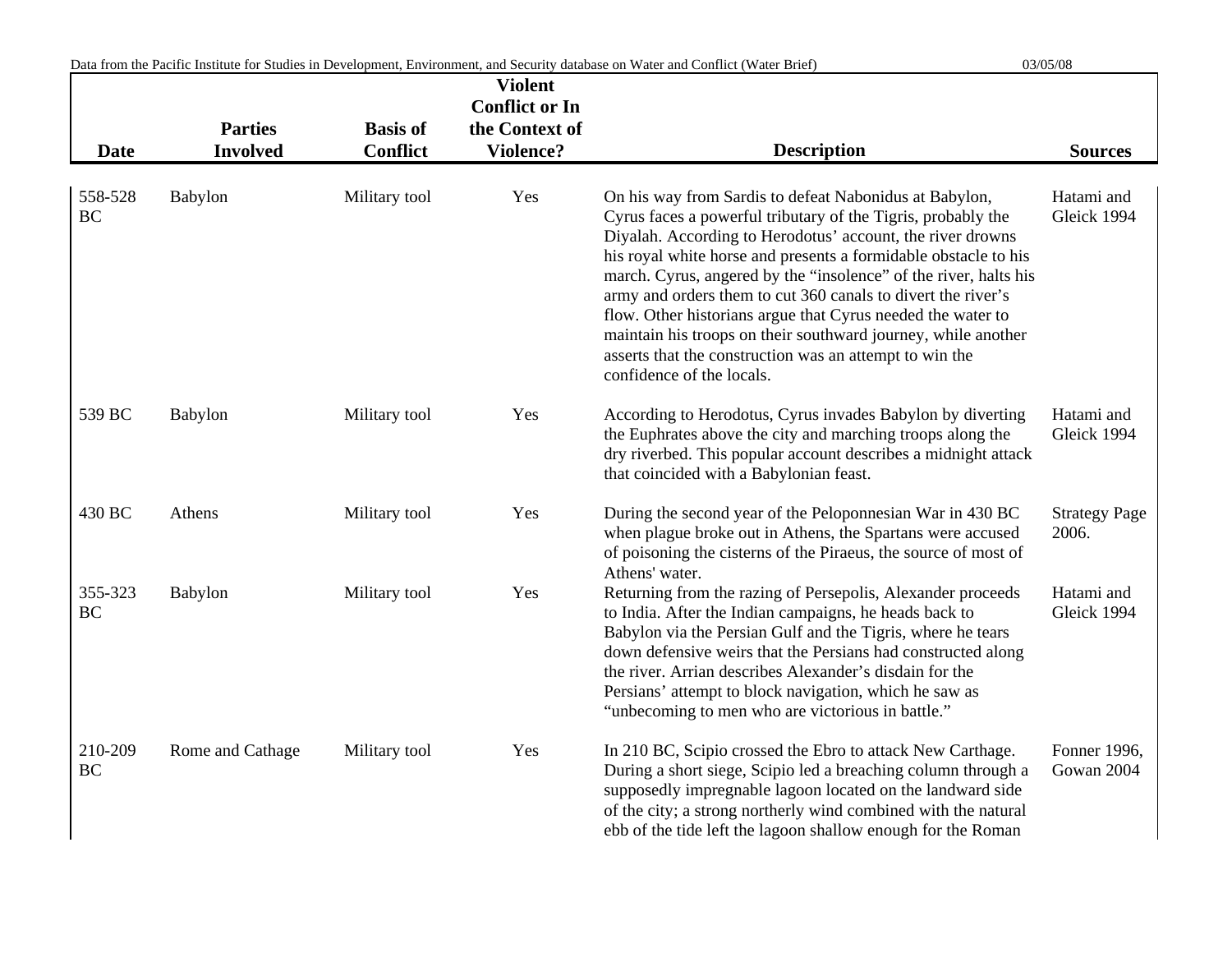| Date | Parties Involved | Basis of Conflict | Violent Conflict or In the Context of Violence? | Description | Sources |
|---|---|---|---|---|---|
| 558-528 BC | Babylon | Military tool | Yes | On his way from Sardis to defeat Nabonidus at Babylon, Cyrus faces a powerful tributary of the Tigris, probably the Diyalah. According to Herodotus' account, the river drowns his royal white horse and presents a formidable obstacle to his march. Cyrus, angered by the "insolence" of the river, halts his army and orders them to cut 360 canals to divert the river's flow. Other historians argue that Cyrus needed the water to maintain his troops on their southward journey, while another asserts that the construction was an attempt to win the confidence of the locals. | Hatami and Gleick 1994 |
| 539 BC | Babylon | Military tool | Yes | According to Herodotus, Cyrus invades Babylon by diverting the Euphrates above the city and marching troops along the dry riverbed. This popular account describes a midnight attack that coincided with a Babylonian feast. | Hatami and Gleick 1994 |
| 430 BC | Athens | Military tool | Yes | During the second year of the Peloponnesian War in 430 BC when plague broke out in Athens, the Spartans were accused of poisoning the cisterns of the Piraeus, the source of most of Athens' water. | Strategy Page 2006. |
| 355-323 BC | Babylon | Military tool | Yes | Returning from the razing of Persepolis, Alexander proceeds to India. After the Indian campaigns, he heads back to Babylon via the Persian Gulf and the Tigris, where he tears down defensive weirs that the Persians had constructed along the river. Arrian describes Alexander's disdain for the Persians' attempt to block navigation, which he saw as "unbecoming to men who are victorious in battle." | Hatami and Gleick 1994 |
| 210-209 BC | Rome and Cathage | Military tool | Yes | In 210 BC, Scipio crossed the Ebro to attack New Carthage. During a short siege, Scipio led a breaching column through a supposedly impregnable lagoon located on the landward side of the city; a strong northerly wind combined with the natural ebb of the tide left the lagoon shallow enough for the Roman | Fonner 1996, Gowan 2004 |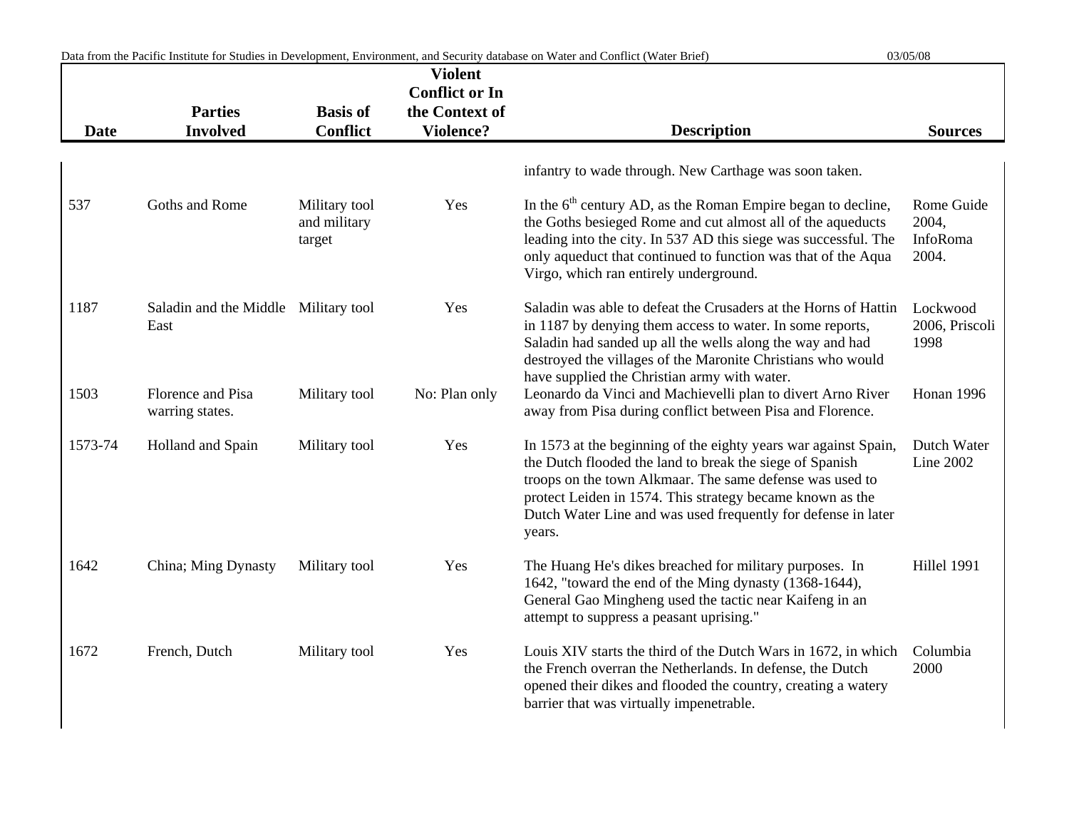| Date | Parties Involved | Basis of Conflict | Violent Conflict or In the Context of Violence? | Description | Sources |
|---|---|---|---|---|---|
| | | | | infantry to wade through. New Carthage was soon taken. | |
| 537 | Goths and Rome | Military tool and military target | Yes | In the 6$^{th}$ century AD, as the Roman Empire began to decline, the Goths besieged Rome and cut almost all of the aqueducts leading into the city. In 537 AD this siege was successful. The only aqueduct that continued to function was that of the Aqua Virgo, which ran entirely underground. | Rome Guide 2004, InfoRoma 2004. |
| 1187 | Saladin and the Middle East | Military tool | Yes | Saladin was able to defeat the Crusaders at the Horns of Hattin in 1187 by denying them access to water. In some reports, Saladin had sanded up all the wells along the way and had destroyed the villages of the Maronite Christians who would have supplied the Christian army with water. | Lockwood 2006, Priscoli 1998 |
| 1503 | Florence and Pisa warring states. | Military tool | No: Plan only | Leonardo da Vinci and Machievelli plan to divert Arno River away from Pisa during conflict between Pisa and Florence. | Honan 1996 |
| 1573-74 | Holland and Spain | Military tool | Yes | In 1573 at the beginning of the eighty years war against Spain, the Dutch flooded the land to break the siege of Spanish troops on the town Alkmaar. The same defense was used to protect Leiden in 1574. This strategy became known as the Dutch Water Line and was used frequently for defense in later years. | Dutch Water Line 2002 |
| 1642 | China; Ming Dynasty | Military tool | Yes | The Huang He's dikes breached for military purposes. In 1642, "toward the end of the Ming dynasty (1368-1644), General Gao Mingheng used the tactic near Kaifeng in an attempt to suppress a peasant uprising." | Hillel 1991 |
| 1672 | French, Dutch | Military tool | Yes | Louis XIV starts the third of the Dutch Wars in 1672, in which the French overran the Netherlands. In defense, the Dutch opened their dikes and flooded the country, creating a watery barrier that was virtually impenetrable. | Columbia 2000 |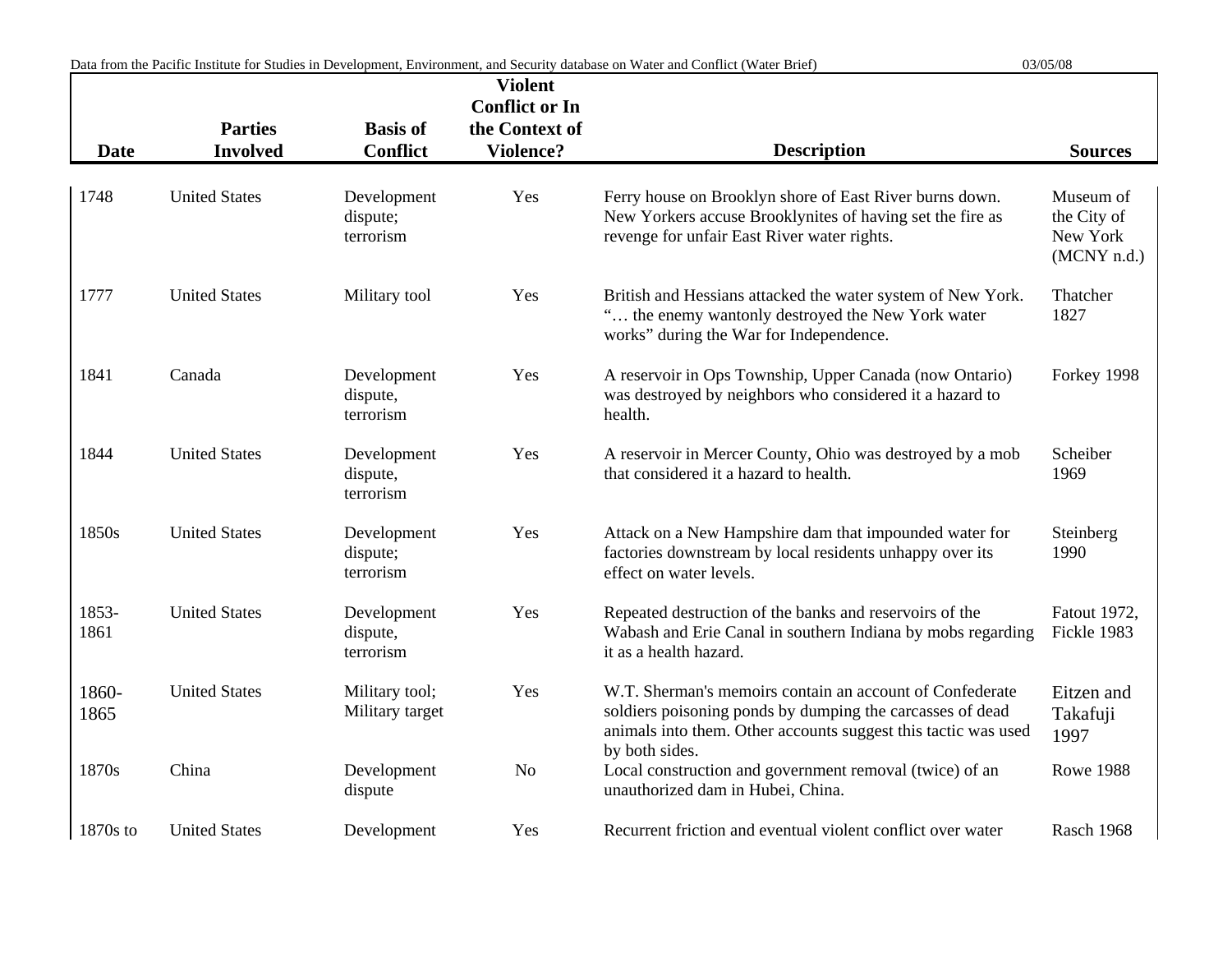| Date | Parties Involved | Basis of Conflict | Violent Conflict or In the Context of Violence? | Description | Sources |
|---|---|---|---|---|---|
| 1748 | United States | Development dispute; terrorism | Yes | Ferry house on Brooklyn shore of East River burns down. New Yorkers accuse Brooklynites of having set the fire as revenge for unfair East River water rights. | Museum of the City of New York (MCNY n.d.) |
| 1777 | United States | Military tool | Yes | British and Hessians attacked the water system of New York. "… the enemy wantonly destroyed the New York water works" during the War for Independence. | Thatcher 1827 |
| 1841 | Canada | Development dispute, terrorism | Yes | A reservoir in Ops Township, Upper Canada (now Ontario) was destroyed by neighbors who considered it a hazard to health. | Forkey 1998 |
| 1844 | United States | Development dispute, terrorism | Yes | A reservoir in Mercer County, Ohio was destroyed by a mob that considered it a hazard to health. | Scheiber 1969 |
| 1850s | United States | Development dispute; terrorism | Yes | Attack on a New Hampshire dam that impounded water for factories downstream by local residents unhappy over its effect on water levels. | Steinberg 1990 |
| 1853-1861 | United States | Development dispute, terrorism | Yes | Repeated destruction of the banks and reservoirs of the Wabash and Erie Canal in southern Indiana by mobs regarding it as a health hazard. | Fatout 1972, Fickle 1983 |
| 1860-1865 | United States | Military tool; Military target | Yes | W.T. Sherman's memoirs contain an account of Confederate soldiers poisoning ponds by dumping the carcasses of dead animals into them. Other accounts suggest this tactic was used by both sides. | Eitzen and Takafuji 1997 |
| 1870s | China | Development dispute | No | Local construction and government removal (twice) of an unauthorized dam in Hubei, China. | Rowe 1988 |
| 1870s to | United States | Development | Yes | Recurrent friction and eventual violent conflict over water | Rasch 1968 |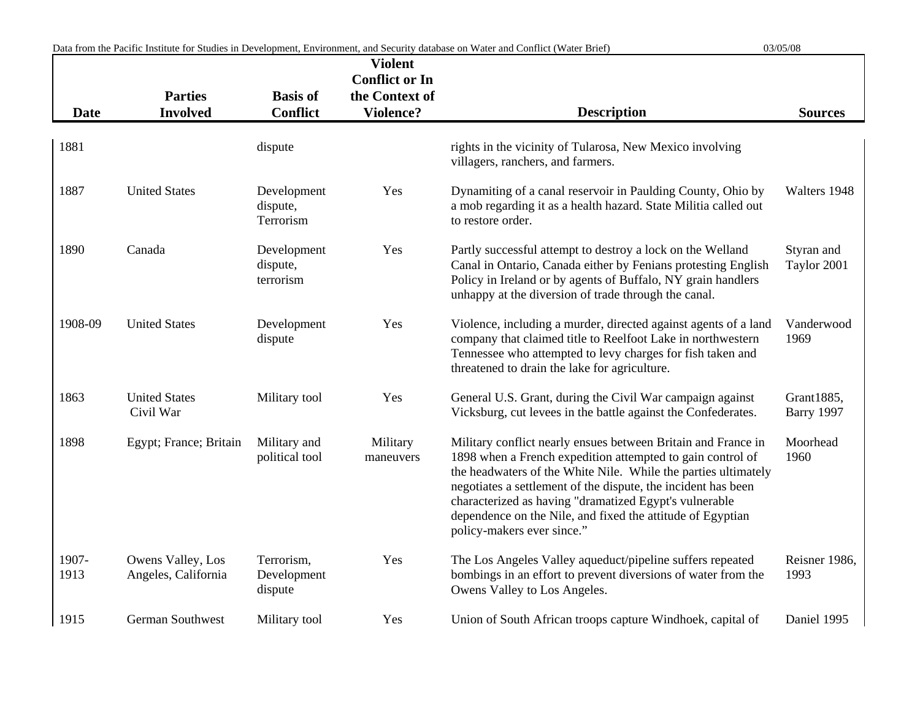| Date | Parties Involved | Basis of Conflict | Violent Conflict or In the Context of Violence? | Description | Sources |
|---|---|---|---|---|---|
| 1881 | | dispute | | rights in the vicinity of Tularosa, New Mexico involving villagers, ranchers, and farmers. | |
| 1887 | United States | Development dispute, Terrorism | Yes | Dynamiting of a canal reservoir in Paulding County, Ohio by a mob regarding it as a health hazard. State Militia called out to restore order. | Walters 1948 |
| 1890 | Canada | Development dispute, terrorism | Yes | Partly successful attempt to destroy a lock on the Welland Canal in Ontario, Canada either by Fenians protesting English Policy in Ireland or by agents of Buffalo, NY grain handlers unhappy at the diversion of trade through the canal. | Styran and Taylor 2001 |
| 1908-09 | United States | Development dispute | Yes | Violence, including a murder, directed against agents of a land company that claimed title to Reelfoot Lake in northwestern Tennessee who attempted to levy charges for fish taken and threatened to drain the lake for agriculture. | Vanderwood 1969 |
| 1863 | United States Civil War | Military tool | Yes | General U.S. Grant, during the Civil War campaign against Vicksburg, cut levees in the battle against the Confederates. | Grant1885, Barry 1997 |
| 1898 | Egypt; France; Britain | Military and political tool | Military maneuvers | Military conflict nearly ensues between Britain and France in 1898 when a French expedition attempted to gain control of the headwaters of the White Nile. While the parties ultimately negotiates a settlement of the dispute, the incident has been characterized as having "dramatized Egypt's vulnerable dependence on the Nile, and fixed the attitude of Egyptian policy-makers ever since." | Moorhead 1960 |
| 1907-1913 | Owens Valley, Los Angeles, California | Terrorism, Development dispute | Yes | The Los Angeles Valley aqueduct/pipeline suffers repeated bombings in an effort to prevent diversions of water from the Owens Valley to Los Angeles. | Reisner 1986, 1993 |
| 1915 | German Southwest | Military tool | Yes | Union of South African troops capture Windhoek, capital of | Daniel 1995 |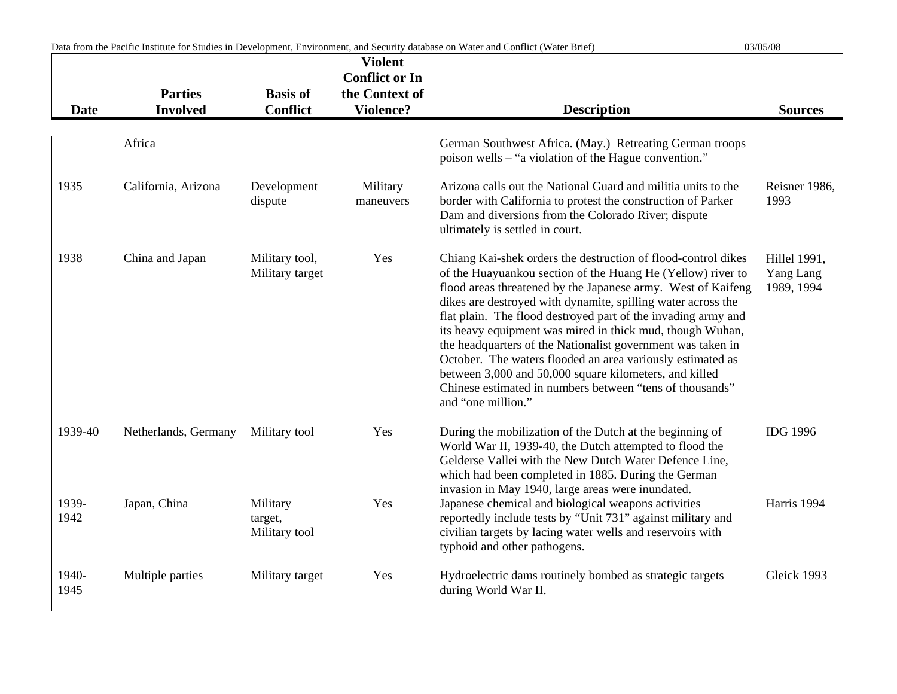| Date | Parties Involved | Basis of Conflict | Violent Conflict or In the Context of Violence? | Description | Sources |
|---|---|---|---|---|---|
| | Africa | | | German Southwest Africa. (May.) Retreating German troops poison wells – "a violation of the Hague convention." | |
| 1935 | California, Arizona | Development dispute | Military maneuvers | Arizona calls out the National Guard and militia units to the border with California to protest the construction of Parker Dam and diversions from the Colorado River; dispute ultimately is settled in court. | Reisner 1986, 1993 |
| 1938 | China and Japan | Military tool, Military target | Yes | Chiang Kai-shek orders the destruction of flood-control dikes of the Huayuankou section of the Huang He (Yellow) river to flood areas threatened by the Japanese army. West of Kaifeng dikes are destroyed with dynamite, spilling water across the flat plain. The flood destroyed part of the invading army and its heavy equipment was mired in thick mud, though Wuhan, the headquarters of the Nationalist government was taken in October. The waters flooded an area variously estimated as between 3,000 and 50,000 square kilometers, and killed Chinese estimated in numbers between "tens of thousands" and "one million." | Hillel 1991, Yang Lang 1989, 1994 |
| 1939-40 | Netherlands, Germany | Military tool | Yes | During the mobilization of the Dutch at the beginning of World War II, 1939-40, the Dutch attempted to flood the Gelderse Vallei with the New Dutch Water Defence Line, which had been completed in 1885. During the German invasion in May 1940, large areas were inundated. | IDG 1996 |
| 1939-1942 | Japan, China | Military target, Military tool | Yes | Japanese chemical and biological weapons activities reportedly include tests by "Unit 731" against military and civilian targets by lacing water wells and reservoirs with typhoid and other pathogens. | Harris 1994 |
| 1940-1945 | Multiple parties | Military target | Yes | Hydroelectric dams routinely bombed as strategic targets during World War II. | Gleick 1993 |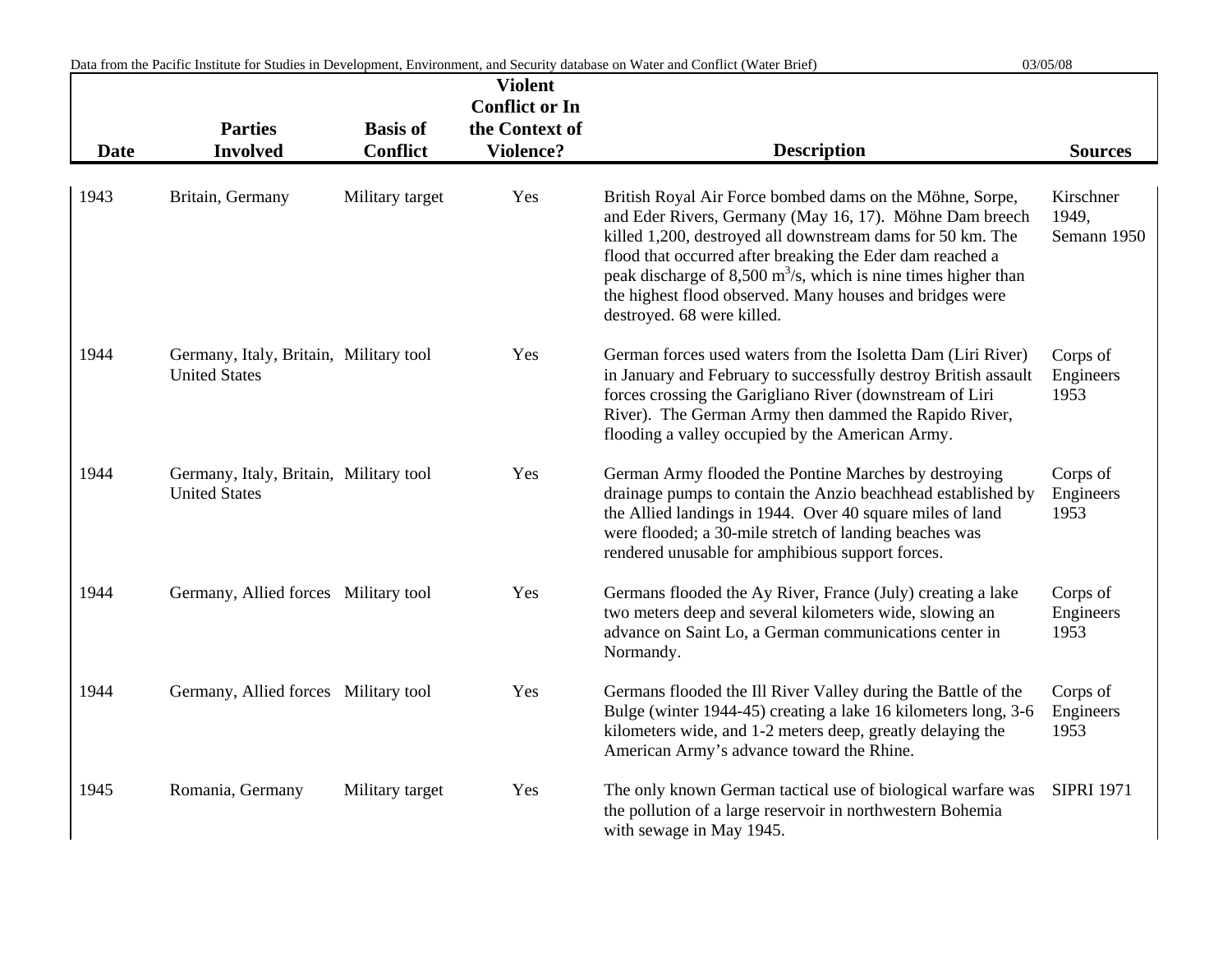| Date | Parties Involved | Basis of Conflict | Violent Conflict or In the Context of Violence? | Description | Sources |
|---|---|---|---|---|---|
| 1943 | Britain, Germany | Military target | Yes | British Royal Air Force bombed dams on the Möhne, Sorpe, and Eder Rivers, Germany (May 16, 17). Möhne Dam breech killed 1,200, destroyed all downstream dams for 50 km. The flood that occurred after breaking the Eder dam reached a peak discharge of 8,500 $m^3/s$, which is nine times higher than the highest flood observed. Many houses and bridges were destroyed. 68 were killed. | Kirschner 1949, Semann 1950 |
| 1944 | Germany, Italy, Britain, United States | Military tool | Yes | German forces used waters from the Isoletta Dam (Liri River) in January and February to successfully destroy British assault forces crossing the Garigliano River (downstream of Liri River). The German Army then dammed the Rapido River, flooding a valley occupied by the American Army. | Corps of Engineers 1953 |
| 1944 | Germany, Italy, Britain, United States | Military tool | Yes | German Army flooded the Pontine Marches by destroying drainage pumps to contain the Anzio beachhead established by the Allied landings in 1944. Over 40 square miles of land were flooded; a 30-mile stretch of landing beaches was rendered unusable for amphibious support forces. | Corps of Engineers 1953 |
| 1944 | Germany, Allied forces | Military tool | Yes | Germans flooded the Ay River, France (July) creating a lake two meters deep and several kilometers wide, slowing an advance on Saint Lo, a German communications center in Normandy. | Corps of Engineers 1953 |
| 1944 | Germany, Allied forces | Military tool | Yes | Germans flooded the Ill River Valley during the Battle of the Bulge (winter 1944-45) creating a lake 16 kilometers long, 3-6 kilometers wide, and 1-2 meters deep, greatly delaying the American Army's advance toward the Rhine. | Corps of Engineers 1953 |
| 1945 | Romania, Germany | Military target | Yes | The only known German tactical use of biological warfare was the pollution of a large reservoir in northwestern Bohemia with sewage in May 1945. | SIPRI 1971 |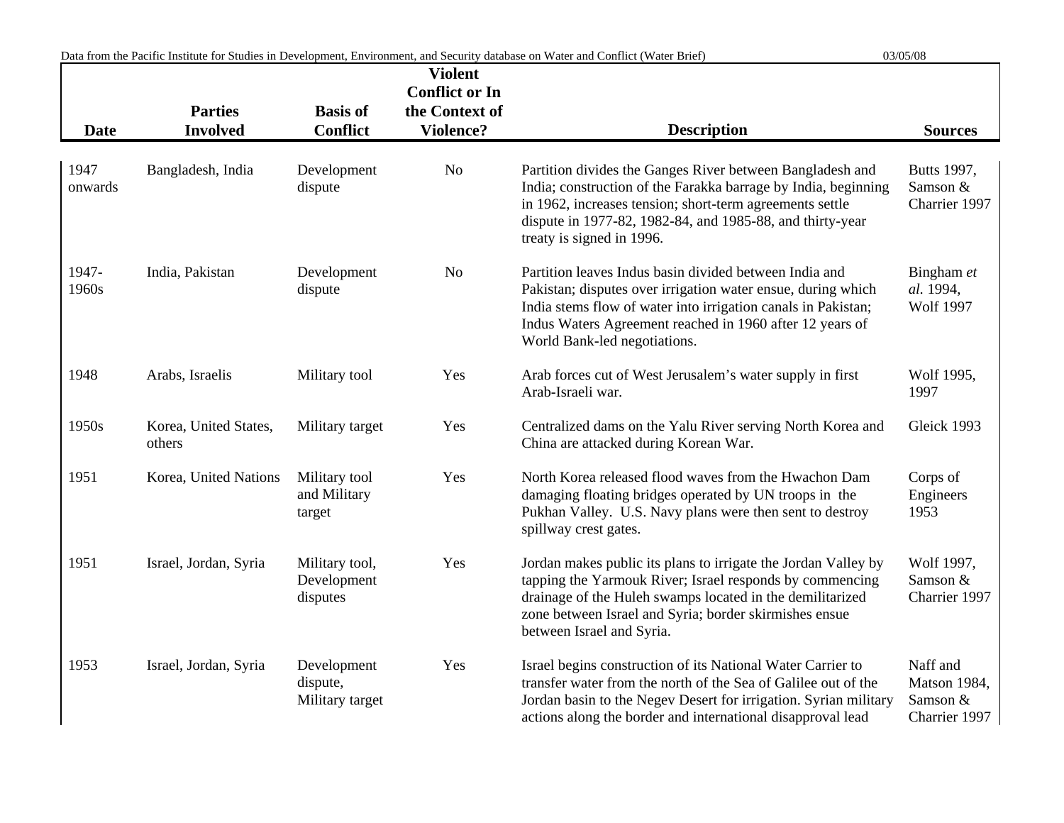| Date | Parties Involved | Basis of Conflict | Violent Conflict or In the Context of Violence? | Description | Sources |
|---|---|---|---|---|---|
| 1947 onwards | Bangladesh, India | Development dispute | No | Partition divides the Ganges River between Bangladesh and India; construction of the Farakka barrage by India, beginning in 1962, increases tension; short-term agreements settle dispute in 1977-82, 1982-84, and 1985-88, and thirty-year treaty is signed in 1996. | Butts 1997, Samson & Charrier 1997 |
| 1947-1960s | India, Pakistan | Development dispute | No | Partition leaves Indus basin divided between India and Pakistan; disputes over irrigation water ensue, during which India stems flow of water into irrigation canals in Pakistan; Indus Waters Agreement reached in 1960 after 12 years of World Bank-led negotiations. | Bingham *et al.* 1994, Wolf 1997 |
| 1948 | Arabs, Israelis | Military tool | Yes | Arab forces cut of West Jerusalem's water supply in first Arab-Israeli war. | Wolf 1995, 1997 |
| 1950s | Korea, United States, others | Military target | Yes | Centralized dams on the Yalu River serving North Korea and China are attacked during Korean War. | Gleick 1993 |
| 1951 | Korea, United Nations | Military tool and Military target | Yes | North Korea released flood waves from the Hwachon Dam damaging floating bridges operated by UN troops in the Pukhan Valley. U.S. Navy plans were then sent to destroy spillway crest gates. | Corps of Engineers 1953 |
| 1951 | Israel, Jordan, Syria | Military tool, Development disputes | Yes | Jordan makes public its plans to irrigate the Jordan Valley by tapping the Yarmouk River; Israel responds by commencing drainage of the Huleh swamps located in the demilitarized zone between Israel and Syria; border skirmishes ensue between Israel and Syria. | Wolf 1997, Samson & Charrier 1997 |
| 1953 | Israel, Jordan, Syria | Development dispute, Military target | Yes | Israel begins construction of its National Water Carrier to transfer water from the north of the Sea of Galilee out of the Jordan basin to the Negev Desert for irrigation. Syrian military actions along the border and international disapproval lead | Naff and Matson 1984, Samson & Charrier 1997 |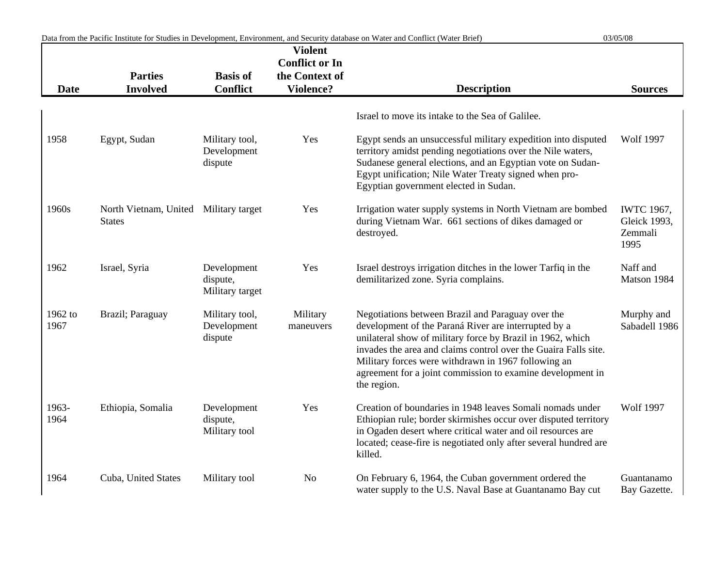| Date | Parties Involved | Basis of Conflict | Violent Conflict or In the Context of Violence? | Description | Sources |
|---|---|---|---|---|---|
| | | | | Israel to move its intake to the Sea of Galilee. | |
| 1958 | Egypt, Sudan | Military tool, Development dispute | Yes | Egypt sends an unsuccessful military expedition into disputed territory amidst pending negotiations over the Nile waters, Sudanese general elections, and an Egyptian vote on Sudan-Egypt unification; Nile Water Treaty signed when pro-Egyptian government elected in Sudan. | Wolf 1997 |
| 1960s | North Vietnam, United States | Military target | Yes | Irrigation water supply systems in North Vietnam are bombed during Vietnam War. 661 sections of dikes damaged or destroyed. | IWTC 1967, Gleick 1993, Zemmali 1995 |
| 1962 | Israel, Syria | Development dispute, Military target | Yes | Israel destroys irrigation ditches in the lower Tarfiq in the demilitarized zone. Syria complains. | Naff and Matson 1984 |
| 1962 to 1967 | Brazil; Paraguay | Military tool, Development dispute | Military maneuvers | Negotiations between Brazil and Paraguay over the development of the Paraná River are interrupted by a unilateral show of military force by Brazil in 1962, which invades the area and claims control over the Guaira Falls site. Military forces were withdrawn in 1967 following an agreement for a joint commission to examine development in the region. | Murphy and Sabadell 1986 |
| 1963-1964 | Ethiopia, Somalia | Development dispute, Military tool | Yes | Creation of boundaries in 1948 leaves Somali nomads under Ethiopian rule; border skirmishes occur over disputed territory in Ogaden desert where critical water and oil resources are located; cease-fire is negotiated only after several hundred are killed. | Wolf 1997 |
| 1964 | Cuba, United States | Military tool | No | On February 6, 1964, the Cuban government ordered the water supply to the U.S. Naval Base at Guantanamo Bay cut | Guantanamo Bay Gazette. |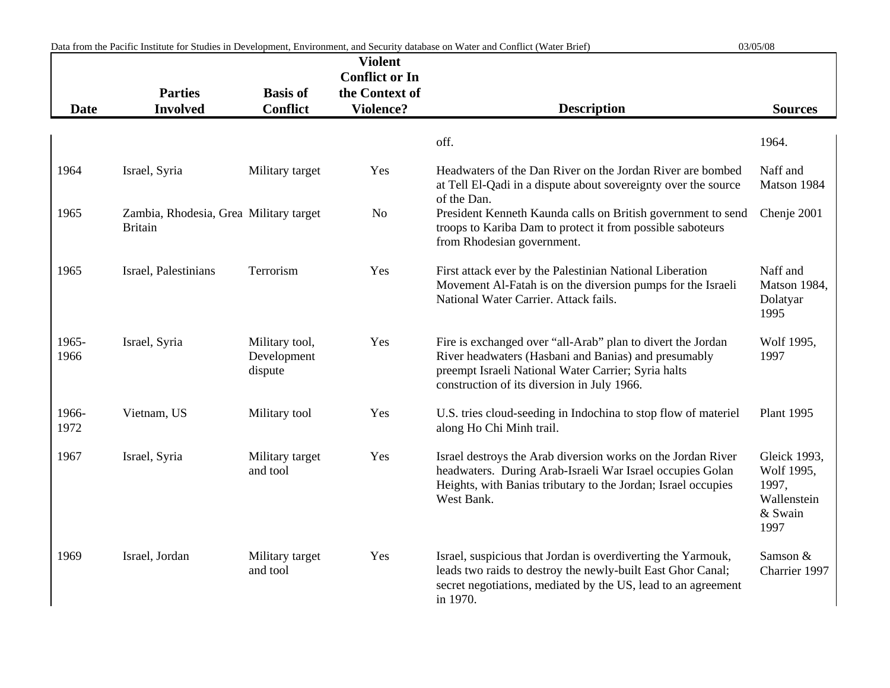| Date | Parties Involved | Basis of Conflict | Violent Conflict or In the Context of Violence? | Description | Sources |
|---|---|---|---|---|---|
| | | | | off. | 1964. |
| 1964 | Israel, Syria | Military target | Yes | Headwaters of the Dan River on the Jordan River are bombed at Tell El-Qadi in a dispute about sovereignty over the source of the Dan. | Naff and Matson 1984 |
| 1965 | Zambia, Rhodesia, Grea Britain | Military target | No | President Kenneth Kaunda calls on British government to send troops to Kariba Dam to protect it from possible saboteurs from Rhodesian government. | Chenje 2001 |
| 1965 | Israel, Palestinians | Terrorism | Yes | First attack ever by the Palestinian National Liberation Movement Al-Fatah is on the diversion pumps for the Israeli National Water Carrier. Attack fails. | Naff and Matson 1984, Dolatyar 1995 |
| 1965-1966 | Israel, Syria | Military tool, Development dispute | Yes | Fire is exchanged over "all-Arab" plan to divert the Jordan River headwaters (Hasbani and Banias) and presumably preempt Israeli National Water Carrier; Syria halts construction of its diversion in July 1966. | Wolf 1995, 1997 |
| 1966-1972 | Vietnam, US | Military tool | Yes | U.S. tries cloud-seeding in Indochina to stop flow of materiel along Ho Chi Minh trail. | Plant 1995 |
| 1967 | Israel, Syria | Military target and tool | Yes | Israel destroys the Arab diversion works on the Jordan River headwaters. During Arab-Israeli War Israel occupies Golan Heights, with Banias tributary to the Jordan; Israel occupies West Bank. | Gleick 1993, Wolf 1995, 1997, Wallenstein & Swain 1997 |
| 1969 | Israel, Jordan | Military target and tool | Yes | Israel, suspicious that Jordan is overdiverting the Yarmouk, leads two raids to destroy the newly-built East Ghor Canal; secret negotiations, mediated by the US, lead to an agreement in 1970. | Samson & Charrier 1997 |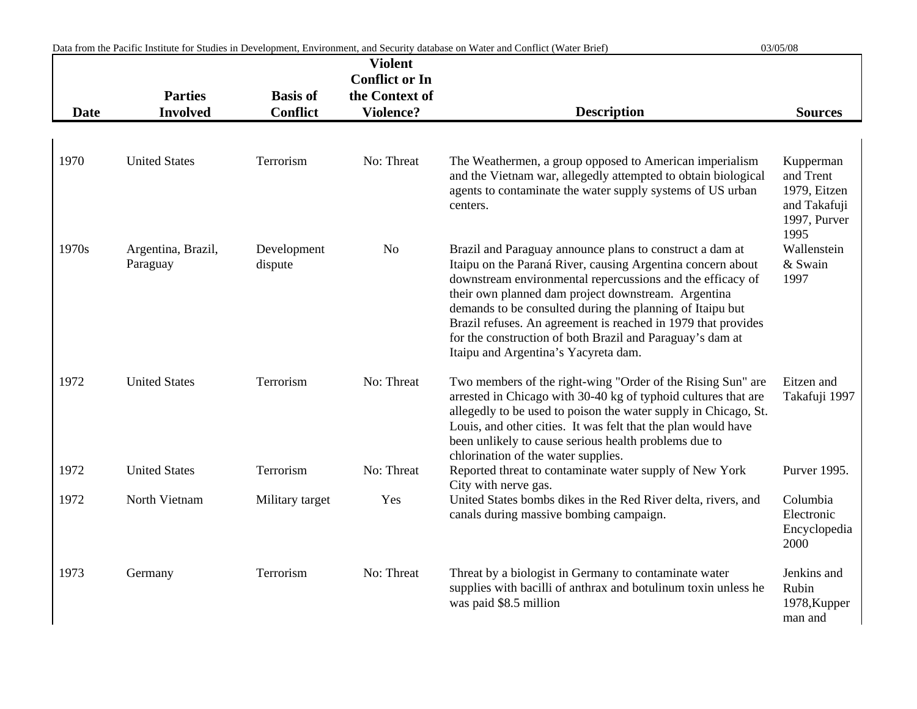| Date | Parties Involved | Basis of Conflict | Violent Conflict or In the Context of Violence? | Description | Sources |
|---|---|---|---|---|---|
| 1970 | United States | Terrorism | No: Threat | The Weathermen, a group opposed to American imperialism and the Vietnam war, allegedly attempted to obtain biological agents to contaminate the water supply systems of US urban centers. | Kupperman and Trent 1979, Eitzen and Takafuji 1997, Purver 1995 |
| 1970s | Argentina, Brazil, Paraguay | Development dispute | No | Brazil and Paraguay announce plans to construct a dam at Itaipu on the Paraná River, causing Argentina concern about downstream environmental repercussions and the efficacy of their own planned dam project downstream. Argentina demands to be consulted during the planning of Itaipu but Brazil refuses. An agreement is reached in 1979 that provides for the construction of both Brazil and Paraguay's dam at Itaipu and Argentina's Yacyreta dam. | Wallenstein & Swain 1997 |
| 1972 | United States | Terrorism | No: Threat | Two members of the right-wing "Order of the Rising Sun" are arrested in Chicago with 30-40 kg of typhoid cultures that are allegedly to be used to poison the water supply in Chicago, St. Louis, and other cities. It was felt that the plan would have been unlikely to cause serious health problems due to chlorination of the water supplies. | Eitzen and Takafuji 1997 |
| 1972 | United States | Terrorism | No: Threat | Reported threat to contaminate water supply of New York City with nerve gas. | Purver 1995. |
| 1972 | North Vietnam | Military target | Yes | United States bombs dikes in the Red River delta, rivers, and canals during massive bombing campaign. | Columbia Electronic Encyclopedia 2000 |
| 1973 | Germany | Terrorism | No: Threat | Threat by a biologist in Germany to contaminate water supplies with bacilli of anthrax and botulinum toxin unless he was paid $8.5 million | Jenkins and Rubin 1978,Kupperman and |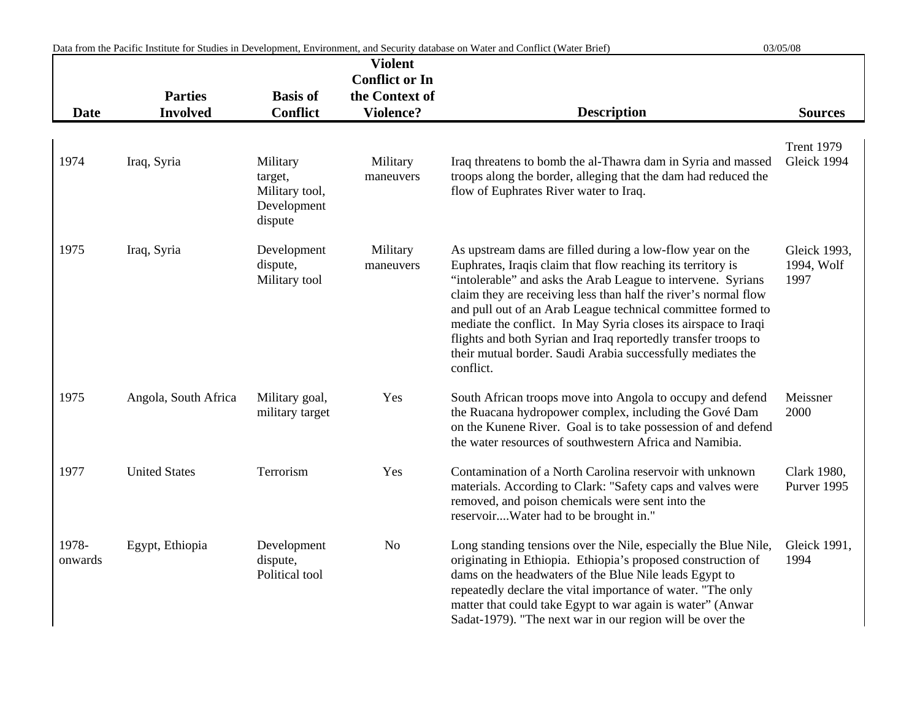| Date | Parties Involved | Basis of Conflict | Violent Conflict or In the Context of Violence? | Description | Sources |
|---|---|---|---|---|---|
| 1974 | Iraq, Syria | Military target, Military tool, Development dispute | Military maneuvers | Iraq threatens to bomb the al-Thawra dam in Syria and massed troops along the border, alleging that the dam had reduced the flow of Euphrates River water to Iraq. | Trent 1979 Gleick 1994 |
| 1975 | Iraq, Syria | Development dispute, Military tool | Military maneuvers | As upstream dams are filled during a low-flow year on the Euphrates, Iraqis claim that flow reaching its territory is "intolerable" and asks the Arab League to intervene. Syrians claim they are receiving less than half the river's normal flow and pull out of an Arab League technical committee formed to mediate the conflict. In May Syria closes its airspace to Iraqi flights and both Syrian and Iraq reportedly transfer troops to their mutual border. Saudi Arabia successfully mediates the conflict. | Gleick 1993, 1994, Wolf 1997 |
| 1975 | Angola, South Africa | Military goal, military target | Yes | South African troops move into Angola to occupy and defend the Ruacana hydropower complex, including the Gové Dam on the Kunene River. Goal is to take possession of and defend the water resources of southwestern Africa and Namibia. | Meissner 2000 |
| 1977 | United States | Terrorism | Yes | Contamination of a North Carolina reservoir with unknown materials. According to Clark: "Safety caps and valves were removed, and poison chemicals were sent into the reservoir....Water had to be brought in." | Clark 1980, Purver 1995 |
| 1978-onwards | Egypt, Ethiopia | Development dispute, Political tool | No | Long standing tensions over the Nile, especially the Blue Nile, originating in Ethiopia. Ethiopia's proposed construction of dams on the headwaters of the Blue Nile leads Egypt to repeatedly declare the vital importance of water. "The only matter that could take Egypt to war again is water" (Anwar Sadat-1979). "The next war in our region will be over the | Gleick 1991, 1994 |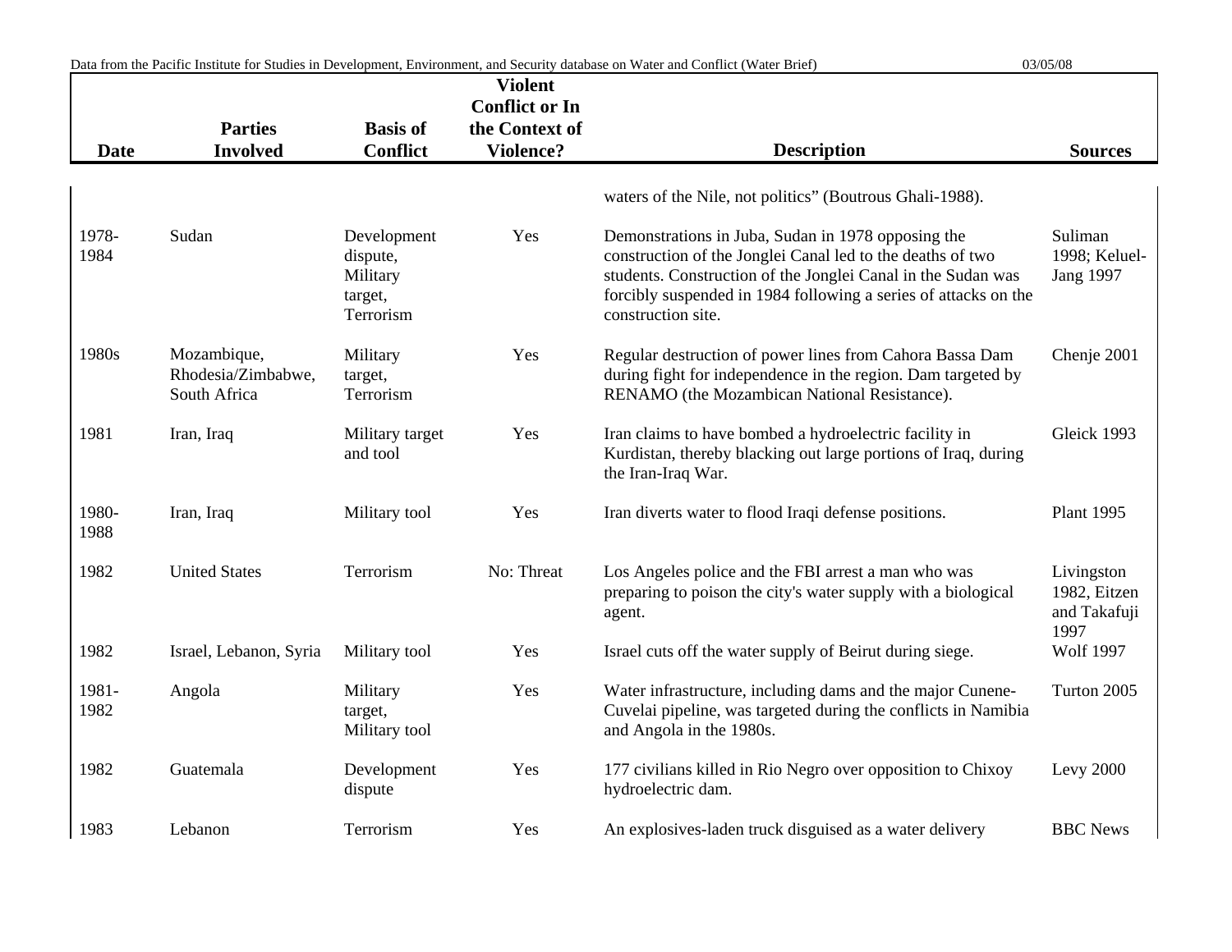| Date | Parties Involved | Basis of Conflict | Violent Conflict or In the Context of Violence? | Description | Sources |
|---|---|---|---|---|---|
| | | | | waters of the Nile, not politics" (Boutrous Ghali-1988). | |
| 1978-1984 | Sudan | Development dispute, Military target, Terrorism | Yes | Demonstrations in Juba, Sudan in 1978 opposing the construction of the Jonglei Canal led to the deaths of two students. Construction of the Jonglei Canal in the Sudan was forcibly suspended in 1984 following a series of attacks on the construction site. | Suliman 1998; Keluel-Jang 1997 |
| 1980s | Mozambique, Rhodesia/Zimbabwe, South Africa | Military target, Terrorism | Yes | Regular destruction of power lines from Cahora Bassa Dam during fight for independence in the region. Dam targeted by RENAMO (the Mozambican National Resistance). | Chenje 2001 |
| 1981 | Iran, Iraq | Military target and tool | Yes | Iran claims to have bombed a hydroelectric facility in Kurdistan, thereby blacking out large portions of Iraq, during the Iran-Iraq War. | Gleick 1993 |
| 1980-1988 | Iran, Iraq | Military tool | Yes | Iran diverts water to flood Iraqi defense positions. | Plant 1995 |
| 1982 | United States | Terrorism | No: Threat | Los Angeles police and the FBI arrest a man who was preparing to poison the city's water supply with a biological agent. | Livingston 1982, Eitzen and Takafuji 1997 |
| 1982 | Israel, Lebanon, Syria | Military tool | Yes | Israel cuts off the water supply of Beirut during siege. | Wolf 1997 |
| 1981-1982 | Angola | Military target, Military tool | Yes | Water infrastructure, including dams and the major Cunene-Cuvelai pipeline, was targeted during the conflicts in Namibia and Angola in the 1980s. | Turton 2005 |
| 1982 | Guatemala | Development dispute | Yes | 177 civilians killed in Rio Negro over opposition to Chixoy hydroelectric dam. | Levy 2000 |
| 1983 | Lebanon | Terrorism | Yes | An explosives-laden truck disguised as a water delivery | BBC News |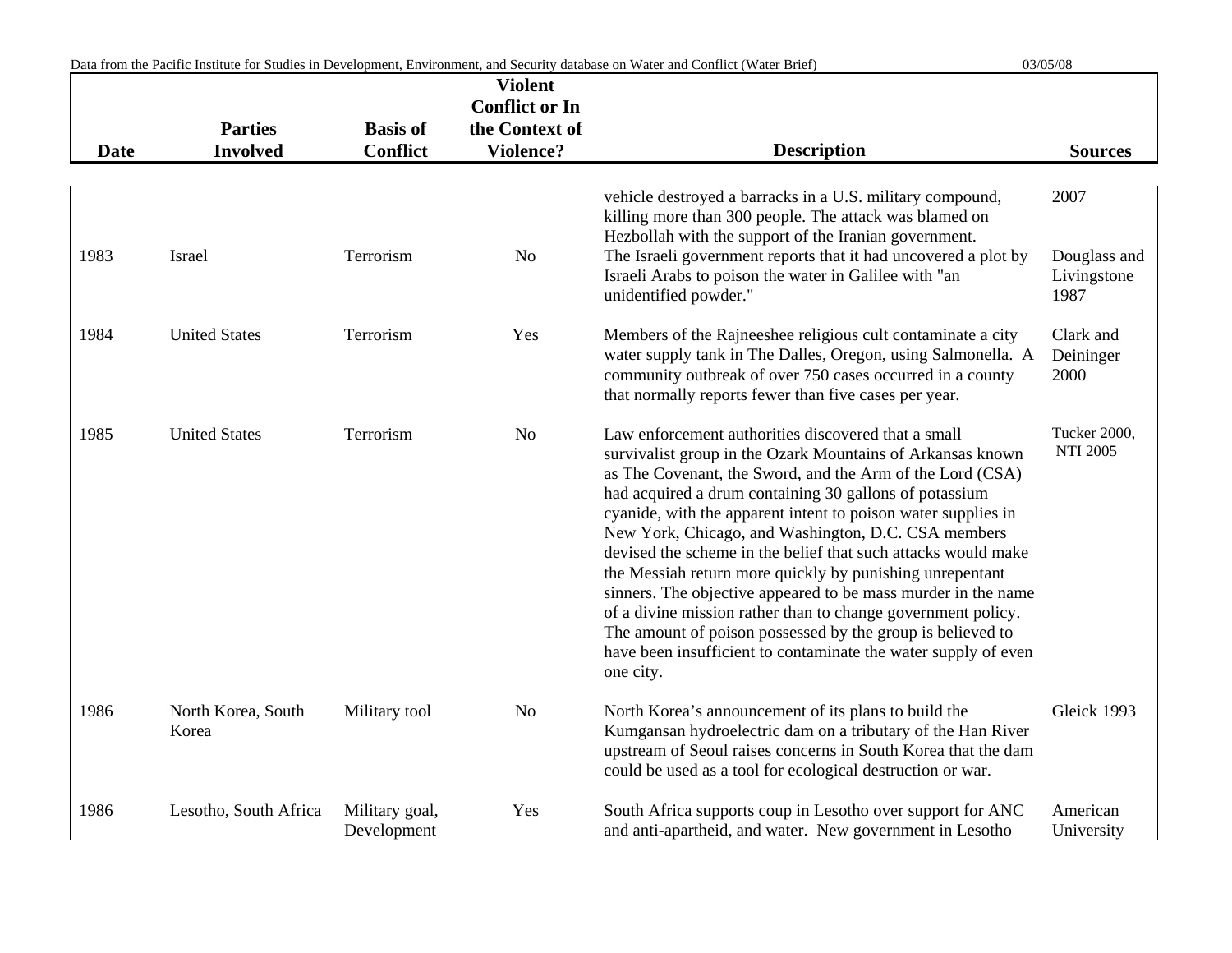| Date | Parties Involved | Basis of Conflict | Violent Conflict or In the Context of Violence? | Description | Sources |
|---|---|---|---|---|---|
| | | | | vehicle destroyed a barracks in a U.S. military compound, killing more than 300 people. The attack was blamed on Hezbollah with the support of the Iranian government. | 2007 |
| 1983 | Israel | Terrorism | No | The Israeli government reports that it had uncovered a plot by Israeli Arabs to poison the water in Galilee with "an unidentified powder." | Douglass and Livingstone 1987 |
| 1984 | United States | Terrorism | Yes | Members of the Rajneeshee religious cult contaminate a city water supply tank in The Dalles, Oregon, using Salmonella. A community outbreak of over 750 cases occurred in a county that normally reports fewer than five cases per year. | Clark and Deininger 2000 |
| 1985 | United States | Terrorism | No | Law enforcement authorities discovered that a small survivalist group in the Ozark Mountains of Arkansas known as The Covenant, the Sword, and the Arm of the Lord (CSA) had acquired a drum containing 30 gallons of potassium cyanide, with the apparent intent to poison water supplies in New York, Chicago, and Washington, D.C. CSA members devised the scheme in the belief that such attacks would make the Messiah return more quickly by punishing unrepentant sinners. The objective appeared to be mass murder in the name of a divine mission rather than to change government policy. The amount of poison possessed by the group is believed to have been insufficient to contaminate the water supply of even one city. | Tucker 2000, NTI 2005 |
| 1986 | North Korea, South Korea | Military tool | No | North Korea's announcement of its plans to build the Kumgansan hydroelectric dam on a tributary of the Han River upstream of Seoul raises concerns in South Korea that the dam could be used as a tool for ecological destruction or war. | Gleick 1993 |
| 1986 | Lesotho, South Africa | Military goal, Development | Yes | South Africa supports coup in Lesotho over support for ANC and anti-apartheid, and water. New government in Lesotho | American University |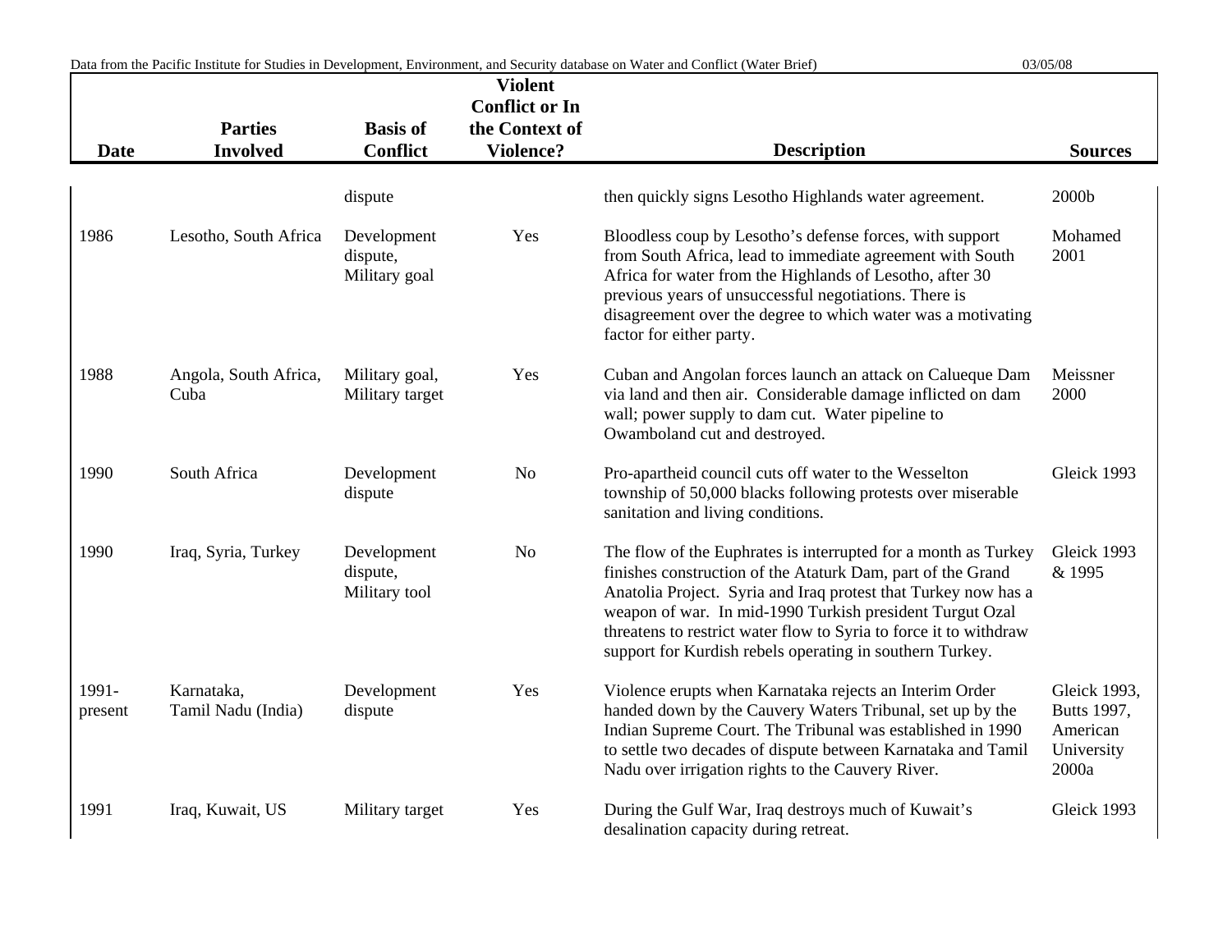| Date | Parties Involved | Basis of Conflict | Violent Conflict or In the Context of Violence? | Description | Sources |
|---|---|---|---|---|---|
| | | dispute | | then quickly signs Lesotho Highlands water agreement. | 2000b |
| 1986 | Lesotho, South Africa | Development dispute, Military goal | Yes | Bloodless coup by Lesotho's defense forces, with support from South Africa, lead to immediate agreement with South Africa for water from the Highlands of Lesotho, after 30 previous years of unsuccessful negotiations. There is disagreement over the degree to which water was a motivating factor for either party. | Mohamed 2001 |
| 1988 | Angola, South Africa, Cuba | Military goal, Military target | Yes | Cuban and Angolan forces launch an attack on Calueque Dam via land and then air. Considerable damage inflicted on dam wall; power supply to dam cut. Water pipeline to Owamboland cut and destroyed. | Meissner 2000 |
| 1990 | South Africa | Development dispute | No | Pro-apartheid council cuts off water to the Wesselton township of 50,000 blacks following protests over miserable sanitation and living conditions. | Gleick 1993 |
| 1990 | Iraq, Syria, Turkey | Development dispute, Military tool | No | The flow of the Euphrates is interrupted for a month as Turkey finishes construction of the Ataturk Dam, part of the Grand Anatolia Project. Syria and Iraq protest that Turkey now has a weapon of war. In mid-1990 Turkish president Turgut Ozal threatens to restrict water flow to Syria to force it to withdraw support for Kurdish rebels operating in southern Turkey. | Gleick 1993 & 1995 |
| 1991-present | Karnataka, Tamil Nadu (India) | Development dispute | Yes | Violence erupts when Karnataka rejects an Interim Order handed down by the Cauvery Waters Tribunal, set up by the Indian Supreme Court. The Tribunal was established in 1990 to settle two decades of dispute between Karnataka and Tamil Nadu over irrigation rights to the Cauvery River. | Gleick 1993, Butts 1997, American University 2000a |
| 1991 | Iraq, Kuwait, US | Military target | Yes | During the Gulf War, Iraq destroys much of Kuwait's desalination capacity during retreat. | Gleick 1993 |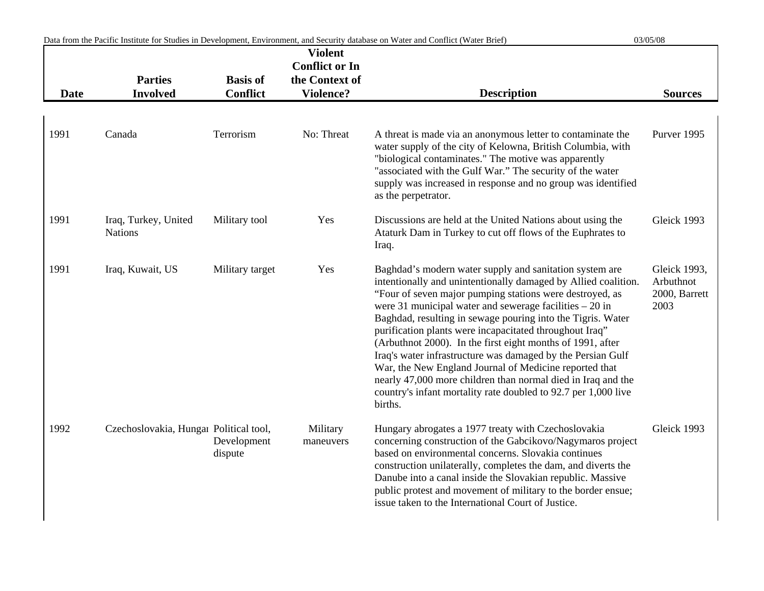| Date | Parties Involved | Basis of Conflict | Violent Conflict or In the Context of Violence? | Description | Sources |
|---|---|---|---|---|---|
| 1991 | Canada | Terrorism | No: Threat | A threat is made via an anonymous letter to contaminate the water supply of the city of Kelowna, British Columbia, with "biological contaminates." The motive was apparently "associated with the Gulf War." The security of the water supply was increased in response and no group was identified as the perpetrator. | Purver 1995 |
| 1991 | Iraq, Turkey, United Nations | Military tool | Yes | Discussions are held at the United Nations about using the Ataturk Dam in Turkey to cut off flows of the Euphrates to Iraq. | Gleick 1993 |
| 1991 | Iraq, Kuwait, US | Military target | Yes | Baghdad's modern water supply and sanitation system are intentionally and unintentionally damaged by Allied coalition. "Four of seven major pumping stations were destroyed, as were 31 municipal water and sewerage facilities – 20 in Baghdad, resulting in sewage pouring into the Tigris. Water purification plants were incapacitated throughout Iraq" (Arbuthnot 2000). In the first eight months of 1991, after Iraq's water infrastructure was damaged by the Persian Gulf War, the New England Journal of Medicine reported that nearly 47,000 more children than normal died in Iraq and the country's infant mortality rate doubled to 92.7 per 1,000 live births. | Gleick 1993, Arbuthnot 2000, Barrett 2003 |
| 1992 | Czechoslovakia, Hungary | Political tool, Development dispute | Military maneuvers | Hungary abrogates a 1977 treaty with Czechoslovakia concerning construction of the Gabcikovo/Nagymaros project based on environmental concerns. Slovakia continues construction unilaterally, completes the dam, and diverts the Danube into a canal inside the Slovakian republic. Massive public protest and movement of military to the border ensue; issue taken to the International Court of Justice. | Gleick 1993 |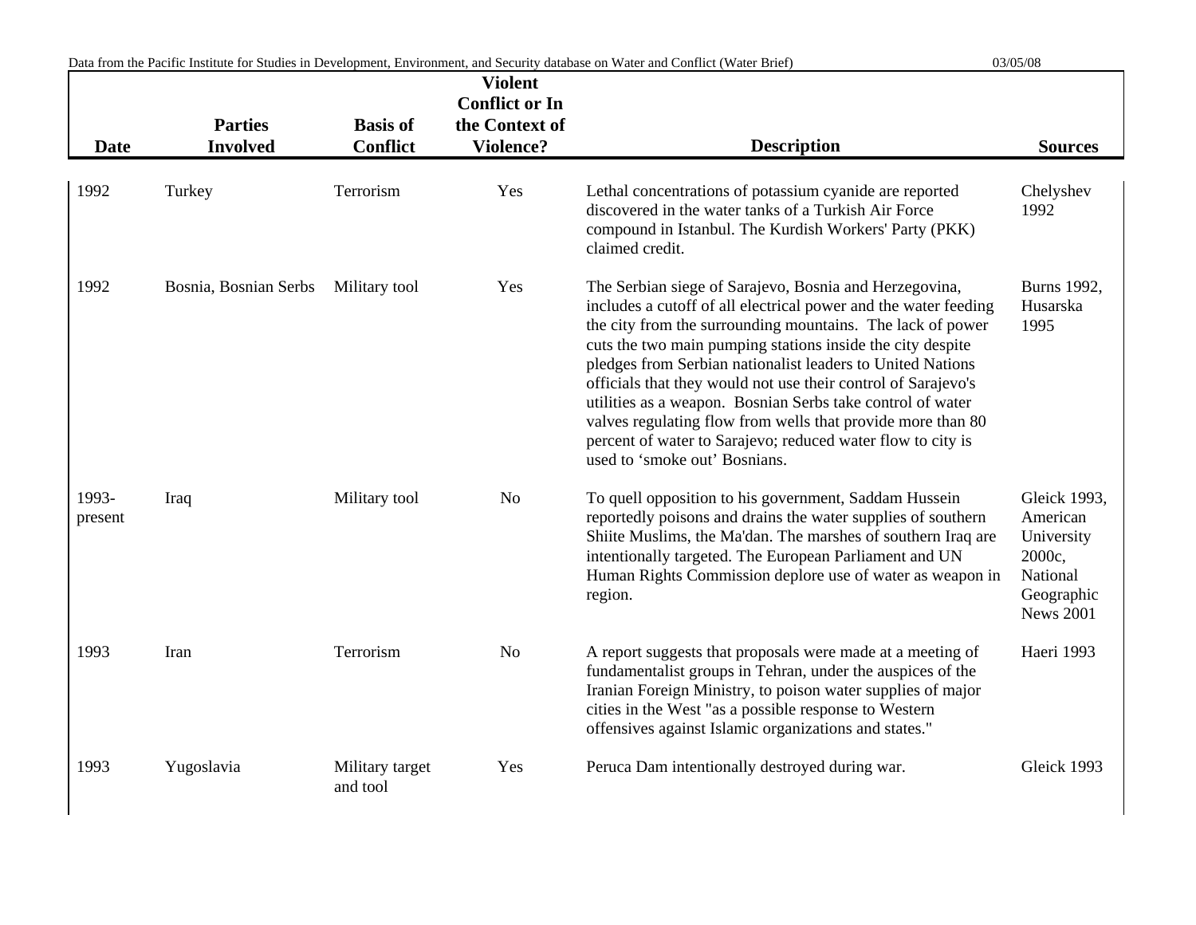| Date | Parties Involved | Basis of Conflict | Violent Conflict or In the Context of Violence? | Description | Sources |
|---|---|---|---|---|---|
| 1992 | Turkey | Terrorism | Yes | Lethal concentrations of potassium cyanide are reported discovered in the water tanks of a Turkish Air Force compound in Istanbul. The Kurdish Workers' Party (PKK) claimed credit. | Chelyshev 1992 |
| 1992 | Bosnia, Bosnian Serbs | Military tool | Yes | The Serbian siege of Sarajevo, Bosnia and Herzegovina, includes a cutoff of all electrical power and the water feeding the city from the surrounding mountains. The lack of power cuts the two main pumping stations inside the city despite pledges from Serbian nationalist leaders to United Nations officials that they would not use their control of Sarajevo's utilities as a weapon. Bosnian Serbs take control of water valves regulating flow from wells that provide more than 80 percent of water to Sarajevo; reduced water flow to city is used to 'smoke out' Bosnians. | Burns 1992, Husarska 1995 |
| 1993-present | Iraq | Military tool | No | To quell opposition to his government, Saddam Hussein reportedly poisons and drains the water supplies of southern Shiite Muslims, the Ma'dan. The marshes of southern Iraq are intentionally targeted. The European Parliament and UN Human Rights Commission deplore use of water as weapon in region. | Gleick 1993, American University 2000c, National Geographic News 2001 |
| 1993 | Iran | Terrorism | No | A report suggests that proposals were made at a meeting of fundamentalist groups in Tehran, under the auspices of the Iranian Foreign Ministry, to poison water supplies of major cities in the West "as a possible response to Western offensives against Islamic organizations and states." | Haeri 1993 |
| 1993 | Yugoslavia | Military target and tool | Yes | Peruca Dam intentionally destroyed during war. | Gleick 1993 |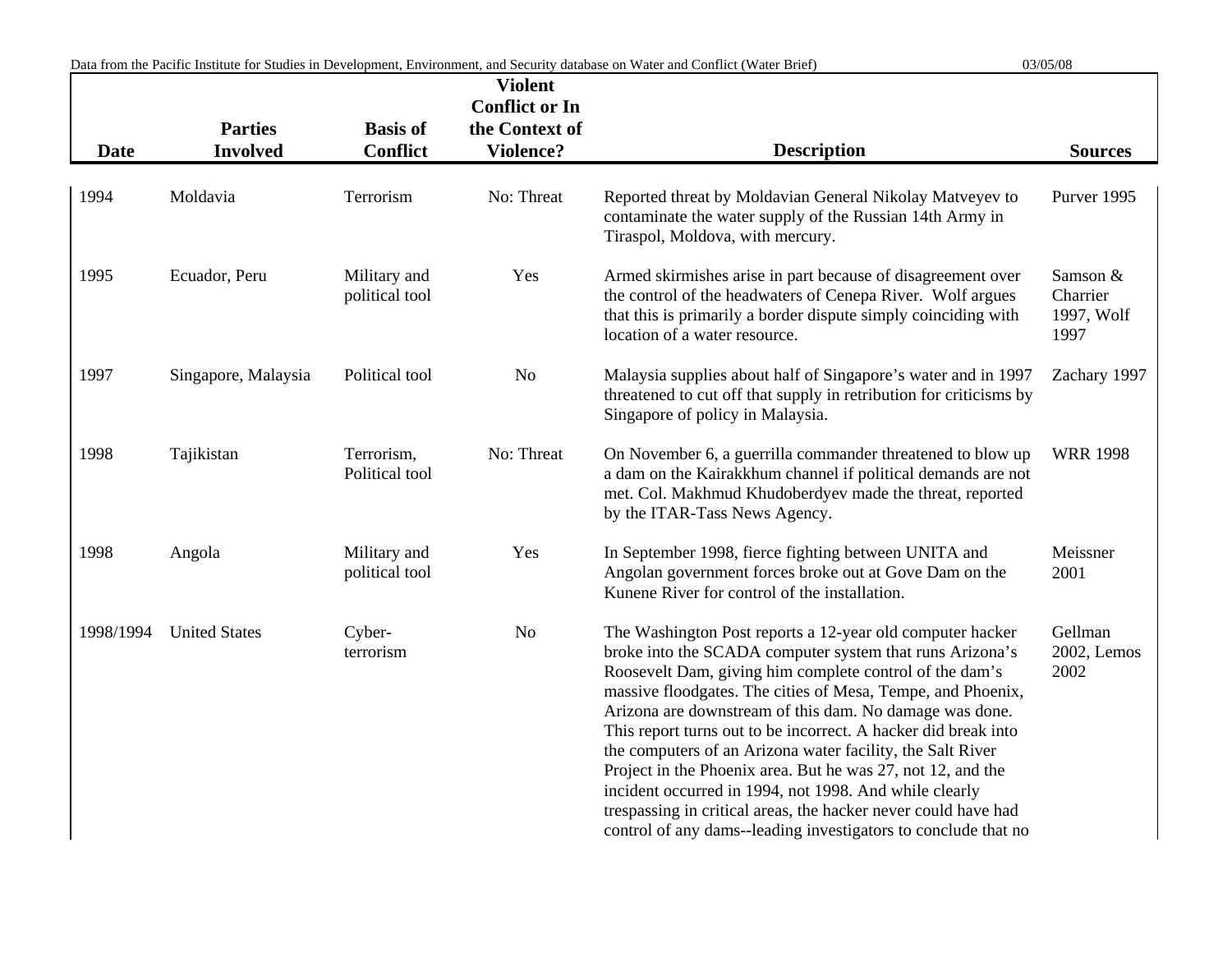| Date | Parties Involved | Basis of Conflict | Violent Conflict or In the Context of Violence? | Description | Sources |
|---|---|---|---|---|---|
| 1994 | Moldavia | Terrorism | No: Threat | Reported threat by Moldavian General Nikolay Matveyev to contaminate the water supply of the Russian 14th Army in Tiraspol, Moldova, with mercury. | Purver 1995 |
| 1995 | Ecuador, Peru | Military and political tool | Yes | Armed skirmishes arise in part because of disagreement over the control of the headwaters of Cenepa River. Wolf argues that this is primarily a border dispute simply coinciding with location of a water resource. | Samson & Charrier 1997, Wolf 1997 |
| 1997 | Singapore, Malaysia | Political tool | No | Malaysia supplies about half of Singapore's water and in 1997 threatened to cut off that supply in retribution for criticisms by Singapore of policy in Malaysia. | Zachary 1997 |
| 1998 | Tajikistan | Terrorism, Political tool | No: Threat | On November 6, a guerrilla commander threatened to blow up a dam on the Kairakkhum channel if political demands are not met. Col. Makhmud Khudoberdyev made the threat, reported by the ITAR-Tass News Agency. | WRR 1998 |
| 1998 | Angola | Military and political tool | Yes | In September 1998, fierce fighting between UNITA and Angolan government forces broke out at Gove Dam on the Kunene River for control of the installation. | Meissner 2001 |
| 1998/1994 | United States | Cyber-terrorism | No | The Washington Post reports a 12-year old computer hacker broke into the SCADA computer system that runs Arizona's Roosevelt Dam, giving him complete control of the dam's massive floodgates. The cities of Mesa, Tempe, and Phoenix, Arizona are downstream of this dam. No damage was done. This report turns out to be incorrect. A hacker did break into the computers of an Arizona water facility, the Salt River Project in the Phoenix area. But he was 27, not 12, and the incident occurred in 1994, not 1998. And while clearly trespassing in critical areas, the hacker never could have had control of any dams--leading investigators to conclude that no | Gellman 2002, Lemos 2002 |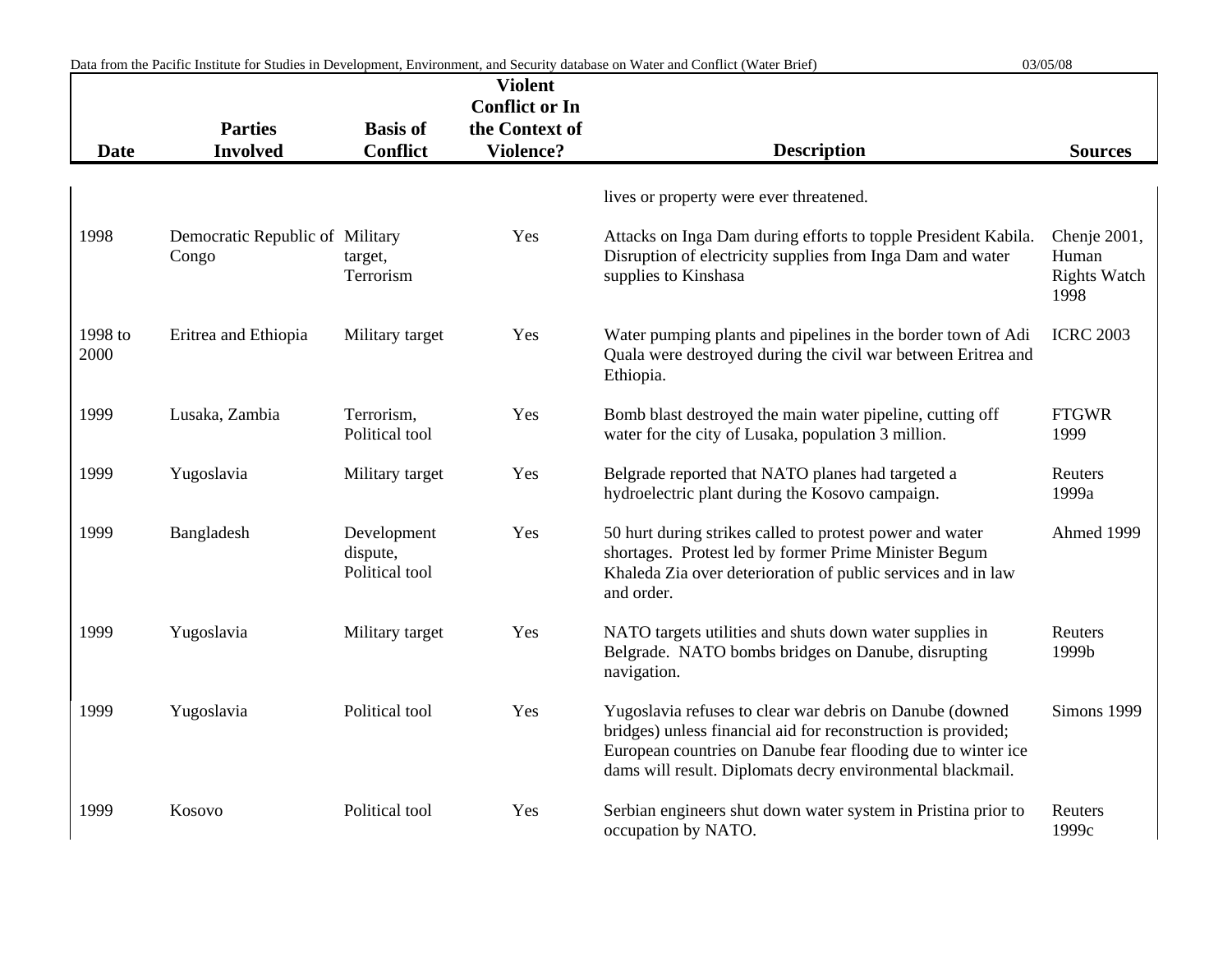| Date | Parties Involved | Basis of Conflict | Violent Conflict or In the Context of Violence? | Description | Sources |
|---|---|---|---|---|---|
| | | | | lives or property were ever threatened. | |
| 1998 | Democratic Republic of Congo | Military target, Terrorism | Yes | Attacks on Inga Dam during efforts to topple President Kabila. Disruption of electricity supplies from Inga Dam and water supplies to Kinshasa | Chenje 2001, Human Rights Watch 1998 |
| 1998 to 2000 | Eritrea and Ethiopia | Military target | Yes | Water pumping plants and pipelines in the border town of Adi Quala were destroyed during the civil war between Eritrea and Ethiopia. | ICRC 2003 |
| 1999 | Lusaka, Zambia | Terrorism, Political tool | Yes | Bomb blast destroyed the main water pipeline, cutting off water for the city of Lusaka, population 3 million. | FTGWR 1999 |
| 1999 | Yugoslavia | Military target | Yes | Belgrade reported that NATO planes had targeted a hydroelectric plant during the Kosovo campaign. | Reuters 1999a |
| 1999 | Bangladesh | Development dispute, Political tool | Yes | 50 hurt during strikes called to protest power and water shortages. Protest led by former Prime Minister Begum Khaleda Zia over deterioration of public services and in law and order. | Ahmed 1999 |
| 1999 | Yugoslavia | Military target | Yes | NATO targets utilities and shuts down water supplies in Belgrade. NATO bombs bridges on Danube, disrupting navigation. | Reuters 1999b |
| 1999 | Yugoslavia | Political tool | Yes | Yugoslavia refuses to clear war debris on Danube (downed bridges) unless financial aid for reconstruction is provided; European countries on Danube fear flooding due to winter ice dams will result. Diplomats decry environmental blackmail. | Simons 1999 |
| 1999 | Kosovo | Political tool | Yes | Serbian engineers shut down water system in Pristina prior to occupation by NATO. | Reuters 1999c |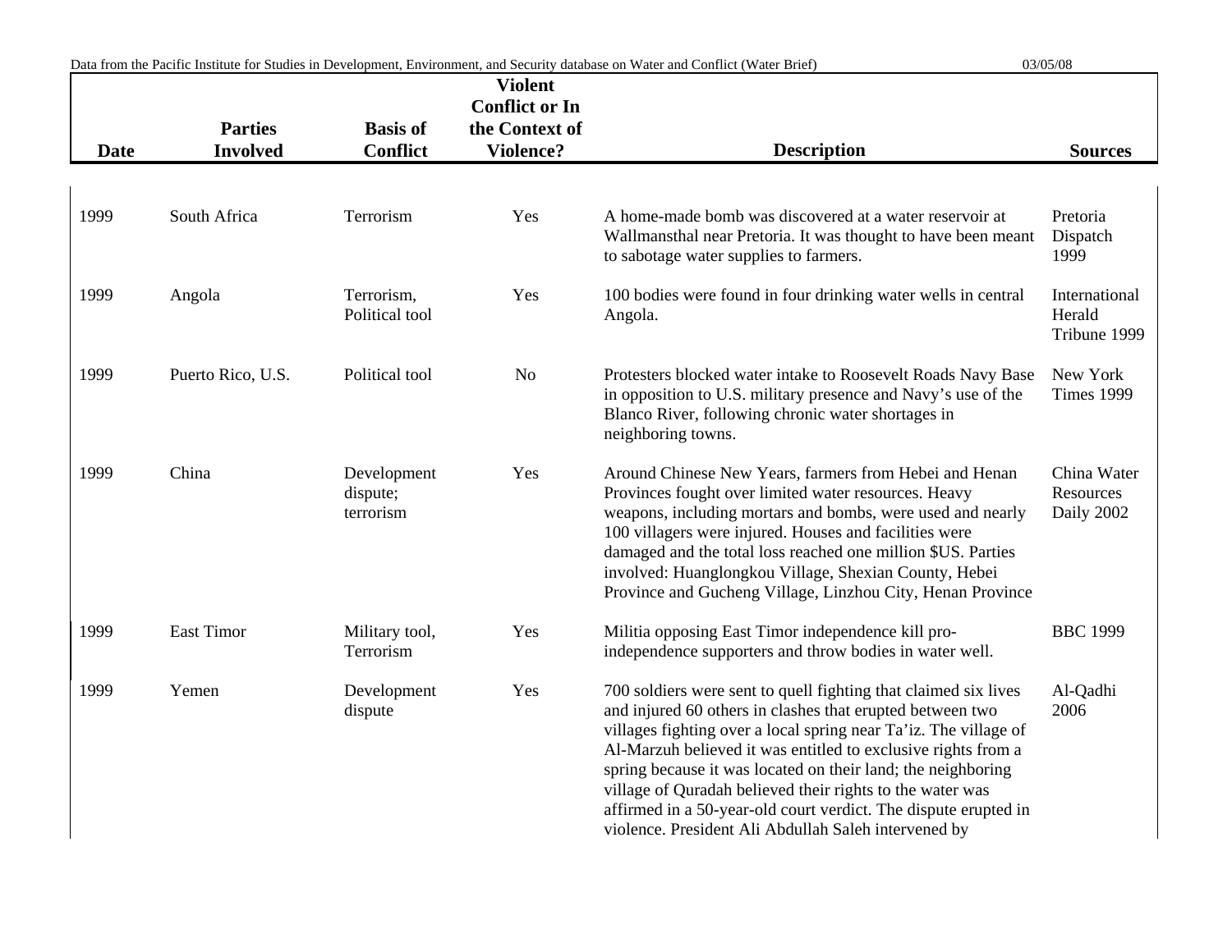| Date | Parties Involved | Basis of Conflict | Violent Conflict or In the Context of Violence? | Description | Sources |
|---|---|---|---|---|---|
| 1999 | South Africa | Terrorism | Yes | A home-made bomb was discovered at a water reservoir at Wallmansthal near Pretoria. It was thought to have been meant to sabotage water supplies to farmers. | Pretoria Dispatch 1999 |
| 1999 | Angola | Terrorism, Political tool | Yes | 100 bodies were found in four drinking water wells in central Angola. | International Herald Tribune 1999 |
| 1999 | Puerto Rico, U.S. | Political tool | No | Protesters blocked water intake to Roosevelt Roads Navy Base in opposition to U.S. military presence and Navy's use of the Blanco River, following chronic water shortages in neighboring towns. | New York Times 1999 |
| 1999 | China | Development dispute; terrorism | Yes | Around Chinese New Years, farmers from Hebei and Henan Provinces fought over limited water resources. Heavy weapons, including mortars and bombs, were used and nearly 100 villagers were injured. Houses and facilities were damaged and the total loss reached one million $US. Parties involved: Huanglongkou Village, Shexian County, Hebei Province and Gucheng Village, Linzhou City, Henan Province | China Water Resources Daily 2002 |
| 1999 | East Timor | Military tool, Terrorism | Yes | Militia opposing East Timor independence kill pro-independence supporters and throw bodies in water well. | BBC 1999 |
| 1999 | Yemen | Development dispute | Yes | 700 soldiers were sent to quell fighting that claimed six lives and injured 60 others in clashes that erupted between two villages fighting over a local spring near Ta'iz. The village of Al-Marzuh believed it was entitled to exclusive rights from a spring because it was located on their land; the neighboring village of Quradah believed their rights to the water was affirmed in a 50-year-old court verdict. The dispute erupted in violence. President Ali Abdullah Saleh intervened by | Al-Qadhi 2006 |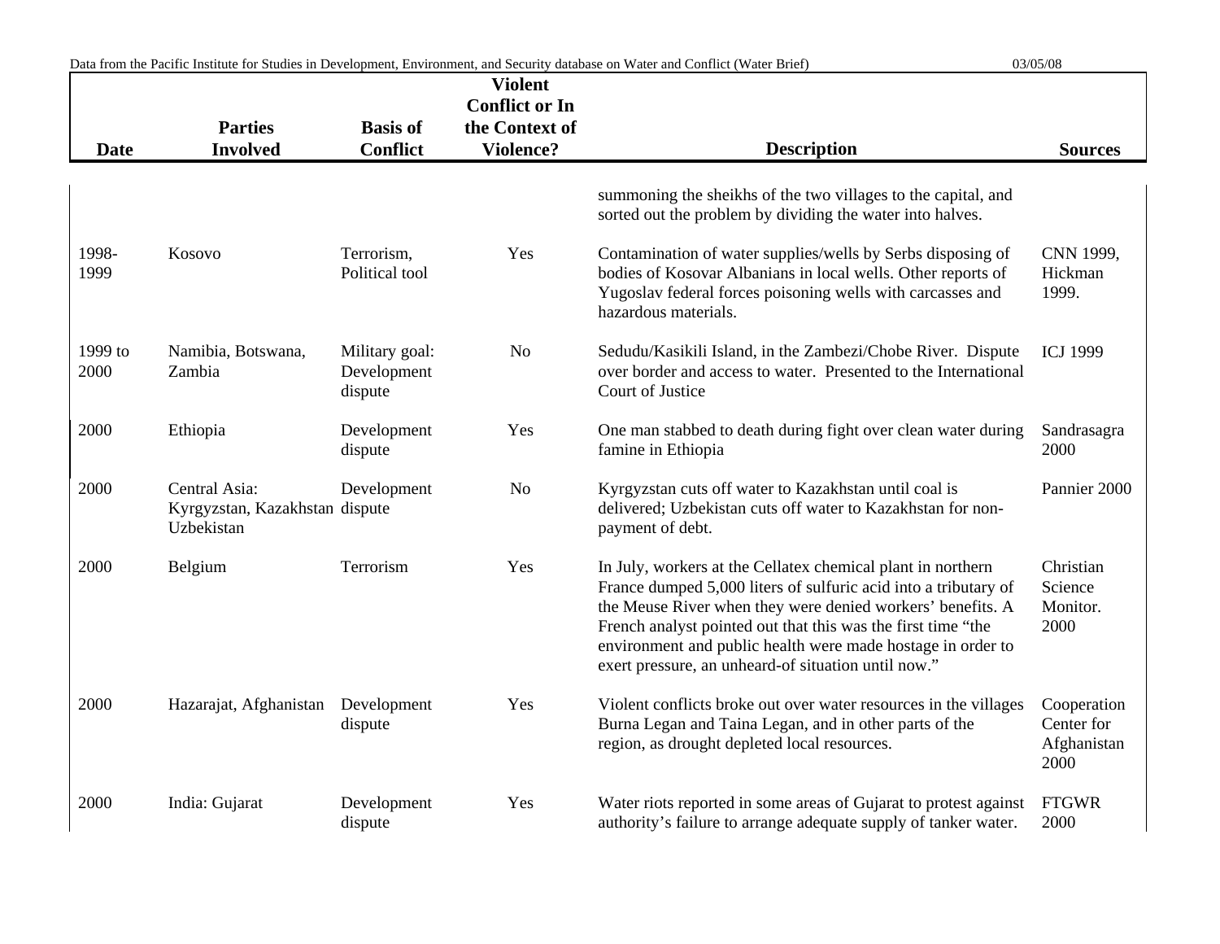| Date | Parties Involved | Basis of Conflict | Violent Conflict or In the Context of Violence? | Description | Sources |
|---|---|---|---|---|---|
| | | | | summoning the sheikhs of the two villages to the capital, and sorted out the problem by dividing the water into halves. | |
| 1998-1999 | Kosovo | Terrorism, Political tool | Yes | Contamination of water supplies/wells by Serbs disposing of bodies of Kosovar Albanians in local wells. Other reports of Yugoslav federal forces poisoning wells with carcasses and hazardous materials. | CNN 1999, Hickman 1999. |
| 1999 to 2000 | Namibia, Botswana, Zambia | Military goal: Development dispute | No | Sedudu/Kasikili Island, in the Zambezi/Chobe River. Dispute over border and access to water. Presented to the International Court of Justice | ICJ 1999 |
| 2000 | Ethiopia | Development dispute | Yes | One man stabbed to death during fight over clean water during famine in Ethiopia | Sandrasagra 2000 |
| 2000 | Central Asia: Kyrgyzstan, Kazakhstan Uzbekistan | Development dispute | No | Kyrgyzstan cuts off water to Kazakhstan until coal is delivered; Uzbekistan cuts off water to Kazakhstan for non-payment of debt. | Pannier 2000 |
| 2000 | Belgium | Terrorism | Yes | In July, workers at the Cellatex chemical plant in northern France dumped 5,000 liters of sulfuric acid into a tributary of the Meuse River when they were denied workers' benefits. A French analyst pointed out that this was the first time "the environment and public health were made hostage in order to exert pressure, an unheard-of situation until now." | Christian Science Monitor. 2000 |
| 2000 | Hazarajat, Afghanistan | Development dispute | Yes | Violent conflicts broke out over water resources in the villages Burna Legan and Taina Legan, and in other parts of the region, as drought depleted local resources. | Cooperation Center for Afghanistan 2000 |
| 2000 | India: Gujarat | Development dispute | Yes | Water riots reported in some areas of Gujarat to protest against authority's failure to arrange adequate supply of tanker water. | FTGWR 2000 |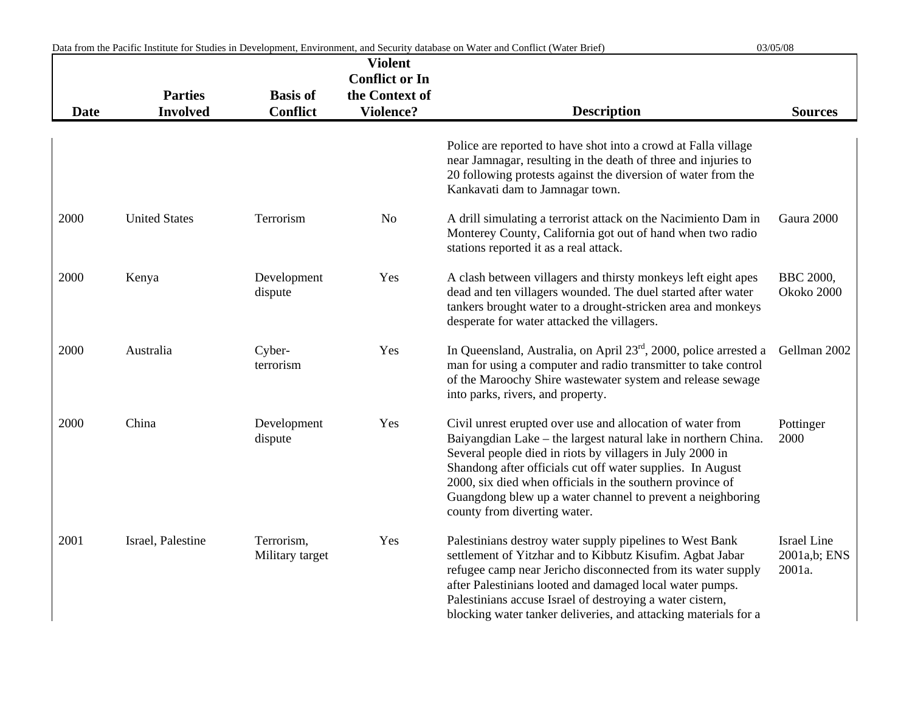| Date | Parties Involved | Basis of Conflict | Violent Conflict or In the Context of Violence? | Description | Sources |
|---|---|---|---|---|---|
| | | | | Police are reported to have shot into a crowd at Falla village near Jamnagar, resulting in the death of three and injuries to 20 following protests against the diversion of water from the Kankavati dam to Jamnagar town. | |
| 2000 | United States | Terrorism | No | A drill simulating a terrorist attack on the Nacimiento Dam in Monterey County, California got out of hand when two radio stations reported it as a real attack. | Gaura 2000 |
| 2000 | Kenya | Development dispute | Yes | A clash between villagers and thirsty monkeys left eight apes dead and ten villagers wounded. The duel started after water tankers brought water to a drought-stricken area and monkeys desperate for water attacked the villagers. | BBC 2000, Okoko 2000 |
| 2000 | Australia | Cyber-terrorism | Yes | In Queensland, Australia, on April 23rd, 2000, police arrested a man for using a computer and radio transmitter to take control of the Maroochy Shire wastewater system and release sewage into parks, rivers, and property. | Gellman 2002 |
| 2000 | China | Development dispute | Yes | Civil unrest erupted over use and allocation of water from Baiyangdian Lake – the largest natural lake in northern China. Several people died in riots by villagers in July 2000 in Shandong after officials cut off water supplies. In August 2000, six died when officials in the southern province of Guangdong blew up a water channel to prevent a neighboring county from diverting water. | Pottinger 2000 |
| 2001 | Israel, Palestine | Terrorism, Military target | Yes | Palestinians destroy water supply pipelines to West Bank settlement of Yitzhar and to Kibbutz Kisufim. Agbat Jabar refugee camp near Jericho disconnected from its water supply after Palestinians looted and damaged local water pumps. Palestinians accuse Israel of destroying a water cistern, blocking water tanker deliveries, and attacking materials for a | Israel Line 2001a,b; ENS 2001a. |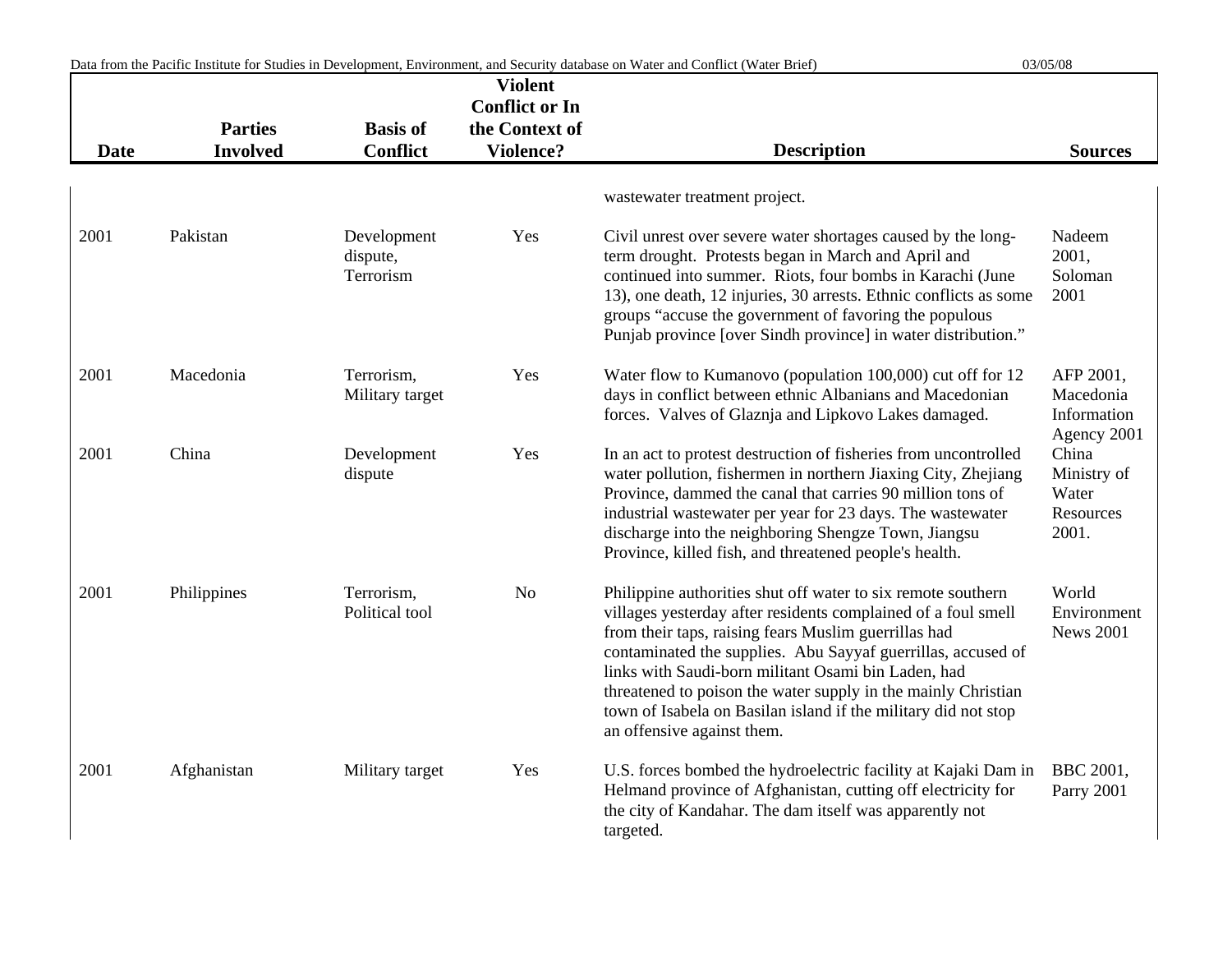| Date | Parties Involved | Basis of Conflict | Violent Conflict or In the Context of Violence? | Description | Sources |
|---|---|---|---|---|---|
| | | | | wastewater treatment project. | |
| 2001 | Pakistan | Development dispute, Terrorism | Yes | Civil unrest over severe water shortages caused by the long-term drought. Protests began in March and April and continued into summer. Riots, four bombs in Karachi (June 13), one death, 12 injuries, 30 arrests. Ethnic conflicts as some groups "accuse the government of favoring the populous Punjab province [over Sindh province] in water distribution." | Nadeem 2001, Soloman 2001 |
| 2001 | Macedonia | Terrorism, Military target | Yes | Water flow to Kumanovo (population 100,000) cut off for 12 days in conflict between ethnic Albanians and Macedonian forces. Valves of Glaznja and Lipkovo Lakes damaged. | AFP 2001, Macedonia Information Agency 2001 |
| 2001 | China | Development dispute | Yes | In an act to protest destruction of fisheries from uncontrolled water pollution, fishermen in northern Jiaxing City, Zhejiang Province, dammed the canal that carries 90 million tons of industrial wastewater per year for 23 days. The wastewater discharge into the neighboring Shengze Town, Jiangsu Province, killed fish, and threatened people's health. | China Ministry of Water Resources 2001. |
| 2001 | Philippines | Terrorism, Political tool | No | Philippine authorities shut off water to six remote southern villages yesterday after residents complained of a foul smell from their taps, raising fears Muslim guerrillas had contaminated the supplies. Abu Sayyaf guerrillas, accused of links with Saudi-born militant Osami bin Laden, had threatened to poison the water supply in the mainly Christian town of Isabela on Basilan island if the military did not stop an offensive against them. | World Environment News 2001 |
| 2001 | Afghanistan | Military target | Yes | U.S. forces bombed the hydroelectric facility at Kajaki Dam in Helmand province of Afghanistan, cutting off electricity for the city of Kandahar. The dam itself was apparently not targeted. | BBC 2001, Parry 2001 |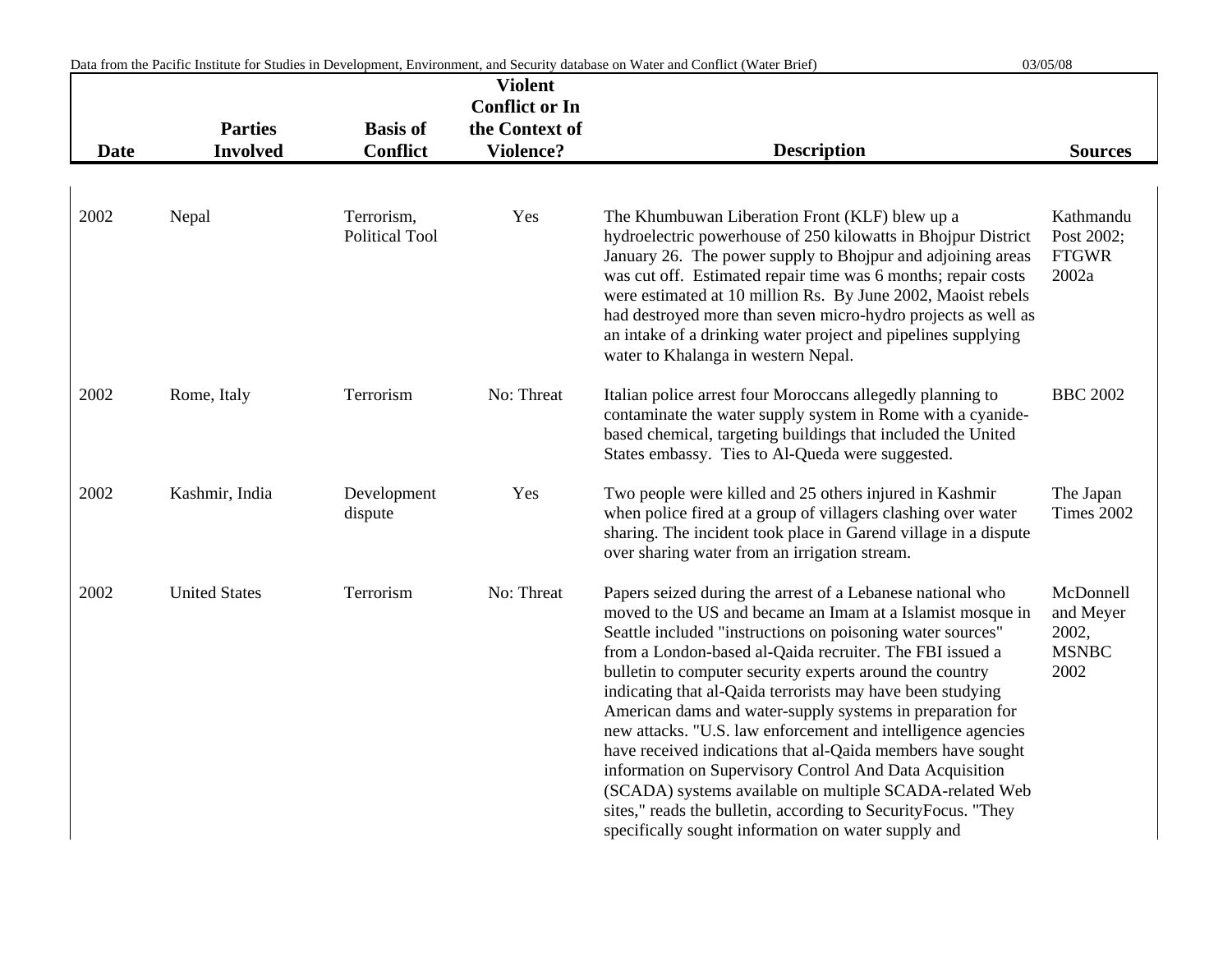| Date | Parties Involved | Basis of Conflict | Violent Conflict or In the Context of Violence? | Description | Sources |
|---|---|---|---|---|---|
| 2002 | Nepal | Terrorism, Political Tool | Yes | The Khumbuwan Liberation Front (KLF) blew up a hydroelectric powerhouse of 250 kilowatts in Bhojpur District January 26. The power supply to Bhojpur and adjoining areas was cut off. Estimated repair time was 6 months; repair costs were estimated at 10 million Rs. By June 2002, Maoist rebels had destroyed more than seven micro-hydro projects as well as an intake of a drinking water project and pipelines supplying water to Khalanga in western Nepal. | Kathmandu Post 2002; FTGWR 2002a |
| 2002 | Rome, Italy | Terrorism | No: Threat | Italian police arrest four Moroccans allegedly planning to contaminate the water supply system in Rome with a cyanide-based chemical, targeting buildings that included the United States embassy. Ties to Al-Queda were suggested. | BBC 2002 |
| 2002 | Kashmir, India | Development dispute | Yes | Two people were killed and 25 others injured in Kashmir when police fired at a group of villagers clashing over water sharing. The incident took place in Garend village in a dispute over sharing water from an irrigation stream. | The Japan Times 2002 |
| 2002 | United States | Terrorism | No: Threat | Papers seized during the arrest of a Lebanese national who moved to the US and became an Imam at a Islamist mosque in Seattle included "instructions on poisoning water sources" from a London-based al-Qaida recruiter. The FBI issued a bulletin to computer security experts around the country indicating that al-Qaida terrorists may have been studying American dams and water-supply systems in preparation for new attacks. "U.S. law enforcement and intelligence agencies have received indications that al-Qaida members have sought information on Supervisory Control And Data Acquisition (SCADA) systems available on multiple SCADA-related Web sites," reads the bulletin, according to SecurityFocus. "They specifically sought information on water supply and | McDonnell and Meyer 2002, MSNBC 2002 |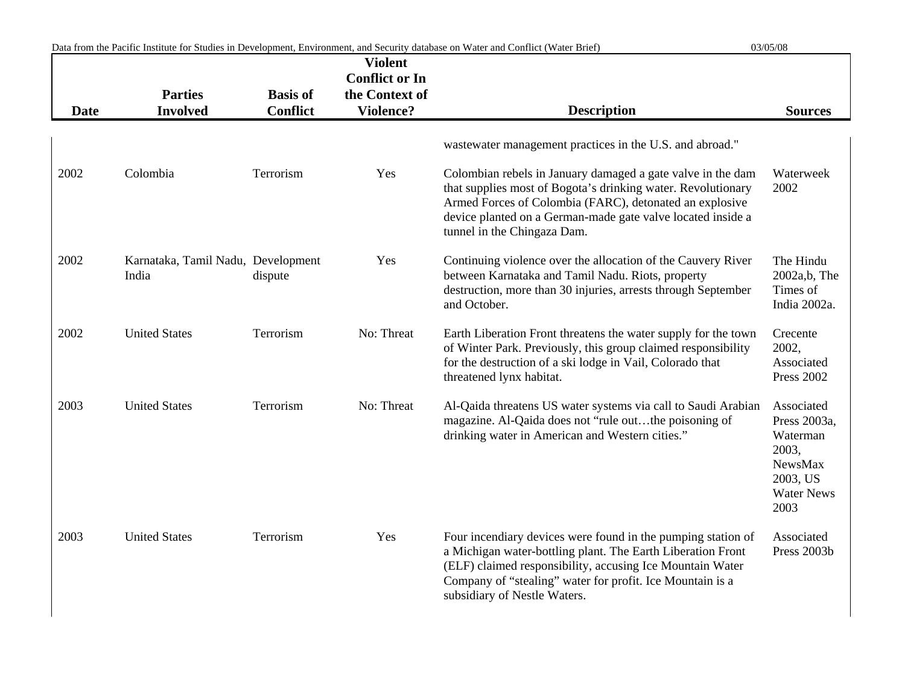| Date | Parties Involved | Basis of Conflict | Violent Conflict or In the Context of Violence? | Description | Sources |
|---|---|---|---|---|---|
| | | | | wastewater management practices in the U.S. and abroad." | |
| 2002 | Colombia | Terrorism | Yes | Colombian rebels in January damaged a gate valve in the dam that supplies most of Bogota's drinking water. Revolutionary Armed Forces of Colombia (FARC), detonated an explosive device planted on a German-made gate valve located inside a tunnel in the Chingaza Dam. | Waterweek 2002 |
| 2002 | Karnataka, Tamil Nadu, India | Development dispute | Yes | Continuing violence over the allocation of the Cauvery River between Karnataka and Tamil Nadu. Riots, property destruction, more than 30 injuries, arrests through September and October. | The Hindu 2002a,b, The Times of India 2002a. |
| 2002 | United States | Terrorism | No: Threat | Earth Liberation Front threatens the water supply for the town of Winter Park. Previously, this group claimed responsibility for the destruction of a ski lodge in Vail, Colorado that threatened lynx habitat. | Crecente 2002, Associated Press 2002 |
| 2003 | United States | Terrorism | No: Threat | Al-Qaida threatens US water systems via call to Saudi Arabian magazine. Al-Qaida does not "rule out…the poisoning of drinking water in American and Western cities." | Associated Press 2003a, Waterman 2003, NewsMax 2003, US Water News 2003 |
| 2003 | United States | Terrorism | Yes | Four incendiary devices were found in the pumping station of a Michigan water-bottling plant. The Earth Liberation Front (ELF) claimed responsibility, accusing Ice Mountain Water Company of "stealing" water for profit. Ice Mountain is a subsidiary of Nestle Waters. | Associated Press 2003b |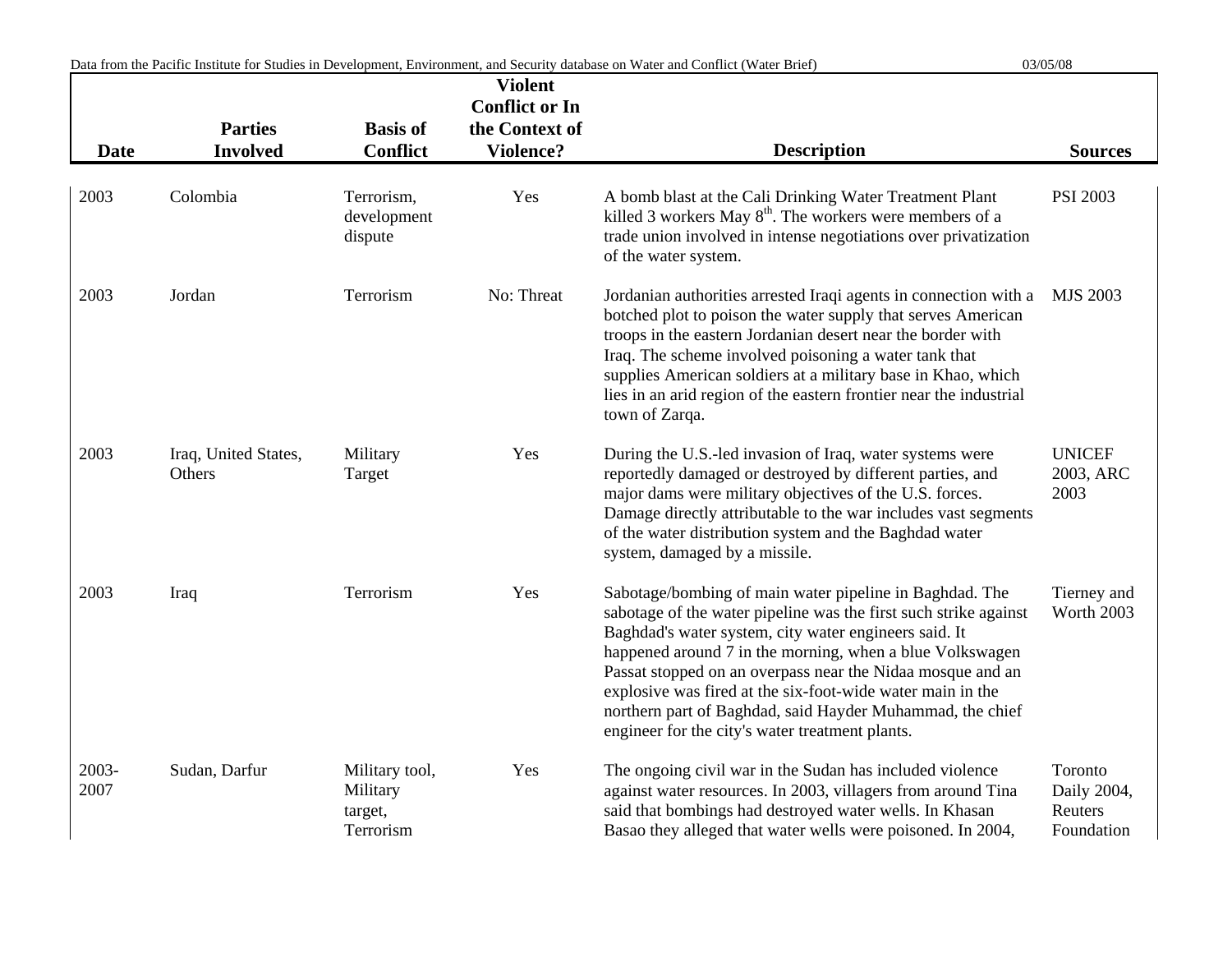| Date | Parties Involved | Basis of Conflict | Violent Conflict or In the Context of Violence? | Description | Sources |
|---|---|---|---|---|---|
| 2003 | Colombia | Terrorism, development dispute | Yes | A bomb blast at the Cali Drinking Water Treatment Plant killed 3 workers May 8th. The workers were members of a trade union involved in intense negotiations over privatization of the water system. | PSI 2003 |
| 2003 | Jordan | Terrorism | No: Threat | Jordanian authorities arrested Iraqi agents in connection with a botched plot to poison the water supply that serves American troops in the eastern Jordanian desert near the border with Iraq. The scheme involved poisoning a water tank that supplies American soldiers at a military base in Khao, which lies in an arid region of the eastern frontier near the industrial town of Zarqa. | MJS 2003 |
| 2003 | Iraq, United States, Others | Military Target | Yes | During the U.S.-led invasion of Iraq, water systems were reportedly damaged or destroyed by different parties, and major dams were military objectives of the U.S. forces. Damage directly attributable to the war includes vast segments of the water distribution system and the Baghdad water system, damaged by a missile. | UNICEF 2003, ARC 2003 |
| 2003 | Iraq | Terrorism | Yes | Sabotage/bombing of main water pipeline in Baghdad. The sabotage of the water pipeline was the first such strike against Baghdad's water system, city water engineers said. It happened around 7 in the morning, when a blue Volkswagen Passat stopped on an overpass near the Nidaa mosque and an explosive was fired at the six-foot-wide water main in the northern part of Baghdad, said Hayder Muhammad, the chief engineer for the city's water treatment plants. | Tierney and Worth 2003 |
| 2003-2007 | Sudan, Darfur | Military tool, Military target, Terrorism | Yes | The ongoing civil war in the Sudan has included violence against water resources. In 2003, villagers from around Tina said that bombings had destroyed water wells. In Khasan Basao they alleged that water wells were poisoned. In 2004, | Toronto Daily 2004, Reuters Foundation |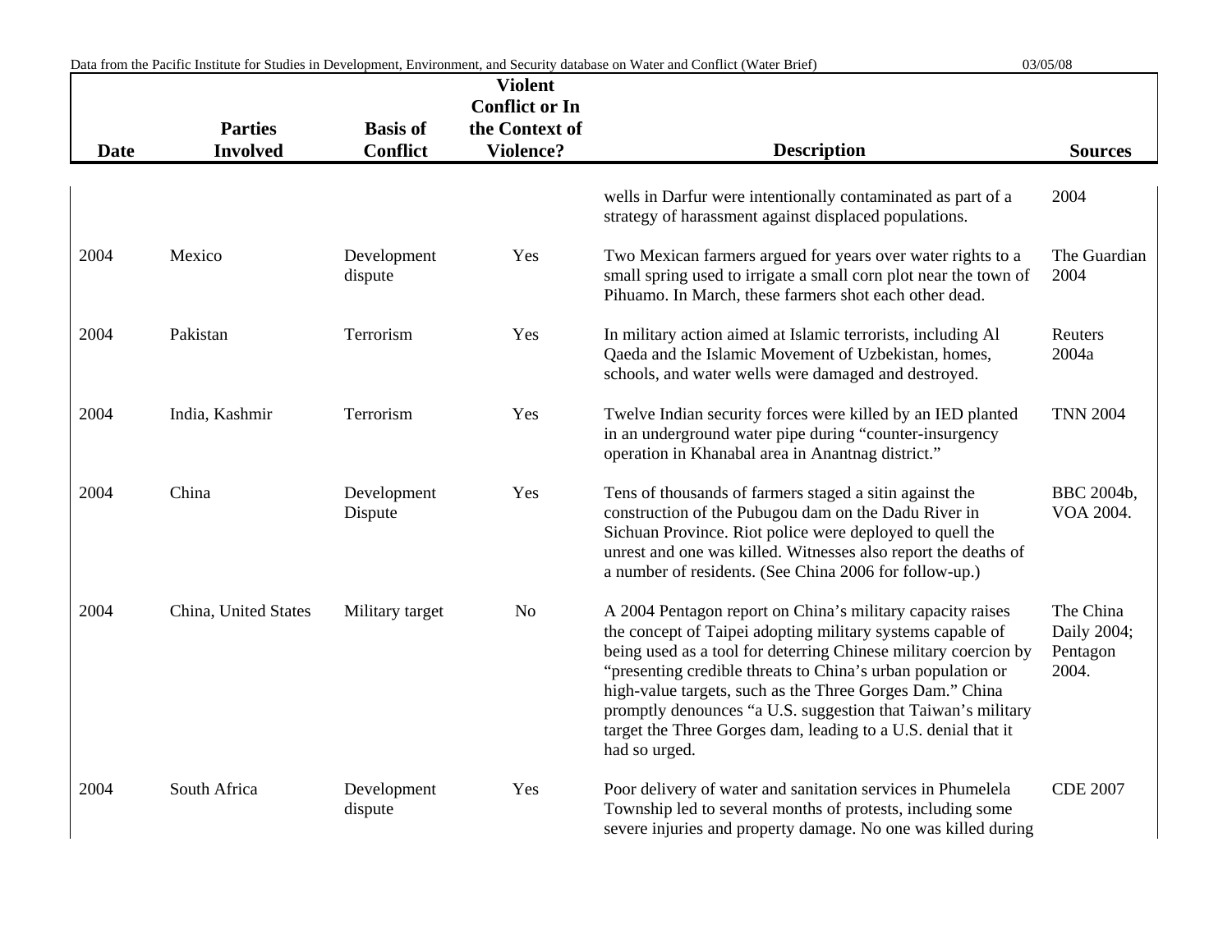| Date | Parties Involved | Basis of Conflict | Violent Conflict or In the Context of Violence? | Description | Sources |
|---|---|---|---|---|---|
| | | | | wells in Darfur were intentionally contaminated as part of a strategy of harassment against displaced populations. | 2004 |
| 2004 | Mexico | Development dispute | Yes | Two Mexican farmers argued for years over water rights to a small spring used to irrigate a small corn plot near the town of Pihuamo. In March, these farmers shot each other dead. | The Guardian 2004 |
| 2004 | Pakistan | Terrorism | Yes | In military action aimed at Islamic terrorists, including Al Qaeda and the Islamic Movement of Uzbekistan, homes, schools, and water wells were damaged and destroyed. | Reuters 2004a |
| 2004 | India, Kashmir | Terrorism | Yes | Twelve Indian security forces were killed by an IED planted in an underground water pipe during "counter-insurgency operation in Khanabal area in Anantnag district." | TNN 2004 |
| 2004 | China | Development Dispute | Yes | Tens of thousands of farmers staged a sitin against the construction of the Pubugou dam on the Dadu River in Sichuan Province. Riot police were deployed to quell the unrest and one was killed. Witnesses also report the deaths of a number of residents. (See China 2006 for follow-up.) | BBC 2004b, VOA 2004. |
| 2004 | China, United States | Military target | No | A 2004 Pentagon report on China's military capacity raises the concept of Taipei adopting military systems capable of being used as a tool for deterring Chinese military coercion by "presenting credible threats to China's urban population or high-value targets, such as the Three Gorges Dam." China promptly denounces "a U.S. suggestion that Taiwan's military target the Three Gorges dam, leading to a U.S. denial that it had so urged. | The China Daily 2004; Pentagon 2004. |
| 2004 | South Africa | Development dispute | Yes | Poor delivery of water and sanitation services in Phumelela Township led to several months of protests, including some severe injuries and property damage. No one was killed during | CDE 2007 |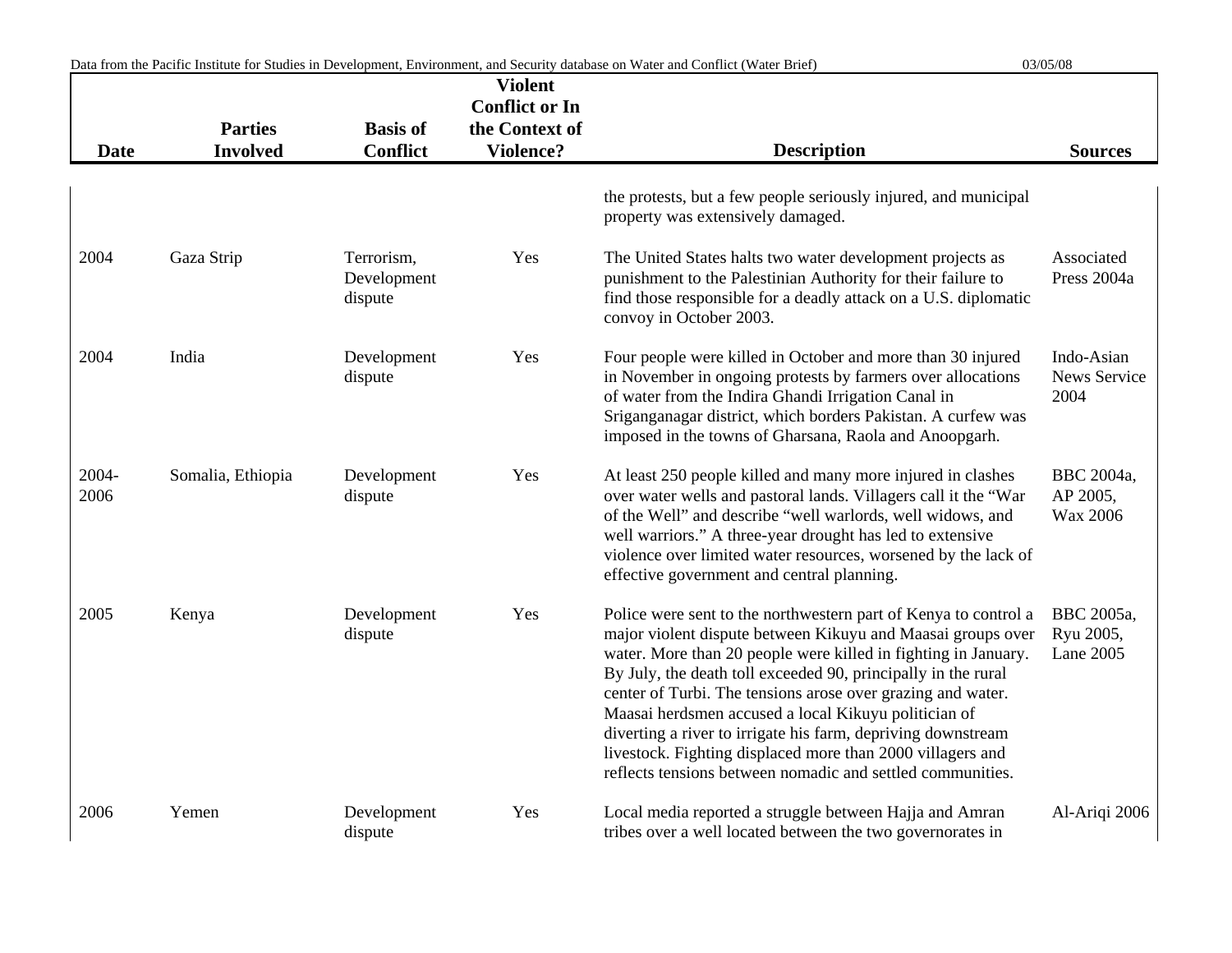| Date | Parties Involved | Basis of Conflict | Violent Conflict or In the Context of Violence? | Description | Sources |
|---|---|---|---|---|---|
| | | | | the protests, but a few people seriously injured, and municipal property was extensively damaged. | |
| 2004 | Gaza Strip | Terrorism, Development dispute | Yes | The United States halts two water development projects as punishment to the Palestinian Authority for their failure to find those responsible for a deadly attack on a U.S. diplomatic convoy in October 2003. | Associated Press 2004a |
| 2004 | India | Development dispute | Yes | Four people were killed in October and more than 30 injured in November in ongoing protests by farmers over allocations of water from the Indira Ghandi Irrigation Canal in Sriganganagar district, which borders Pakistan. A curfew was imposed in the towns of Gharsana, Raola and Anoopgarh. | Indo-Asian News Service 2004 |
| 2004-2006 | Somalia, Ethiopia | Development dispute | Yes | At least 250 people killed and many more injured in clashes over water wells and pastoral lands. Villagers call it the "War of the Well" and describe "well warlords, well widows, and well warriors." A three-year drought has led to extensive violence over limited water resources, worsened by the lack of effective government and central planning. | BBC 2004a, AP 2005, Wax 2006 |
| 2005 | Kenya | Development dispute | Yes | Police were sent to the northwestern part of Kenya to control a major violent dispute between Kikuyu and Maasai groups over water. More than 20 people were killed in fighting in January. By July, the death toll exceeded 90, principally in the rural center of Turbi. The tensions arose over grazing and water. Maasai herdsmen accused a local Kikuyu politician of diverting a river to irrigate his farm, depriving downstream livestock. Fighting displaced more than 2000 villagers and reflects tensions between nomadic and settled communities. | BBC 2005a, Ryu 2005, Lane 2005 |
| 2006 | Yemen | Development dispute | Yes | Local media reported a struggle between Hajja and Amran tribes over a well located between the two governorates in | Al-Ariqi 2006 |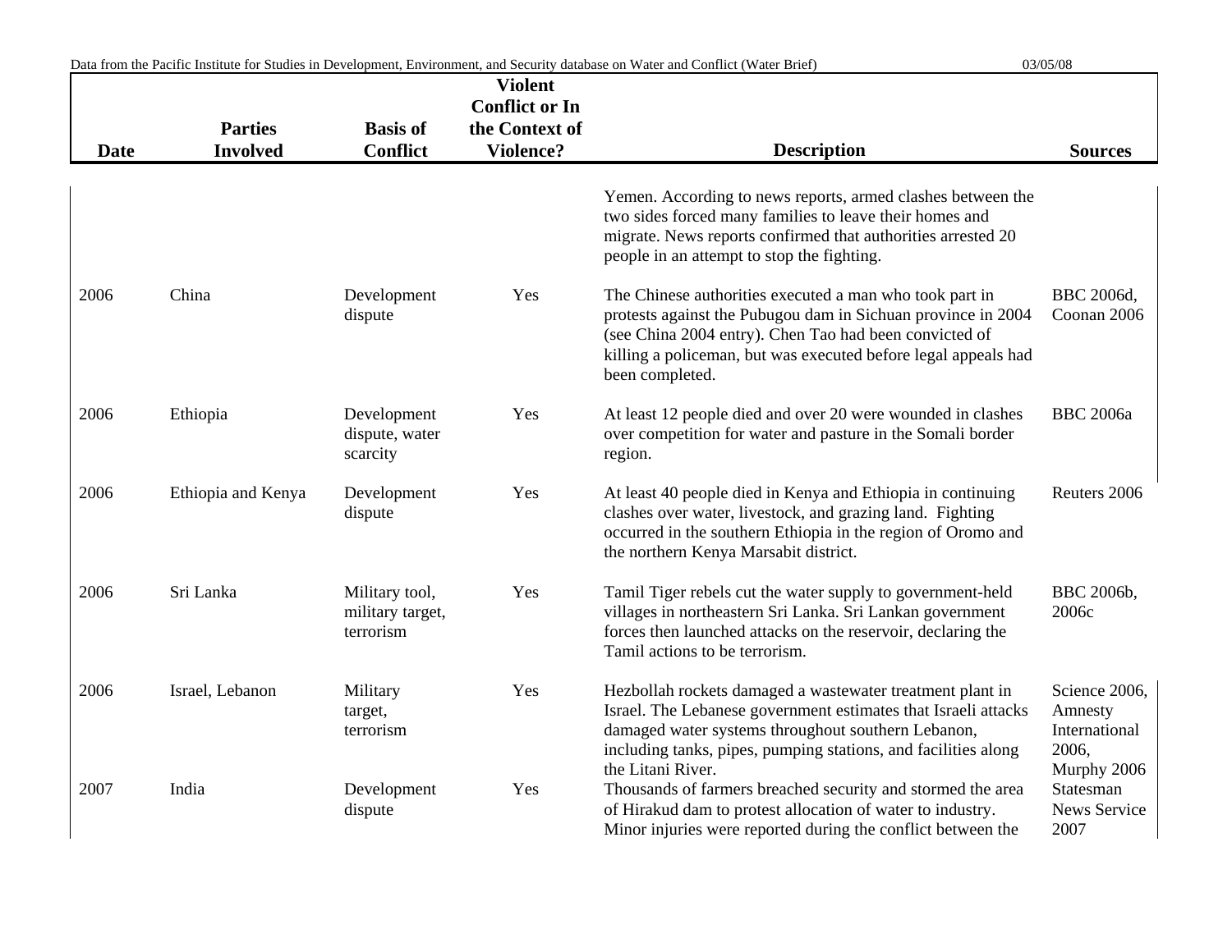| Date | Parties Involved | Basis of Conflict | Violent Conflict or In the Context of Violence? | Description | Sources |
|---|---|---|---|---|---|
| | | | | Yemen. According to news reports, armed clashes between the two sides forced many families to leave their homes and migrate. News reports confirmed that authorities arrested 20 people in an attempt to stop the fighting. | |
| 2006 | China | Development dispute | Yes | The Chinese authorities executed a man who took part in protests against the Pubugou dam in Sichuan province in 2004 (see China 2004 entry). Chen Tao had been convicted of killing a policeman, but was executed before legal appeals had been completed. | BBC 2006d, Coonan 2006 |
| 2006 | Ethiopia | Development dispute, water scarcity | Yes | At least 12 people died and over 20 were wounded in clashes over competition for water and pasture in the Somali border region. | BBC 2006a |
| 2006 | Ethiopia and Kenya | Development dispute | Yes | At least 40 people died in Kenya and Ethiopia in continuing clashes over water, livestock, and grazing land. Fighting occurred in the southern Ethiopia in the region of Oromo and the northern Kenya Marsabit district. | Reuters 2006 |
| 2006 | Sri Lanka | Military tool, military target, terrorism | Yes | Tamil Tiger rebels cut the water supply to government-held villages in northeastern Sri Lanka. Sri Lankan government forces then launched attacks on the reservoir, declaring the Tamil actions to be terrorism. | BBC 2006b, 2006c |
| 2006 | Israel, Lebanon | Military target, terrorism | Yes | Hezbollah rockets damaged a wastewater treatment plant in Israel. The Lebanese government estimates that Israeli attacks damaged water systems throughout southern Lebanon, including tanks, pipes, pumping stations, and facilities along the Litani River. | Science 2006, Amnesty International 2006, Murphy 2006 |
| 2007 | India | Development dispute | Yes | Thousands of farmers breached security and stormed the area of Hirakud dam to protest allocation of water to industry. Minor injuries were reported during the conflict between the | Statesman News Service 2007 |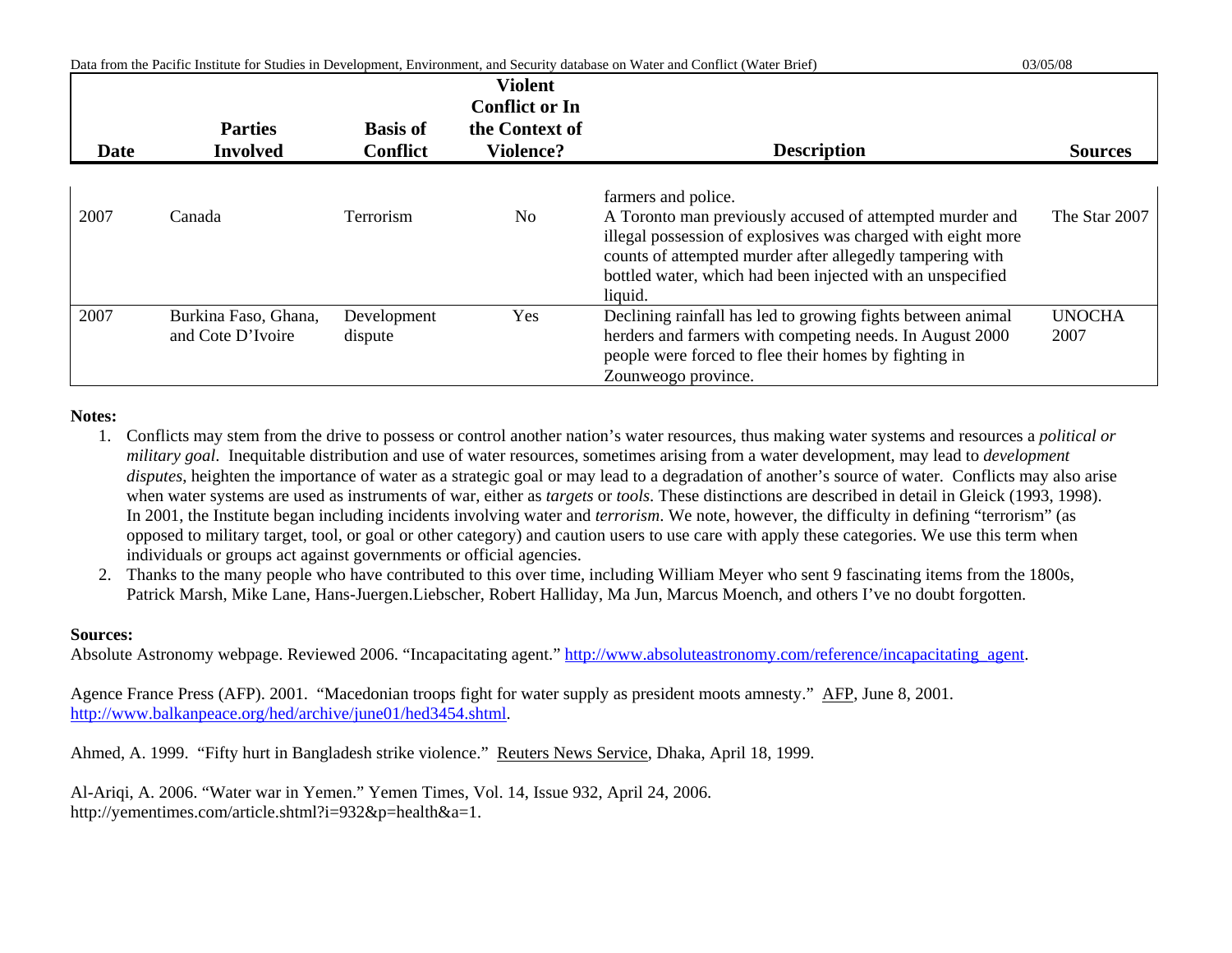| Date | Parties Involved | Basis of Conflict | Violent Conflict or In the Context of Violence? | Description | Sources |
|---|---|---|---|---|---|
| | | | | farmers and police. | |
| 2007 | Canada | Terrorism | No | A Toronto man previously accused of attempted murder and illegal possession of explosives was charged with eight more counts of attempted murder after allegedly tampering with bottled water, which had been injected with an unspecified liquid. | The Star 2007 |
| 2007 | Burkina Faso, Ghana, and Cote D'Ivoire | Development dispute | Yes | Declining rainfall has led to growing fights between animal herders and farmers with competing needs. In August 2000 people were forced to flee their homes by fighting in Zounweogo province. | UNOCHA 2007 |

**Notes:**

1. Conflicts may stem from the drive to possess or control another nation's water resources, thus making water systems and resources a *political or military goal*. Inequitable distribution and use of water resources, sometimes arising from a water development, may lead to *development disputes*, heighten the importance of water as a strategic goal or may lead to a degradation of another's source of water. Conflicts may also arise when water systems are used as instruments of war, either as *targets* or *tools*. These distinctions are described in detail in Gleick (1993, 1998). In 2001, the Institute began including incidents involving water and *terrorism*. We note, however, the difficulty in defining "terrorism" (as opposed to military target, tool, or goal or other category) and caution users to use care with apply these categories. We use this term when individuals or groups act against governments or official agencies.
2. Thanks to the many people who have contributed to this over time, including William Meyer who sent 9 fascinating items from the 1800s, Patrick Marsh, Mike Lane, Hans-Juergen.Liebscher, Robert Halliday, Ma Jun, Marcus Moench, and others I've no doubt forgotten.

**Sources:**

Absolute Astronomy webpage. Reviewed 2006. "Incapacitating agent." http://www.absoluteastronomy.com/reference/incapacitating_agent.

Agence France Press (AFP). 2001. "Macedonian troops fight for water supply as president moots amnesty." AFP, June 8, 2001. http://www.balkanpeace.org/hed/archive/june01/hed3454.shtml.

Ahmed, A. 1999. "Fifty hurt in Bangladesh strike violence." Reuters News Service, Dhaka, April 18, 1999.

Al-Ariqi, A. 2006. "Water war in Yemen." Yemen Times, Vol. 14, Issue 932, April 24, 2006. http://yementimes.com/article.shtml?i=932&p=health&a=1.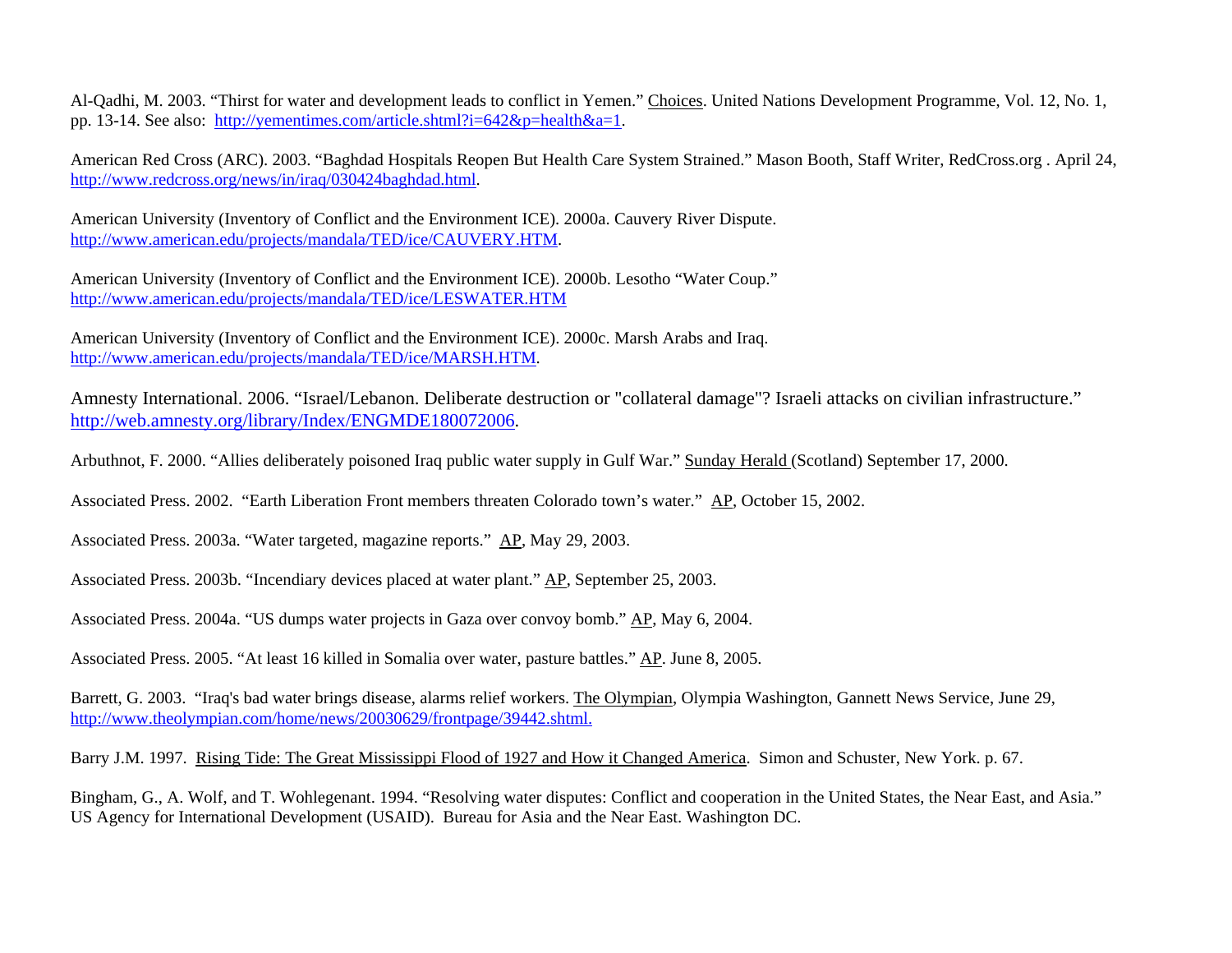Al-Qadhi, M. 2003. "Thirst for water and development leads to conflict in Yemen." Choices. United Nations Development Programme, Vol. 12, No. 1, pp. 13-14. See also: http://yementimes.com/article.shtml?i=642&p=health&a=1.

American Red Cross (ARC). 2003. "Baghdad Hospitals Reopen But Health Care System Strained." Mason Booth, Staff Writer, RedCross.org . April 24, http://www.redcross.org/news/in/iraq/030424baghdad.html.

American University (Inventory of Conflict and the Environment ICE). 2000a. Cauvery River Dispute. http://www.american.edu/projects/mandala/TED/ice/CAUVERY.HTM.

American University (Inventory of Conflict and the Environment ICE). 2000b. Lesotho "Water Coup." http://www.american.edu/projects/mandala/TED/ice/LESWATER.HTM

American University (Inventory of Conflict and the Environment ICE). 2000c. Marsh Arabs and Iraq. http://www.american.edu/projects/mandala/TED/ice/MARSH.HTM.

Amnesty International. 2006. "Israel/Lebanon. Deliberate destruction or "collateral damage"? Israeli attacks on civilian infrastructure." http://web.amnesty.org/library/Index/ENGMDE180072006.

Arbuthnot, F. 2000. "Allies deliberately poisoned Iraq public water supply in Gulf War." Sunday Herald (Scotland) September 17, 2000.

Associated Press. 2002. "Earth Liberation Front members threaten Colorado town's water." AP, October 15, 2002.

Associated Press. 2003a. "Water targeted, magazine reports." AP, May 29, 2003.

Associated Press. 2003b. "Incendiary devices placed at water plant." AP, September 25, 2003.

Associated Press. 2004a. "US dumps water projects in Gaza over convoy bomb." AP, May 6, 2004.

Associated Press. 2005. "At least 16 killed in Somalia over water, pasture battles." AP. June 8, 2005.

Barrett, G. 2003. "Iraq's bad water brings disease, alarms relief workers. The Olympian, Olympia Washington, Gannett News Service, June 29, http://www.theolympian.com/home/news/20030629/frontpage/39442.shtml.

Barry J.M. 1997. Rising Tide: The Great Mississippi Flood of 1927 and How it Changed America. Simon and Schuster, New York. p. 67.

Bingham, G., A. Wolf, and T. Wohlegenant. 1994. "Resolving water disputes: Conflict and cooperation in the United States, the Near East, and Asia." US Agency for International Development (USAID). Bureau for Asia and the Near East. Washington DC.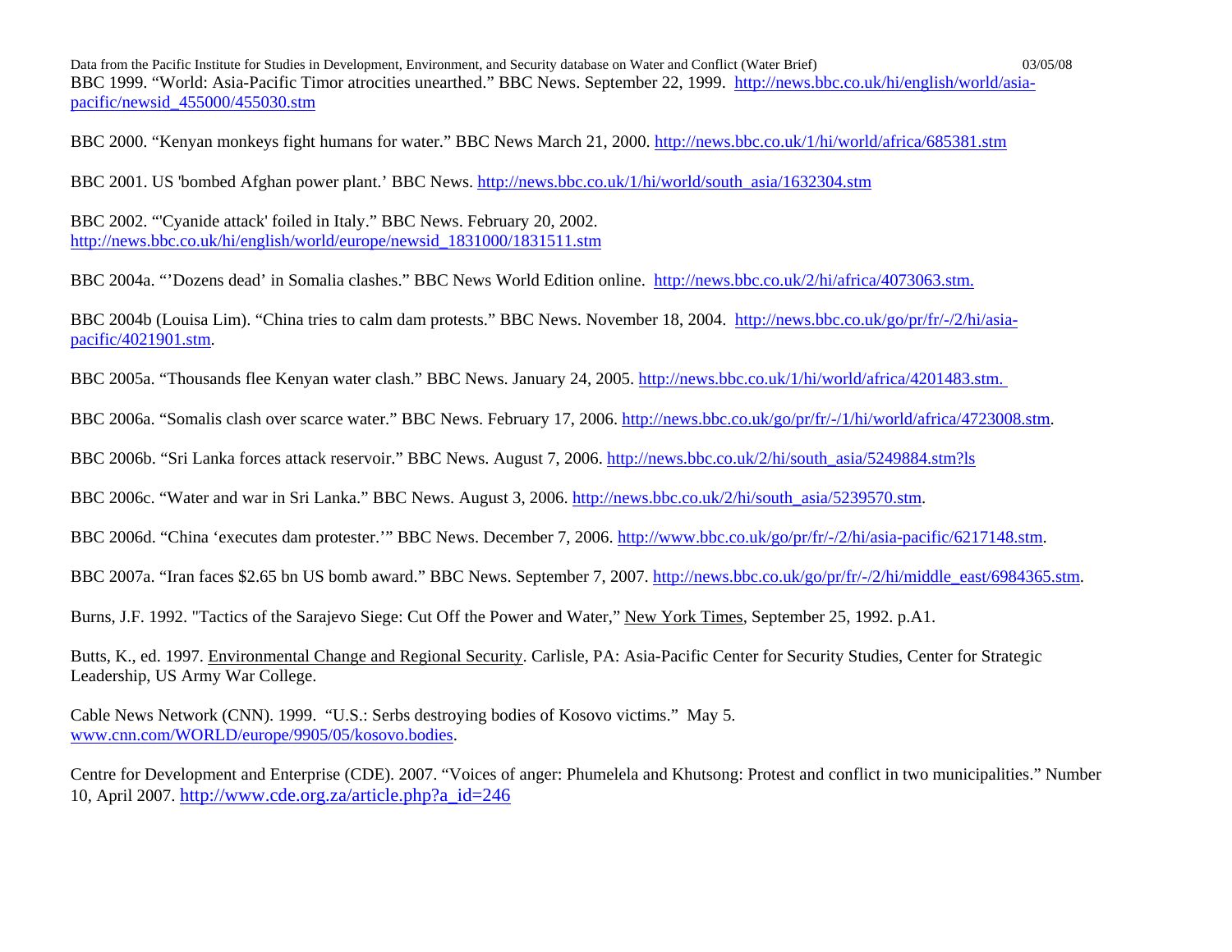BBC 1999. “World: Asia-Pacific Timor atrocities unearthed.” BBC News. September 22, 1999. http://news.bbc.co.uk/hi/english/world/asia-pacific/newsid_455000/455030.stm

BBC 2000. “Kenyan monkeys fight humans for water.” BBC News March 21, 2000. http://news.bbc.co.uk/1/hi/world/africa/685381.stm

BBC 2001. US 'bombed Afghan power plant.’ BBC News. http://news.bbc.co.uk/1/hi/world/south_asia/1632304.stm

BBC 2002. “'Cyanide attack' foiled in Italy.” BBC News. February 20, 2002. http://news.bbc.co.uk/hi/english/world/europe/newsid_1831000/1831511.stm

BBC 2004a. “’Dozens dead’ in Somalia clashes.” BBC News World Edition online. http://news.bbc.co.uk/2/hi/africa/4073063.stm.

BBC 2004b (Louisa Lim). “China tries to calm dam protests.” BBC News. November 18, 2004. http://news.bbc.co.uk/go/pr/fr/-/2/hi/asia-pacific/4021901.stm.

BBC 2005a. “Thousands flee Kenyan water clash.” BBC News. January 24, 2005. http://news.bbc.co.uk/1/hi/world/africa/4201483.stm.

BBC 2006a. “Somalis clash over scarce water.” BBC News. February 17, 2006. http://news.bbc.co.uk/go/pr/fr/-/1/hi/world/africa/4723008.stm.

BBC 2006b. “Sri Lanka forces attack reservoir.” BBC News. August 7, 2006. http://news.bbc.co.uk/2/hi/south_asia/5249884.stm?ls

BBC 2006c. “Water and war in Sri Lanka.” BBC News. August 3, 2006. http://news.bbc.co.uk/2/hi/south_asia/5239570.stm.

BBC 2006d. “China ‘executes dam protester.’” BBC News. December 7, 2006. http://www.bbc.co.uk/go/pr/fr/-/2/hi/asia-pacific/6217148.stm.

BBC 2007a. “Iran faces $2.65 bn US bomb award.” BBC News. September 7, 2007. http://news.bbc.co.uk/go/pr/fr/-/2/hi/middle_east/6984365.stm.

Burns, J.F. 1992. "Tactics of the Sarajevo Siege: Cut Off the Power and Water,” New York Times, September 25, 1992. p.A1.

Butts, K., ed. 1997. Environmental Change and Regional Security. Carlisle, PA: Asia-Pacific Center for Security Studies, Center for Strategic Leadership, US Army War College.

Cable News Network (CNN). 1999. “U.S.: Serbs destroying bodies of Kosovo victims.” May 5. www.cnn.com/WORLD/europe/9905/05/kosovo.bodies.

Centre for Development and Enterprise (CDE). 2007. “Voices of anger: Phumelela and Khutsong: Protest and conflict in two municipalities.” Number 10, April 2007. http://www.cde.org.za/article.php?a_id=246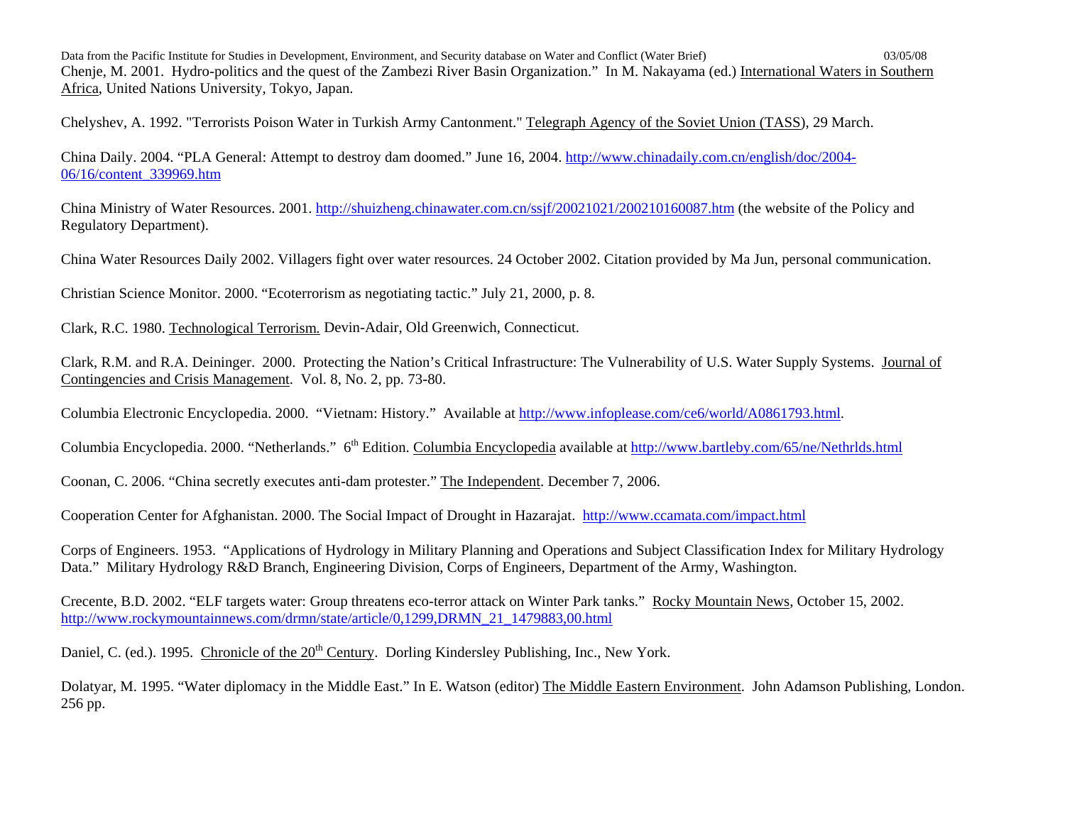Chenje, M. 2001. Hydro-politics and the quest of the Zambezi River Basin Organization." In M. Nakayama (ed.) International Waters in Southern Africa, United Nations University, Tokyo, Japan.

Chelyshev, A. 1992. "Terrorists Poison Water in Turkish Army Cantonment." Telegraph Agency of the Soviet Union (TASS), 29 March.

China Daily. 2004. "PLA General: Attempt to destroy dam doomed." June 16, 2004. http://www.chinadaily.com.cn/english/doc/2004-06/16/content_339969.htm

China Ministry of Water Resources. 2001. http://shuizheng.chinawater.com.cn/ssjf/20021021/200210160087.htm (the website of the Policy and Regulatory Department).

China Water Resources Daily 2002. Villagers fight over water resources. 24 October 2002. Citation provided by Ma Jun, personal communication.

Christian Science Monitor. 2000. "Ecoterrorism as negotiating tactic." July 21, 2000, p. 8.

Clark, R.C. 1980. Technological Terrorism. Devin-Adair, Old Greenwich, Connecticut.

Clark, R.M. and R.A. Deininger. 2000. Protecting the Nation's Critical Infrastructure: The Vulnerability of U.S. Water Supply Systems. Journal of Contingencies and Crisis Management. Vol. 8, No. 2, pp. 73-80.

Columbia Electronic Encyclopedia. 2000. "Vietnam: History." Available at http://www.infoplease.com/ce6/world/A0861793.html.

Columbia Encyclopedia. 2000. "Netherlands." 6th Edition. Columbia Encyclopedia available at http://www.bartleby.com/65/ne/Nethrlds.html

Coonan, C. 2006. "China secretly executes anti-dam protester." The Independent. December 7, 2006.

Cooperation Center for Afghanistan. 2000. The Social Impact of Drought in Hazarajat. http://www.ccamata.com/impact.html

Corps of Engineers. 1953. "Applications of Hydrology in Military Planning and Operations and Subject Classification Index for Military Hydrology Data." Military Hydrology R&D Branch, Engineering Division, Corps of Engineers, Department of the Army, Washington.

Crecente, B.D. 2002. "ELF targets water: Group threatens eco-terror attack on Winter Park tanks." Rocky Mountain News, October 15, 2002. http://www.rockymountainnews.com/drmn/state/article/0,1299,DRMN_21_1479883,00.html

Daniel, C. (ed.). 1995. Chronicle of the 20th Century. Dorling Kindersley Publishing, Inc., New York.

Dolatyar, M. 1995. "Water diplomacy in the Middle East." In E. Watson (editor) The Middle Eastern Environment. John Adamson Publishing, London. 256 pp.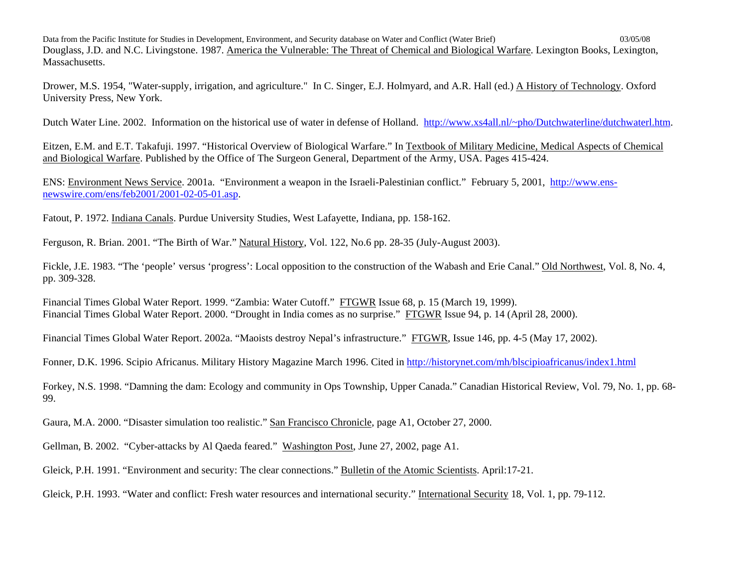Douglass, J.D. and N.C. Livingstone. 1987. America the Vulnerable: The Threat of Chemical and Biological Warfare. Lexington Books, Lexington, Massachusetts.

Drower, M.S. 1954, "Water-supply, irrigation, and agriculture." In C. Singer, E.J. Holmyard, and A.R. Hall (ed.) A History of Technology. Oxford University Press, New York.

Dutch Water Line. 2002. Information on the historical use of water in defense of Holland. http://www.xs4all.nl/~pho/Dutchwaterline/dutchwaterl.htm.

Eitzen, E.M. and E.T. Takafuji. 1997. "Historical Overview of Biological Warfare." In Textbook of Military Medicine, Medical Aspects of Chemical and Biological Warfare. Published by the Office of The Surgeon General, Department of the Army, USA. Pages 415-424.

ENS: Environment News Service. 2001a. "Environment a weapon in the Israeli-Palestinian conflict." February 5, 2001, http://www.ens-newswire.com/ens/feb2001/2001-02-05-01.asp.

Fatout, P. 1972. Indiana Canals. Purdue University Studies, West Lafayette, Indiana, pp. 158-162.

Ferguson, R. Brian. 2001. "The Birth of War." Natural History, Vol. 122, No.6 pp. 28-35 (July-August 2003).

Fickle, J.E. 1983. "The 'people' versus 'progress': Local opposition to the construction of the Wabash and Erie Canal." Old Northwest, Vol. 8, No. 4, pp. 309-328.

Financial Times Global Water Report. 1999. "Zambia: Water Cutoff." FTGWR Issue 68, p. 15 (March 19, 1999).
Financial Times Global Water Report. 2000. "Drought in India comes as no surprise." FTGWR Issue 94, p. 14 (April 28, 2000).

Financial Times Global Water Report. 2002a. "Maoists destroy Nepal's infrastructure." FTGWR, Issue 146, pp. 4-5 (May 17, 2002).

Fonner, D.K. 1996. Scipio Africanus. Military History Magazine March 1996. Cited in http://historynet.com/mh/blscipioafricanus/index1.html

Forkey, N.S. 1998. "Damning the dam: Ecology and community in Ops Township, Upper Canada." Canadian Historical Review, Vol. 79, No. 1, pp. 68-99.

Gaura, M.A. 2000. "Disaster simulation too realistic." San Francisco Chronicle, page A1, October 27, 2000.

Gellman, B. 2002. "Cyber-attacks by Al Qaeda feared." Washington Post, June 27, 2002, page A1.

Gleick, P.H. 1991. "Environment and security: The clear connections." Bulletin of the Atomic Scientists. April:17-21.

Gleick, P.H. 1993. "Water and conflict: Fresh water resources and international security." International Security 18, Vol. 1, pp. 79-112.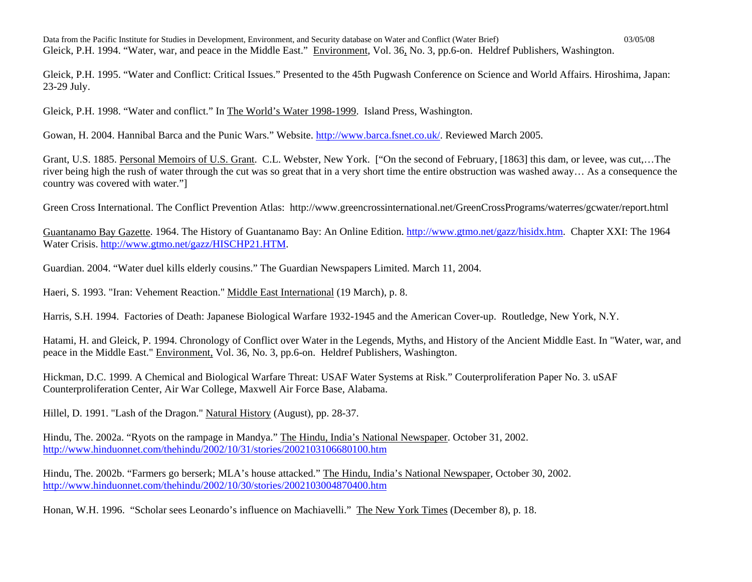Gleick, P.H. 1994. "Water, war, and peace in the Middle East." Environment, Vol. 36, No. 3, pp.6-on. Heldref Publishers, Washington.

Gleick, P.H. 1995. "Water and Conflict: Critical Issues." Presented to the 45th Pugwash Conference on Science and World Affairs. Hiroshima, Japan: 23-29 July.

Gleick, P.H. 1998. "Water and conflict." In The World's Water 1998-1999. Island Press, Washington.

Gowan, H. 2004. Hannibal Barca and the Punic Wars." Website. http://www.barca.fsnet.co.uk/. Reviewed March 2005.

Grant, U.S. 1885. Personal Memoirs of U.S. Grant. C.L. Webster, New York. ["On the second of February, [1863] this dam, or levee, was cut,…The river being high the rush of water through the cut was so great that in a very short time the entire obstruction was washed away… As a consequence the country was covered with water."]

Green Cross International. The Conflict Prevention Atlas: http://www.greencrossinternational.net/GreenCrossPrograms/waterres/gcwater/report.html

Guantanamo Bay Gazette. 1964. The History of Guantanamo Bay: An Online Edition. http://www.gtmo.net/gazz/hisidx.htm. Chapter XXI: The 1964 Water Crisis. http://www.gtmo.net/gazz/HISCHP21.HTM.

Guardian. 2004. "Water duel kills elderly cousins." The Guardian Newspapers Limited. March 11, 2004.

Haeri, S. 1993. "Iran: Vehement Reaction." Middle East International (19 March), p. 8.

Harris, S.H. 1994. Factories of Death: Japanese Biological Warfare 1932-1945 and the American Cover-up. Routledge, New York, N.Y.

Hatami, H. and Gleick, P. 1994. Chronology of Conflict over Water in the Legends, Myths, and History of the Ancient Middle East. In "Water, war, and peace in the Middle East." Environment, Vol. 36, No. 3, pp.6-on. Heldref Publishers, Washington.

Hickman, D.C. 1999. A Chemical and Biological Warfare Threat: USAF Water Systems at Risk." Couterproliferation Paper No. 3. uSAF Counterproliferation Center, Air War College, Maxwell Air Force Base, Alabama.

Hillel, D. 1991. "Lash of the Dragon." Natural History (August), pp. 28-37.

Hindu, The. 2002a. "Ryots on the rampage in Mandya." The Hindu, India's National Newspaper. October 31, 2002. http://www.hinduonnet.com/thehindu/2002/10/31/stories/2002103106680100.htm

Hindu, The. 2002b. "Farmers go berserk; MLA's house attacked." The Hindu, India's National Newspaper, October 30, 2002. http://www.hinduonnet.com/thehindu/2002/10/30/stories/2002103004870400.htm

Honan, W.H. 1996. "Scholar sees Leonardo's influence on Machiavelli." The New York Times (December 8), p. 18.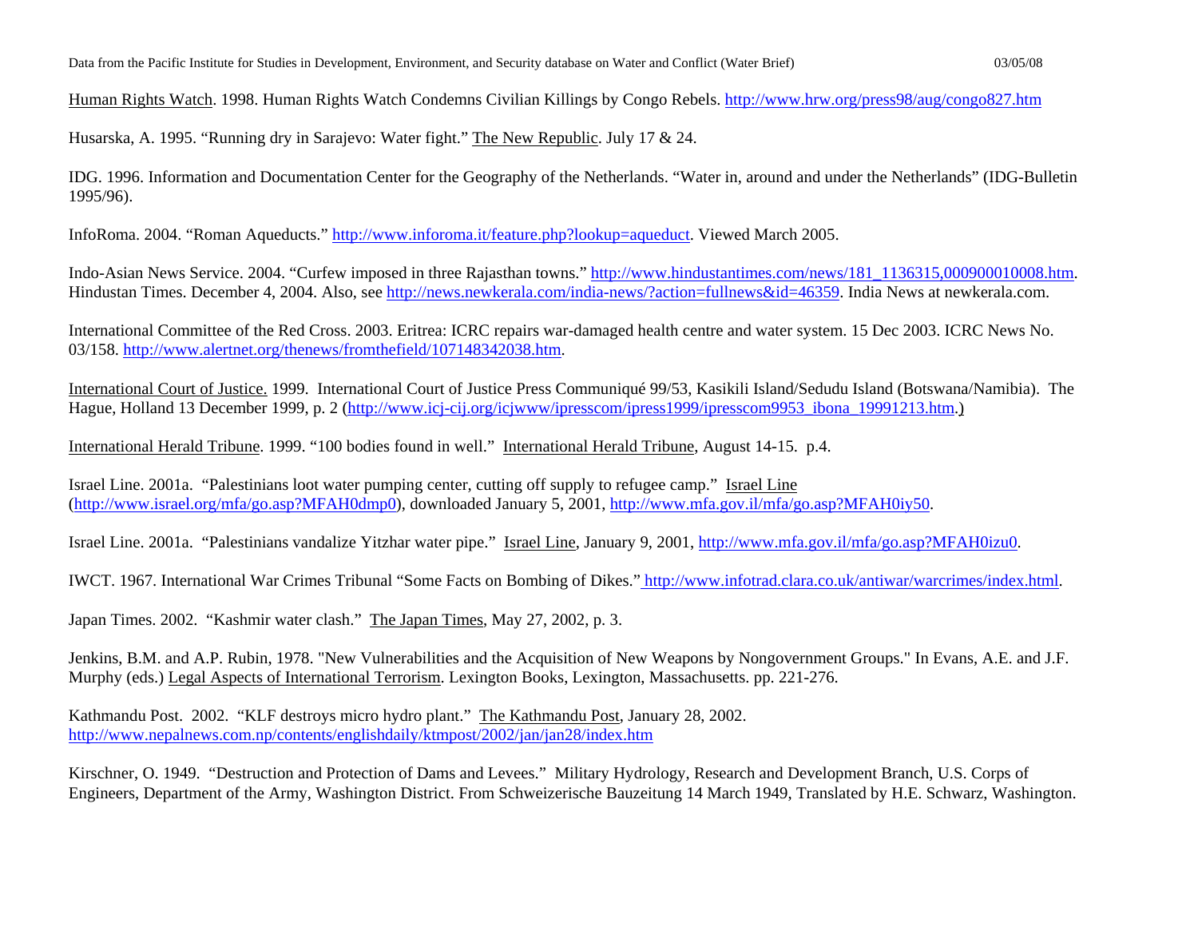Human Rights Watch. 1998. Human Rights Watch Condemns Civilian Killings by Congo Rebels. http://www.hrw.org/press98/aug/congo827.htm

Husarska, A. 1995. "Running dry in Sarajevo: Water fight." The New Republic. July 17 & 24.

IDG. 1996. Information and Documentation Center for the Geography of the Netherlands. "Water in, around and under the Netherlands" (IDG-Bulletin 1995/96).

InfoRoma. 2004. "Roman Aqueducts." http://www.inforoma.it/feature.php?lookup=aqueduct. Viewed March 2005.

Indo-Asian News Service. 2004. "Curfew imposed in three Rajasthan towns." http://www.hindustantimes.com/news/181_1136315,000900010008.htm. Hindustan Times. December 4, 2004. Also, see http://news.newkerala.com/india-news/?action=fullnews&id=46359. India News at newkerala.com.

International Committee of the Red Cross. 2003. Eritrea: ICRC repairs war-damaged health centre and water system. 15 Dec 2003. ICRC News No. 03/158. http://www.alertnet.org/thenews/fromthefield/107148342038.htm.

International Court of Justice. 1999. International Court of Justice Press Communiqué 99/53, Kasikili Island/Sedudu Island (Botswana/Namibia). The Hague, Holland 13 December 1999, p. 2 (http://www.icj-cij.org/icjwww/ipresscom/ipress1999/ipresscom9953_ibona_19991213.htm.)

International Herald Tribune. 1999. "100 bodies found in well." International Herald Tribune, August 14-15. p.4.

Israel Line. 2001a. "Palestinians loot water pumping center, cutting off supply to refugee camp." Israel Line (http://www.israel.org/mfa/go.asp?MFAH0dmp0), downloaded January 5, 2001, http://www.mfa.gov.il/mfa/go.asp?MFAH0iy50.

Israel Line. 2001a. "Palestinians vandalize Yitzhar water pipe." Israel Line, January 9, 2001, http://www.mfa.gov.il/mfa/go.asp?MFAH0izu0.

IWCT. 1967. International War Crimes Tribunal "Some Facts on Bombing of Dikes." http://www.infotrad.clara.co.uk/antiwar/warcrimes/index.html.

Japan Times. 2002. "Kashmir water clash." The Japan Times, May 27, 2002, p. 3.

Jenkins, B.M. and A.P. Rubin, 1978. "New Vulnerabilities and the Acquisition of New Weapons by Nongovernment Groups." In Evans, A.E. and J.F. Murphy (eds.) Legal Aspects of International Terrorism. Lexington Books, Lexington, Massachusetts. pp. 221-276.

Kathmandu Post. 2002. "KLF destroys micro hydro plant." The Kathmandu Post, January 28, 2002. http://www.nepalnews.com.np/contents/englishdaily/ktmpost/2002/jan/jan28/index.htm

Kirschner, O. 1949. "Destruction and Protection of Dams and Levees." Military Hydrology, Research and Development Branch, U.S. Corps of Engineers, Department of the Army, Washington District. From Schweizerische Bauzeitung 14 March 1949, Translated by H.E. Schwarz, Washington.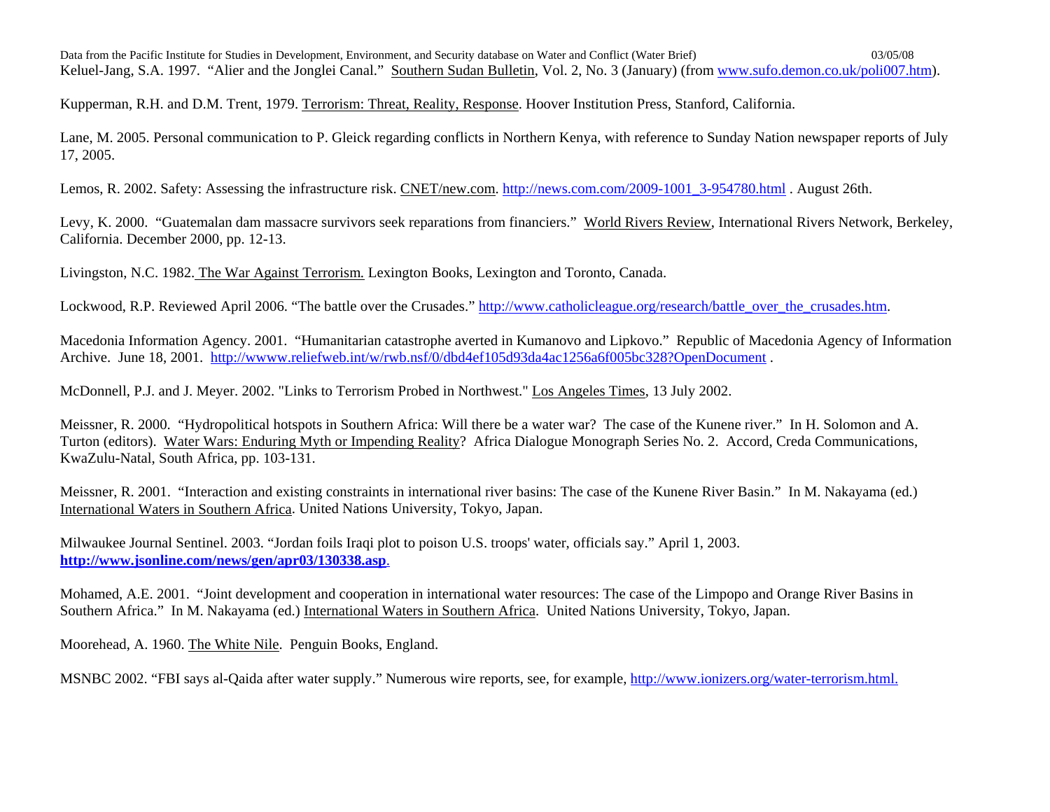Keluel-Jang, S.A. 1997. "Alier and the Jonglei Canal." Southern Sudan Bulletin, Vol. 2, No. 3 (January) (from www.sufo.demon.co.uk/poli007.htm).

Kupperman, R.H. and D.M. Trent, 1979. Terrorism: Threat, Reality, Response. Hoover Institution Press, Stanford, California.

Lane, M. 2005. Personal communication to P. Gleick regarding conflicts in Northern Kenya, with reference to Sunday Nation newspaper reports of July 17, 2005.

Lemos, R. 2002. Safety: Assessing the infrastructure risk. CNET/new.com. http://news.com.com/2009-1001_3-954780.html . August 26th.

Levy, K. 2000. "Guatemalan dam massacre survivors seek reparations from financiers." World Rivers Review, International Rivers Network, Berkeley, California. December 2000, pp. 12-13.

Livingston, N.C. 1982. The War Against Terrorism. Lexington Books, Lexington and Toronto, Canada.

Lockwood, R.P. Reviewed April 2006. "The battle over the Crusades." http://www.catholicleague.org/research/battle_over_the_crusades.htm.

Macedonia Information Agency. 2001. "Humanitarian catastrophe averted in Kumanovo and Lipkovo." Republic of Macedonia Agency of Information Archive. June 18, 2001. http://wwww.reliefweb.int/w/rwb.nsf/0/dbd4ef105d93da4ac1256a6f005bc328?OpenDocument .

McDonnell, P.J. and J. Meyer. 2002. "Links to Terrorism Probed in Northwest." Los Angeles Times, 13 July 2002.

Meissner, R. 2000. "Hydropolitical hotspots in Southern Africa: Will there be a water war? The case of the Kunene river." In H. Solomon and A. Turton (editors). Water Wars: Enduring Myth or Impending Reality? Africa Dialogue Monograph Series No. 2. Accord, Creda Communications, KwaZulu-Natal, South Africa, pp. 103-131.

Meissner, R. 2001. "Interaction and existing constraints in international river basins: The case of the Kunene River Basin." In M. Nakayama (ed.) International Waters in Southern Africa. United Nations University, Tokyo, Japan.

Milwaukee Journal Sentinel. 2003. "Jordan foils Iraqi plot to poison U.S. troops' water, officials say." April 1, 2003. **http://www.jsonline.com/news/gen/apr03/130338.asp**.

Mohamed, A.E. 2001. "Joint development and cooperation in international water resources: The case of the Limpopo and Orange River Basins in Southern Africa." In M. Nakayama (ed.) International Waters in Southern Africa. United Nations University, Tokyo, Japan.

Moorehead, A. 1960. The White Nile. Penguin Books, England.

MSNBC 2002. "FBI says al-Qaida after water supply." Numerous wire reports, see, for example, http://www.ionizers.org/water-terrorism.html.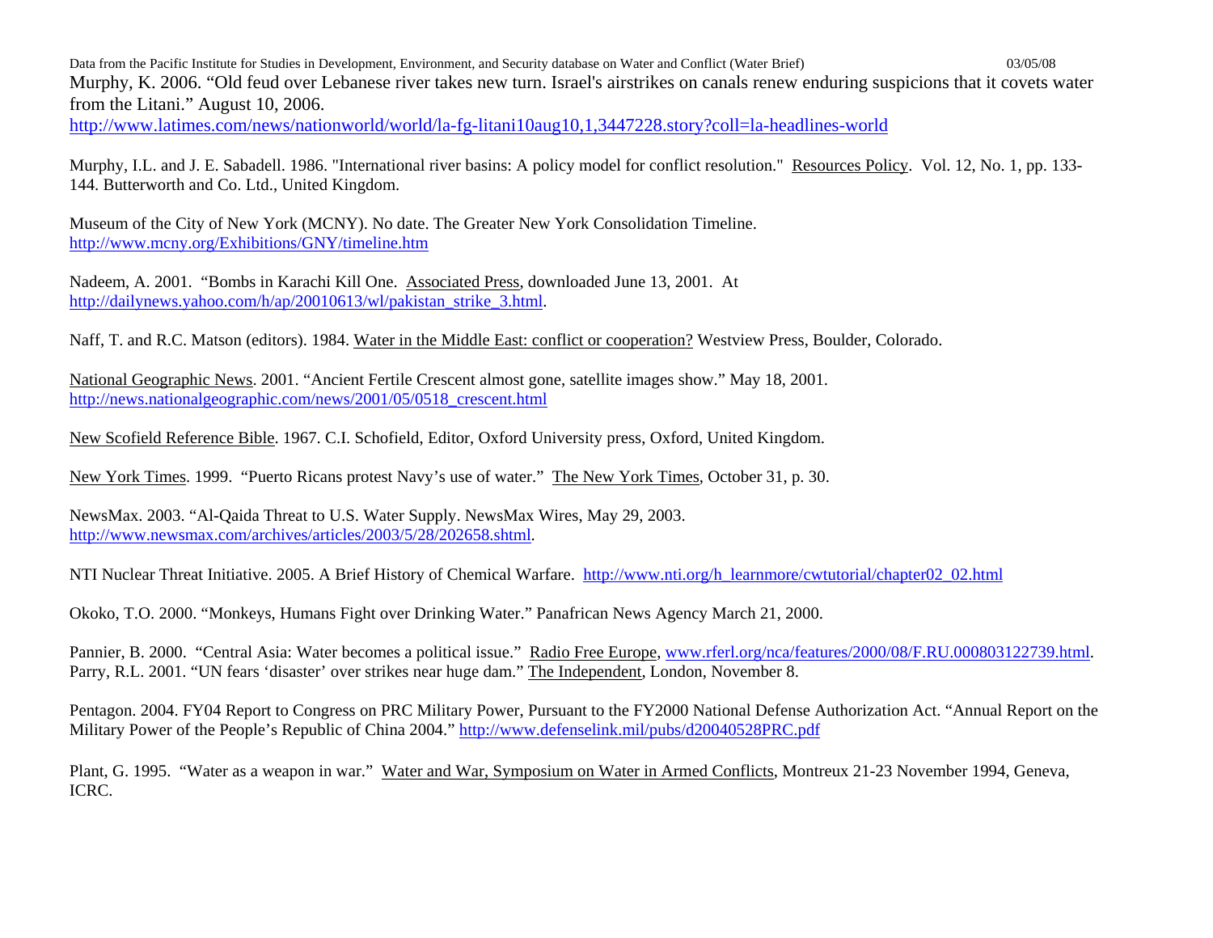Murphy, K. 2006. “Old feud over Lebanese river takes new turn. Israel's airstrikes on canals renew enduring suspicions that it covets water from the Litani.” August 10, 2006.
http://www.latimes.com/news/nationworld/world/la-fg-litani10aug10,1,3447228.story?coll=la-headlines-world

Murphy, I.L. and J. E. Sabadell. 1986. "International river basins: A policy model for conflict resolution." Resources Policy. Vol. 12, No. 1, pp. 133-144. Butterworth and Co. Ltd., United Kingdom.

Museum of the City of New York (MCNY). No date. The Greater New York Consolidation Timeline.
http://www.mcny.org/Exhibitions/GNY/timeline.htm

Nadeem, A. 2001. “Bombs in Karachi Kill One. Associated Press, downloaded June 13, 2001. At
http://dailynews.yahoo.com/h/ap/20010613/wl/pakistan_strike_3.html.

Naff, T. and R.C. Matson (editors). 1984. Water in the Middle East: conflict or cooperation? Westview Press, Boulder, Colorado.

National Geographic News. 2001. “Ancient Fertile Crescent almost gone, satellite images show.” May 18, 2001.
http://news.nationalgeographic.com/news/2001/05/0518_crescent.html

New Scofield Reference Bible. 1967. C.I. Schofield, Editor, Oxford University press, Oxford, United Kingdom.

New York Times. 1999. “Puerto Ricans protest Navy’s use of water.” The New York Times, October 31, p. 30.

NewsMax. 2003. “Al-Qaida Threat to U.S. Water Supply. NewsMax Wires, May 29, 2003.
http://www.newsmax.com/archives/articles/2003/5/28/202658.shtml.

NTI Nuclear Threat Initiative. 2005. A Brief History of Chemical Warfare. http://www.nti.org/h_learnmore/cwtutorial/chapter02_02.html

Okoko, T.O. 2000. “Monkeys, Humans Fight over Drinking Water.” Panafrican News Agency March 21, 2000.

Pannier, B. 2000. “Central Asia: Water becomes a political issue.” Radio Free Europe, www.rferl.org/nca/features/2000/08/F.RU.000803122739.html.
Parry, R.L. 2001. “UN fears ‘disaster’ over strikes near huge dam.” The Independent, London, November 8.

Pentagon. 2004. FY04 Report to Congress on PRC Military Power, Pursuant to the FY2000 National Defense Authorization Act. “Annual Report on the Military Power of the People’s Republic of China 2004.” http://www.defenselink.mil/pubs/d20040528PRC.pdf

Plant, G. 1995. “Water as a weapon in war.” Water and War, Symposium on Water in Armed Conflicts, Montreux 21-23 November 1994, Geneva, ICRC.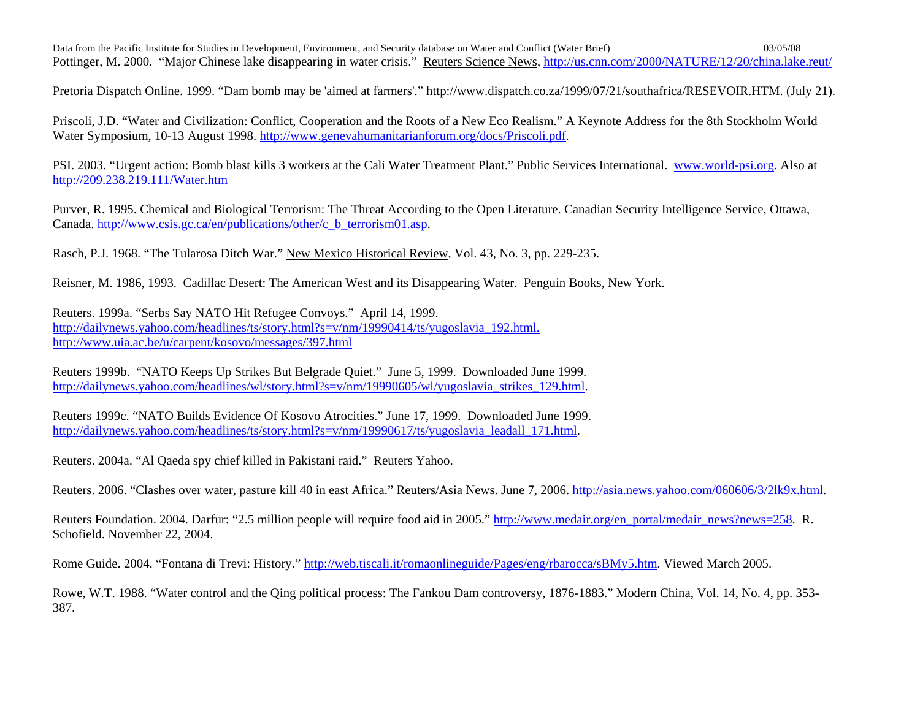Pottinger, M. 2000. "Major Chinese lake disappearing in water crisis." Reuters Science News, http://us.cnn.com/2000/NATURE/12/20/china.lake.reut/

Pretoria Dispatch Online. 1999. "Dam bomb may be 'aimed at farmers'." http://www.dispatch.co.za/1999/07/21/southafrica/RESEVOIR.HTM. (July 21).

Priscoli, J.D. "Water and Civilization: Conflict, Cooperation and the Roots of a New Eco Realism." A Keynote Address for the 8th Stockholm World Water Symposium, 10-13 August 1998. http://www.genevahumanitarianforum.org/docs/Priscoli.pdf.

PSI. 2003. "Urgent action: Bomb blast kills 3 workers at the Cali Water Treatment Plant." Public Services International. www.world-psi.org. Also at http://209.238.219.111/Water.htm

Purver, R. 1995. Chemical and Biological Terrorism: The Threat According to the Open Literature. Canadian Security Intelligence Service, Ottawa, Canada. http://www.csis.gc.ca/en/publications/other/c_b_terrorism01.asp.

Rasch, P.J. 1968. "The Tularosa Ditch War." New Mexico Historical Review, Vol. 43, No. 3, pp. 229-235.

Reisner, M. 1986, 1993. Cadillac Desert: The American West and its Disappearing Water. Penguin Books, New York.

Reuters. 1999a. "Serbs Say NATO Hit Refugee Convoys." April 14, 1999. http://dailynews.yahoo.com/headlines/ts/story.html?s=v/nm/19990414/ts/yugoslavia_192.html. http://www.uia.ac.be/u/carpent/kosovo/messages/397.html

Reuters 1999b. "NATO Keeps Up Strikes But Belgrade Quiet." June 5, 1999. Downloaded June 1999. http://dailynews.yahoo.com/headlines/wl/story.html?s=v/nm/19990605/wl/yugoslavia_strikes_129.html.

Reuters 1999c. "NATO Builds Evidence Of Kosovo Atrocities." June 17, 1999. Downloaded June 1999. http://dailynews.yahoo.com/headlines/ts/story.html?s=v/nm/19990617/ts/yugoslavia_leadall_171.html.

Reuters. 2004a. "Al Qaeda spy chief killed in Pakistani raid." Reuters Yahoo.

Reuters. 2006. "Clashes over water, pasture kill 40 in east Africa." Reuters/Asia News. June 7, 2006. http://asia.news.yahoo.com/060606/3/2lk9x.html.

Reuters Foundation. 2004. Darfur: "2.5 million people will require food aid in 2005." http://www.medair.org/en_portal/medair_news?news=258. R. Schofield. November 22, 2004.

Rome Guide. 2004. "Fontana di Trevi: History." http://web.tiscali.it/romaonlineguide/Pages/eng/rbarocca/sBMy5.htm. Viewed March 2005.

Rowe, W.T. 1988. "Water control and the Qing political process: The Fankou Dam controversy, 1876-1883." Modern China, Vol. 14, No. 4, pp. 353-387.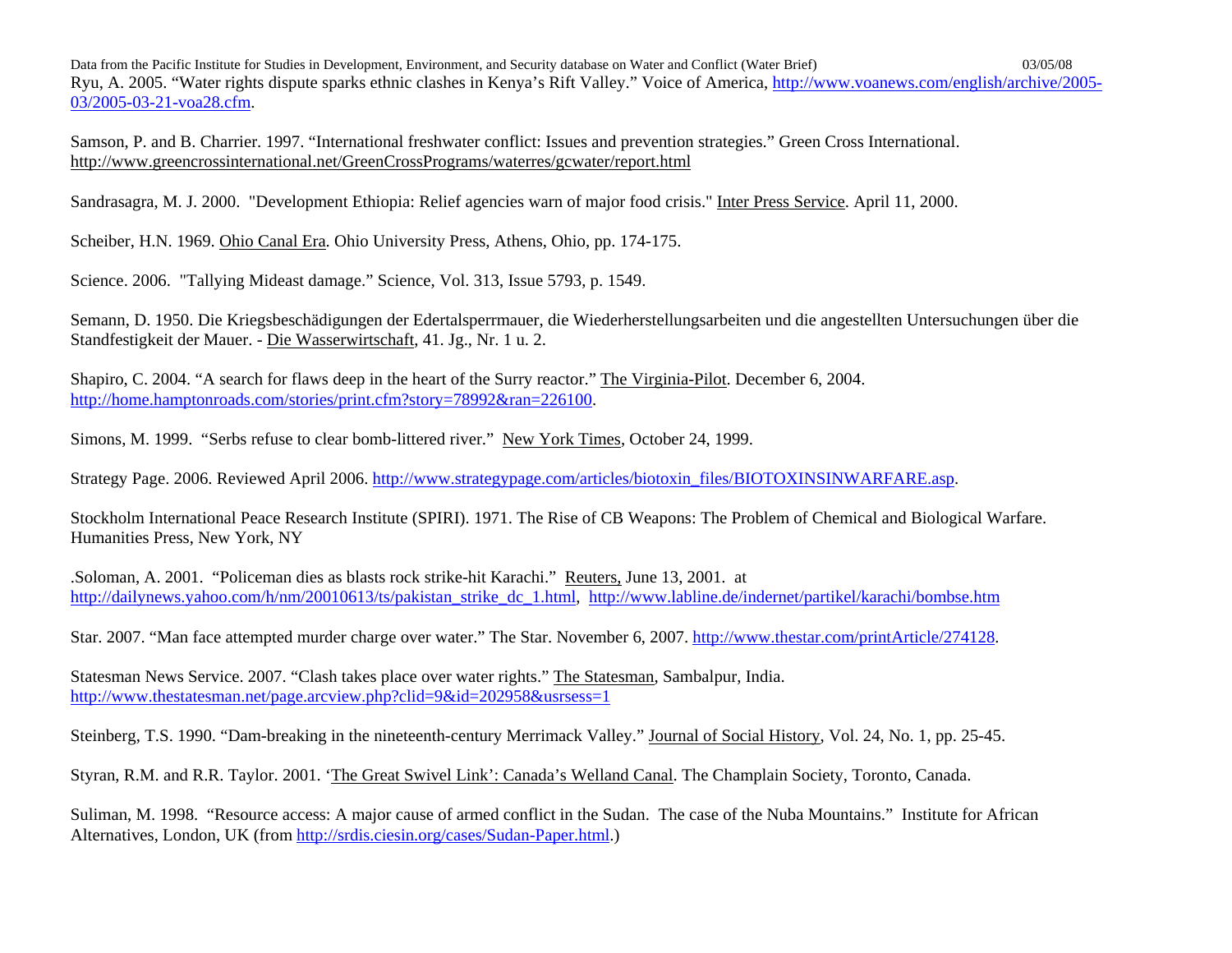Ryu, A. 2005. “Water rights dispute sparks ethnic clashes in Kenya’s Rift Valley.” Voice of America, http://www.voanews.com/english/archive/2005-03/2005-03-21-voa28.cfm.

Samson, P. and B. Charrier. 1997. “International freshwater conflict: Issues and prevention strategies.” Green Cross International. http://www.greencrossinternational.net/GreenCrossPrograms/waterres/gcwater/report.html

Sandrasagra, M. J. 2000. "Development Ethiopia: Relief agencies warn of major food crisis." Inter Press Service. April 11, 2000.

Scheiber, H.N. 1969. Ohio Canal Era. Ohio University Press, Athens, Ohio, pp. 174-175.

Science. 2006. "Tallying Mideast damage.” Science, Vol. 313, Issue 5793, p. 1549.

Semann, D. 1950. Die Kriegsbeschädigungen der Edertalsperrmauer, die Wiederherstellungsarbeiten und die angestellten Untersuchungen über die Standfestigkeit der Mauer. - Die Wasserwirtschaft, 41. Jg., Nr. 1 u. 2.

Shapiro, C. 2004. “A search for flaws deep in the heart of the Surry reactor.” The Virginia-Pilot. December 6, 2004. http://home.hamptonroads.com/stories/print.cfm?story=78992&ran=226100.

Simons, M. 1999. “Serbs refuse to clear bomb-littered river.” New York Times, October 24, 1999.

Strategy Page. 2006. Reviewed April 2006. http://www.strategypage.com/articles/biotoxin_files/BIOTOXINSINWARFARE.asp.

Stockholm International Peace Research Institute (SPIRI). 1971. The Rise of CB Weapons: The Problem of Chemical and Biological Warfare. Humanities Press, New York, NY

.Soloman, A. 2001. “Policeman dies as blasts rock strike-hit Karachi.” Reuters, June 13, 2001. at http://dailynews.yahoo.com/h/nm/20010613/ts/pakistan_strike_dc_1.html, http://www.labline.de/indernet/partikel/karachi/bombse.htm

Star. 2007. “Man face attempted murder charge over water.” The Star. November 6, 2007. http://www.thestar.com/printArticle/274128.

Statesman News Service. 2007. “Clash takes place over water rights.” The Statesman, Sambalpur, India. http://www.thestatesman.net/page.arcview.php?clid=9&id=202958&usrsess=1

Steinberg, T.S. 1990. “Dam-breaking in the nineteenth-century Merrimack Valley.” Journal of Social History, Vol. 24, No. 1, pp. 25-45.

Styran, R.M. and R.R. Taylor. 2001. ‘The Great Swivel Link’: Canada’s Welland Canal. The Champlain Society, Toronto, Canada.

Suliman, M. 1998. “Resource access: A major cause of armed conflict in the Sudan. The case of the Nuba Mountains.” Institute for African Alternatives, London, UK (from http://srdis.ciesin.org/cases/Sudan-Paper.html.)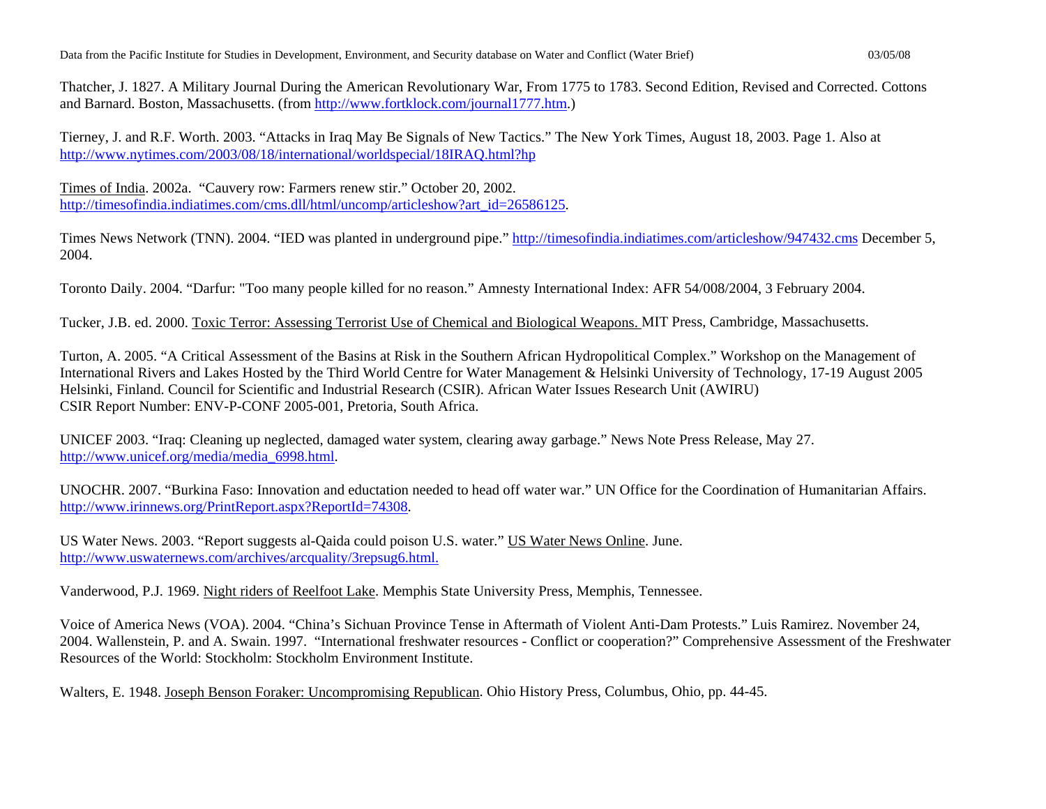Thatcher, J. 1827. A Military Journal During the American Revolutionary War, From 1775 to 1783. Second Edition, Revised and Corrected. Cottons and Barnard. Boston, Massachusetts. (from http://www.fortklock.com/journal1777.htm.)

Tierney, J. and R.F. Worth. 2003. "Attacks in Iraq May Be Signals of New Tactics." The New York Times, August 18, 2003. Page 1. Also at http://www.nytimes.com/2003/08/18/international/worldspecial/18IRAQ.html?hp

Times of India. 2002a. "Cauvery row: Farmers renew stir." October 20, 2002. http://timesofindia.indiatimes.com/cms.dll/html/uncomp/articleshow?art_id=26586125.

Times News Network (TNN). 2004. "IED was planted in underground pipe." http://timesofindia.indiatimes.com/articleshow/947432.cms December 5, 2004.

Toronto Daily. 2004. "Darfur: "Too many people killed for no reason." Amnesty International Index: AFR 54/008/2004, 3 February 2004.

Tucker, J.B. ed. 2000. Toxic Terror: Assessing Terrorist Use of Chemical and Biological Weapons. MIT Press, Cambridge, Massachusetts.

Turton, A. 2005. "A Critical Assessment of the Basins at Risk in the Southern African Hydropolitical Complex." Workshop on the Management of International Rivers and Lakes Hosted by the Third World Centre for Water Management & Helsinki University of Technology, 17-19 August 2005 Helsinki, Finland. Council for Scientific and Industrial Research (CSIR). African Water Issues Research Unit (AWIRU) CSIR Report Number: ENV-P-CONF 2005-001, Pretoria, South Africa.

UNICEF 2003. "Iraq: Cleaning up neglected, damaged water system, clearing away garbage." News Note Press Release, May 27. http://www.unicef.org/media/media_6998.html.

UNOCHR. 2007. "Burkina Faso: Innovation and eductation needed to head off water war." UN Office for the Coordination of Humanitarian Affairs. http://www.irinnews.org/PrintReport.aspx?ReportId=74308.

US Water News. 2003. "Report suggests al-Qaida could poison U.S. water." US Water News Online. June. http://www.uswaternews.com/archives/arcquality/3repsug6.html.

Vanderwood, P.J. 1969. Night riders of Reelfoot Lake. Memphis State University Press, Memphis, Tennessee.

Voice of America News (VOA). 2004. "China's Sichuan Province Tense in Aftermath of Violent Anti-Dam Protests." Luis Ramirez. November 24, 2004. Wallenstein, P. and A. Swain. 1997. "International freshwater resources - Conflict or cooperation?" Comprehensive Assessment of the Freshwater Resources of the World: Stockholm: Stockholm Environment Institute.

Walters, E. 1948. Joseph Benson Foraker: Uncompromising Republican. Ohio History Press, Columbus, Ohio, pp. 44-45.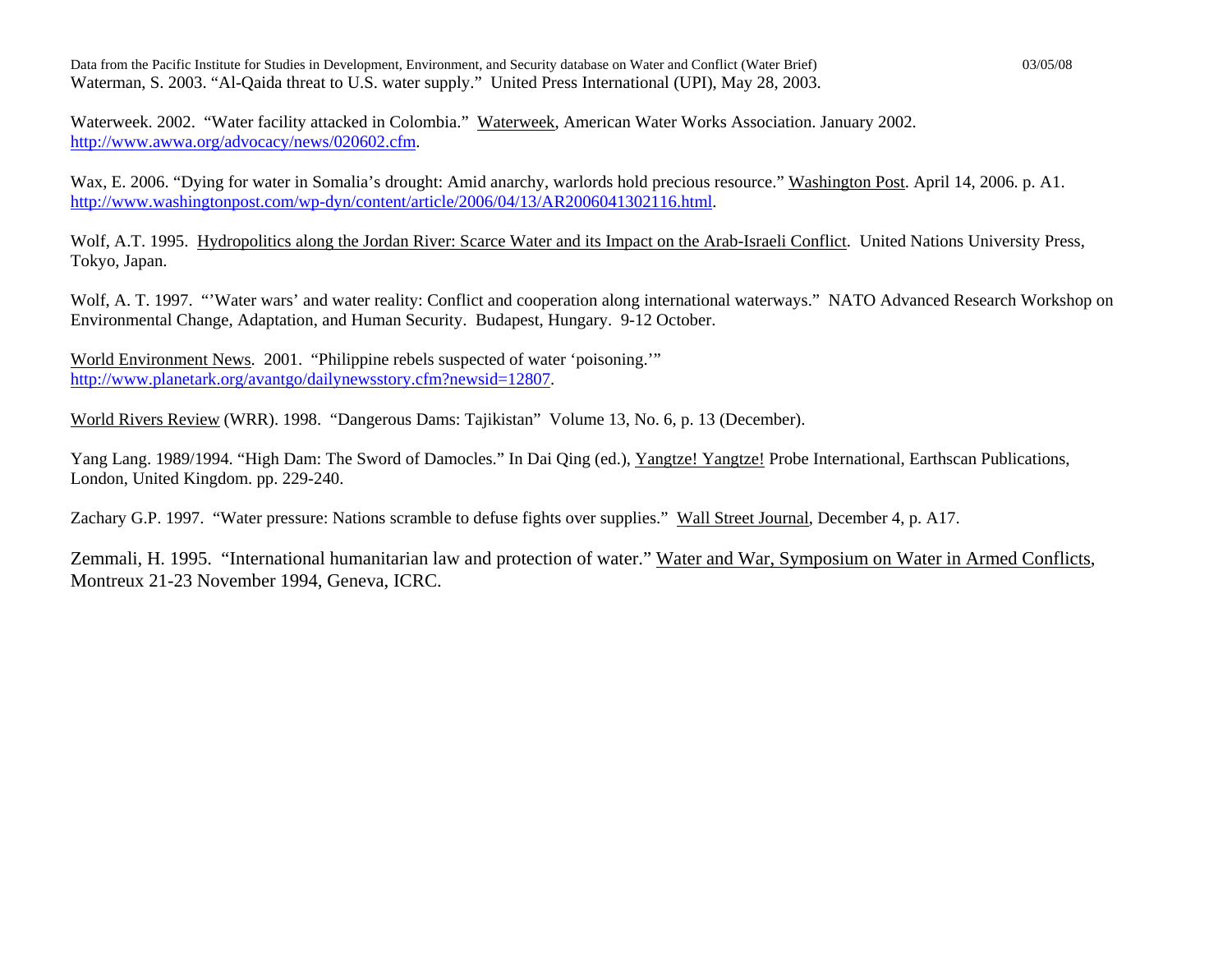Waterman, S. 2003. "Al-Qaida threat to U.S. water supply." United Press International (UPI), May 28, 2003.

Waterweek. 2002. "Water facility attacked in Colombia." Waterweek, American Water Works Association. January 2002. http://www.awwa.org/advocacy/news/020602.cfm.

Wax, E. 2006. "Dying for water in Somalia's drought: Amid anarchy, warlords hold precious resource." Washington Post. April 14, 2006. p. A1. http://www.washingtonpost.com/wp-dyn/content/article/2006/04/13/AR2006041302116.html.

Wolf, A.T. 1995. Hydropolitics along the Jordan River: Scarce Water and its Impact on the Arab-Israeli Conflict. United Nations University Press, Tokyo, Japan.

Wolf, A. T. 1997. "'Water wars' and water reality: Conflict and cooperation along international waterways." NATO Advanced Research Workshop on Environmental Change, Adaptation, and Human Security. Budapest, Hungary. 9-12 October.

World Environment News. 2001. "Philippine rebels suspected of water 'poisoning.'" http://www.planetark.org/avantgo/dailynewsstory.cfm?newsid=12807.

World Rivers Review (WRR). 1998. "Dangerous Dams: Tajikistan" Volume 13, No. 6, p. 13 (December).

Yang Lang. 1989/1994. "High Dam: The Sword of Damocles." In Dai Qing (ed.), Yangtze! Yangtze! Probe International, Earthscan Publications, London, United Kingdom. pp. 229-240.

Zachary G.P. 1997. "Water pressure: Nations scramble to defuse fights over supplies." Wall Street Journal, December 4, p. A17.

Zemmali, H. 1995. "International humanitarian law and protection of water." Water and War, Symposium on Water in Armed Conflicts, Montreux 21-23 November 1994, Geneva, ICRC.